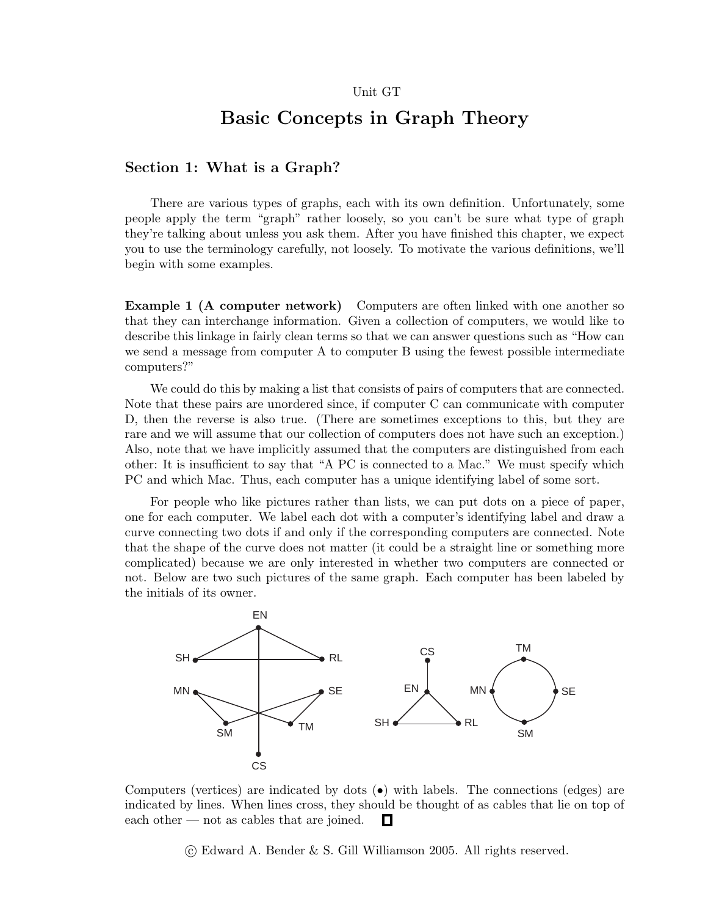Unit GT

# Basic Concepts in Graph Theory

## Section 1: What is a Graph?

There are various types of graphs, each with its own definition. Unfortunately, some people apply the term "graph" rather loosely, so you can't be sure what type of graph they're talking about unless you ask them. After you have finished this chapter, we expect you to use the terminology carefully, not loosely. To motivate the various definitions, we'll begin with some examples.

**Example 1 (A computer network)** Computers are often linked with one another so that they can interchange information. Given a collection of computers, we would like to describe this linkage in fairly clean terms so that we can answer questions such as "How can we send a message from computer A to computer B using the fewest possible intermediate computers?"

We could do this by making a list that consists of pairs of computers that are connected. Note that these pairs are unordered since, if computer C can communicate with computer D, then the reverse is also true. (There are sometimes exceptions to this, but they are rare and we will assume that our collection of computers does not have such an exception.) Also, note that we have implicitly assumed that the computers are distinguished from each other: It is insufficient to say that "A PC is connected to a Mac." We must specify which PC and which Mac. Thus, each computer has a unique identifying label of some sort.

For people who like pictures rather than lists, we can put dots on a piece of paper, one for each computer. We label each dot with a computer's identifying label and draw a curve connecting two dots if and only if the corresponding computers are connected. Note that the shape of the curve does not matter (it could be a straight line or something more complicated) because we are only interested in whether two computers are connected or not. Below are two such pictures of the same graph. Each computer has been labeled by the initials of its owner.

Computers (vertices) are indicated by dots (•) with labels. The connections (edges) are indicated by lines. When lines cross, they should be thought of as cables that lie on top of each other — not as cables that are joined. □

© Edward A. Bender & S. Gill Williamson 2005. All rights reserved.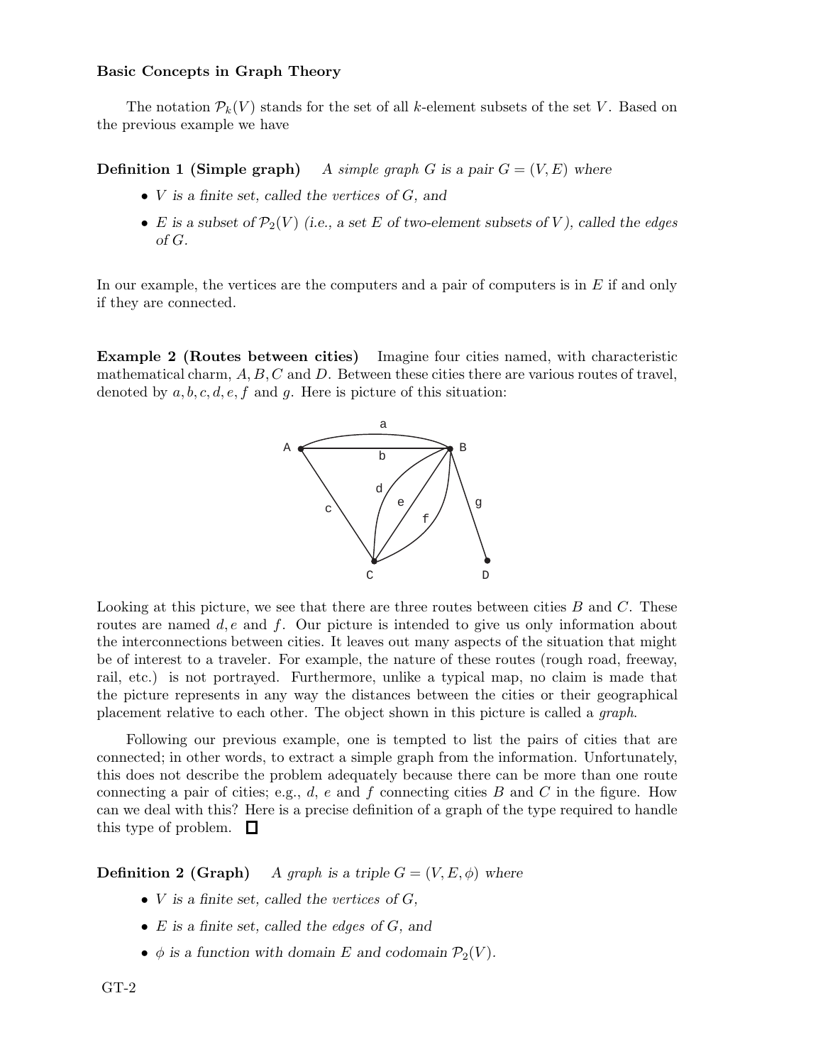**Basic Concepts in Graph Theory**

The notation $\mathcal{P}_k(V)$ stands for the set of all $k$-element subsets of the set $V$. Based on the previous example we have

**Definition 1 (Simple graph)** *A simple graph $G$ is a pair $G = (V, E)$ where*

- *$V$ is a finite set, called the vertices of $G$, and*
- *$E$ is a subset of $\mathcal{P}_2(V)$ (i.e., a set $E$ of two-element subsets of $V$), called the edges of $G$.*

In our example, the vertices are the computers and a pair of computers is in $E$ if and only if they are connected.

**Example 2 (Routes between cities)** Imagine four cities named, with characteristic mathematical charm, $A, B, C$ and $D$. Between these cities there are various routes of travel, denoted by $a, b, c, d, e, f$ and $g$. Here is picture of this situation:

Looking at this picture, we see that there are three routes between cities $B$ and $C$. These routes are named $d, e$ and $f$. Our picture is intended to give us only information about the interconnections between cities. It leaves out many aspects of the situation that might be of interest to a traveler. For example, the nature of these routes (rough road, freeway, rail, etc.) is not portrayed. Furthermore, unlike a typical map, no claim is made that the picture represents in any way the distances between the cities or their geographical placement relative to each other. The object shown in this picture is called a *graph*.

Following our previous example, one is tempted to list the pairs of cities that are connected; in other words, to extract a simple graph from the information. Unfortunately, this does not describe the problem adequately because there can be more than one route connecting a pair of cities; e.g., $d$, $e$ and $f$ connecting cities $B$ and $C$ in the figure. How can we deal with this? Here is a precise definition of a graph of the type required to handle this type of problem. □

**Definition 2 (Graph)** *A graph is a triple $G = (V, E, \phi)$ where*

- *$V$ is a finite set, called the vertices of $G$,*
- *$E$ is a finite set, called the edges of $G$, and*
- *$\phi$ is a function with domain $E$ and codomain $\mathcal{P}_2(V)$.*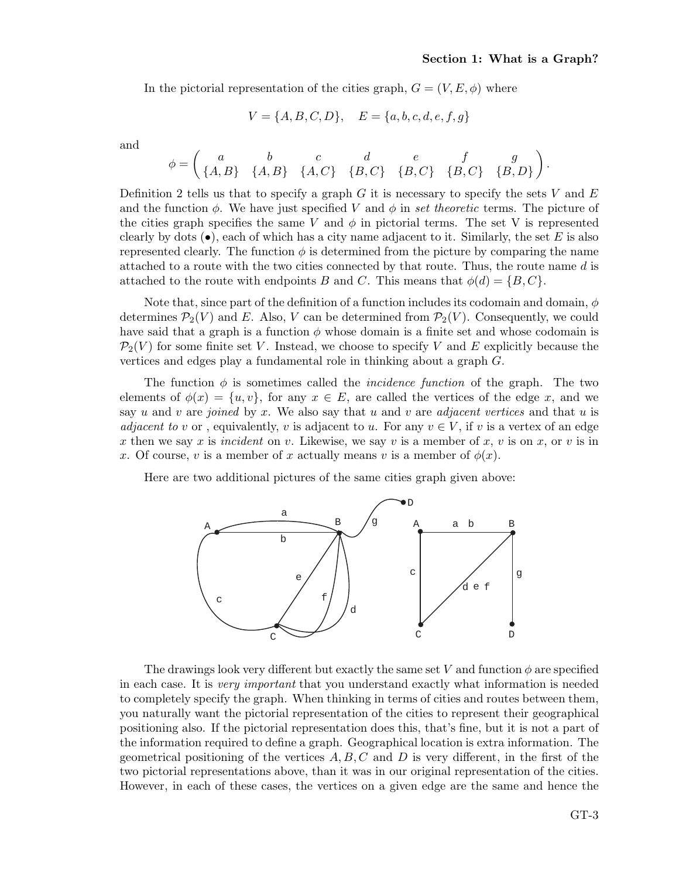In the pictorial representation of the cities graph, $G = (V, E, \phi)$ where

$$V = \{A, B, C, D\}, \quad E = \{a, b, c, d, e, f, g\}$$

and

$$\phi = \begin{pmatrix} a & b & c & d & e & f & g \\ \{A,B\} & \{A,B\} & \{A,C\} & \{B,C\} & \{B,C\} & \{B,C\} & \{B,D\} \end{pmatrix}.$$

Definition 2 tells us that to specify a graph $G$ it is necessary to specify the sets $V$ and $E$ and the function $\phi$. We have just specified $V$ and $\phi$ in *set theoretic* terms. The picture of the cities graph specifies the same $V$ and $\phi$ in pictorial terms. The set V is represented clearly by dots ($\bullet$), each of which has a city name adjacent to it. Similarly, the set $E$ is also represented clearly. The function $\phi$ is determined from the picture by comparing the name attached to a route with the two cities connected by that route. Thus, the route name $d$ is attached to the route with endpoints $B$ and $C$. This means that $\phi(d) = \{B, C\}$.

Note that, since part of the definition of a function includes its codomain and domain, $\phi$ determines $\mathcal{P}_2(V)$ and $E$. Also, $V$ can be determined from $\mathcal{P}_2(V)$. Consequently, we could have said that a graph is a function $\phi$ whose domain is a finite set and whose codomain is $\mathcal{P}_2(V)$ for some finite set $V$. Instead, we choose to specify $V$ and $E$ explicitly because the vertices and edges play a fundamental role in thinking about a graph $G$.

The function $\phi$ is sometimes called the *incidence function* of the graph. The two elements of $\phi(x) = \{u, v\}$, for any $x \in E$, are called the vertices of the edge $x$, and we say $u$ and $v$ are *joined* by $x$. We also say that $u$ and $v$ are *adjacent vertices* and that $u$ is *adjacent to* $v$ or , equivalently, $v$ is adjacent to $u$. For any $v \in V$, if $v$ is a vertex of an edge $x$ then we say $x$ is *incident* on $v$. Likewise, we say $v$ is a member of $x$, $v$ is on $x$, or $v$ is in $x$. Of course, $v$ is a member of $x$ actually means $v$ is a member of $\phi(x)$.

Here are two additional pictures of the same cities graph given above:

The drawings look very different but exactly the same set $V$ and function $\phi$ are specified in each case. It is *very important* that you understand exactly what information is needed to completely specify the graph. When thinking in terms of cities and routes between them, you naturally want the pictorial representation of the cities to represent their geographical positioning also. If the pictorial representation does this, that's fine, but it is not a part of the information required to define a graph. Geographical location is extra information. The geometrical positioning of the vertices $A, B, C$ and $D$ is very different, in the first of the two pictorial representations above, than it was in our original representation of the cities. However, in each of these cases, the vertices on a given edge are the same and hence the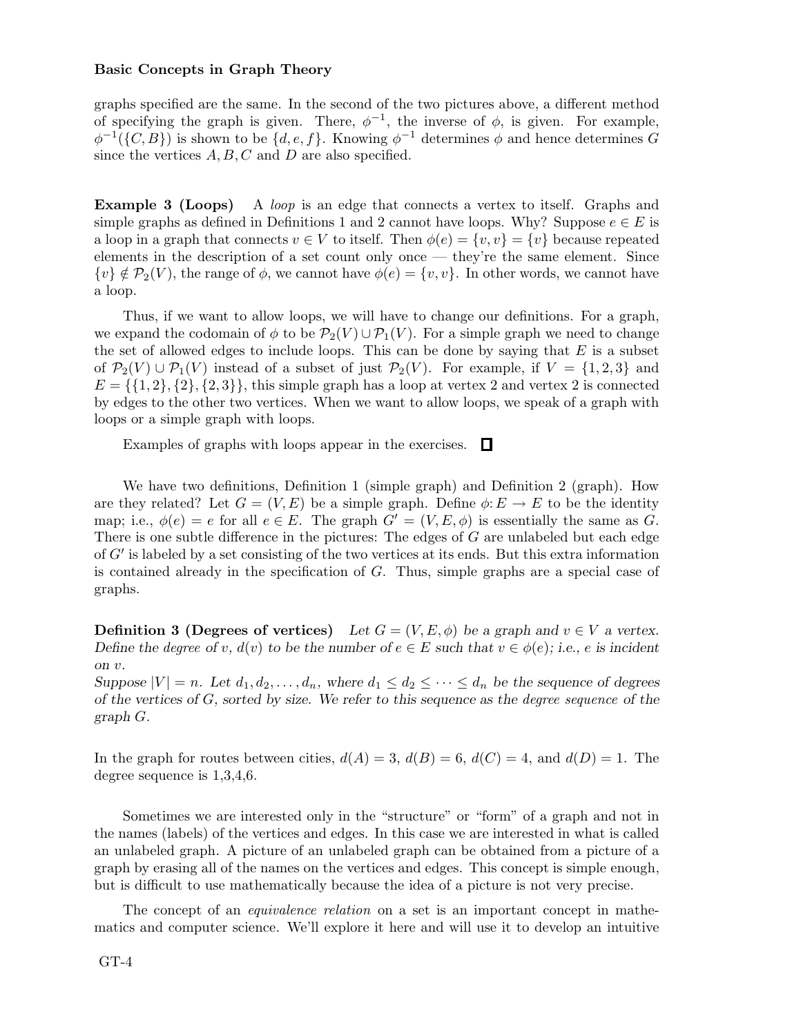graphs specified are the same. In the second of the two pictures above, a different method of specifying the graph is given. There, $\phi^{-1}$, the inverse of $\phi$, is given. For example, $\phi^{-1}(\{C, B\})$ is shown to be $\{d, e, f\}$. Knowing $\phi^{-1}$ determines $\phi$ and hence determines $G$ since the vertices $A, B, C$ and $D$ are also specified.

**Example 3 (Loops)** A *loop* is an edge that connects a vertex to itself. Graphs and simple graphs as defined in Definitions 1 and 2 cannot have loops. Why? Suppose $e \in E$ is a loop in a graph that connects $v \in V$ to itself. Then $\phi(e) = \{v, v\} = \{v\}$ because repeated elements in the description of a set count only once — they're the same element. Since $\{v\} \notin \mathcal{P}_2(V)$, the range of $\phi$, we cannot have $\phi(e) = \{v, v\}$. In other words, we cannot have a loop.

Thus, if we want to allow loops, we will have to change our definitions. For a graph, we expand the codomain of $\phi$ to be $\mathcal{P}_2(V) \cup \mathcal{P}_1(V)$. For a simple graph we need to change the set of allowed edges to include loops. This can be done by saying that $E$ is a subset of $\mathcal{P}_2(V) \cup \mathcal{P}_1(V)$ instead of a subset of just $\mathcal{P}_2(V)$. For example, if $V = \{1, 2, 3\}$ and $E = \{\{1, 2\}, \{2\}, \{2, 3\}\}$, this simple graph has a loop at vertex 2 and vertex 2 is connected by edges to the other two vertices. When we want to allow loops, we speak of a graph with loops or a simple graph with loops.

Examples of graphs with loops appear in the exercises. □

We have two definitions, Definition 1 (simple graph) and Definition 2 (graph). How are they related? Let $G = (V, E)$ be a simple graph. Define $\phi: E \to E$ to be the identity map; i.e., $\phi(e) = e$ for all $e \in E$. The graph $G' = (V, E, \phi)$ is essentially the same as $G$. There is one subtle difference in the pictures: The edges of $G$ are unlabeled but each edge of $G'$ is labeled by a set consisting of the two vertices at its ends. But this extra information is contained already in the specification of $G$. Thus, simple graphs are a special case of graphs.

**Definition 3 (Degrees of vertices)** *Let $G = (V, E, \phi)$ be a graph and $v \in V$ a vertex. Define the degree of $v$, $d(v)$ to be the number of $e \in E$ such that $v \in \phi(e)$; i.e., $e$ is incident on $v$.*
*Suppose $|V| = n$. Let $d_1, d_2, \ldots, d_n$, where $d_1 \leq d_2 \leq \cdots \leq d_n$ be the sequence of degrees of the vertices of $G$, sorted by size. We refer to this sequence as the degree sequence of the graph $G$.*

In the graph for routes between cities, $d(A) = 3$, $d(B) = 6$, $d(C) = 4$, and $d(D) = 1$. The degree sequence is 1,3,4,6.

Sometimes we are interested only in the "structure" or "form" of a graph and not in the names (labels) of the vertices and edges. In this case we are interested in what is called an unlabeled graph. A picture of an unlabeled graph can be obtained from a picture of a graph by erasing all of the names on the vertices and edges. This concept is simple enough, but is difficult to use mathematically because the idea of a picture is not very precise.

The concept of an *equivalence relation* on a set is an important concept in mathematics and computer science. We'll explore it here and will use it to develop an intuitive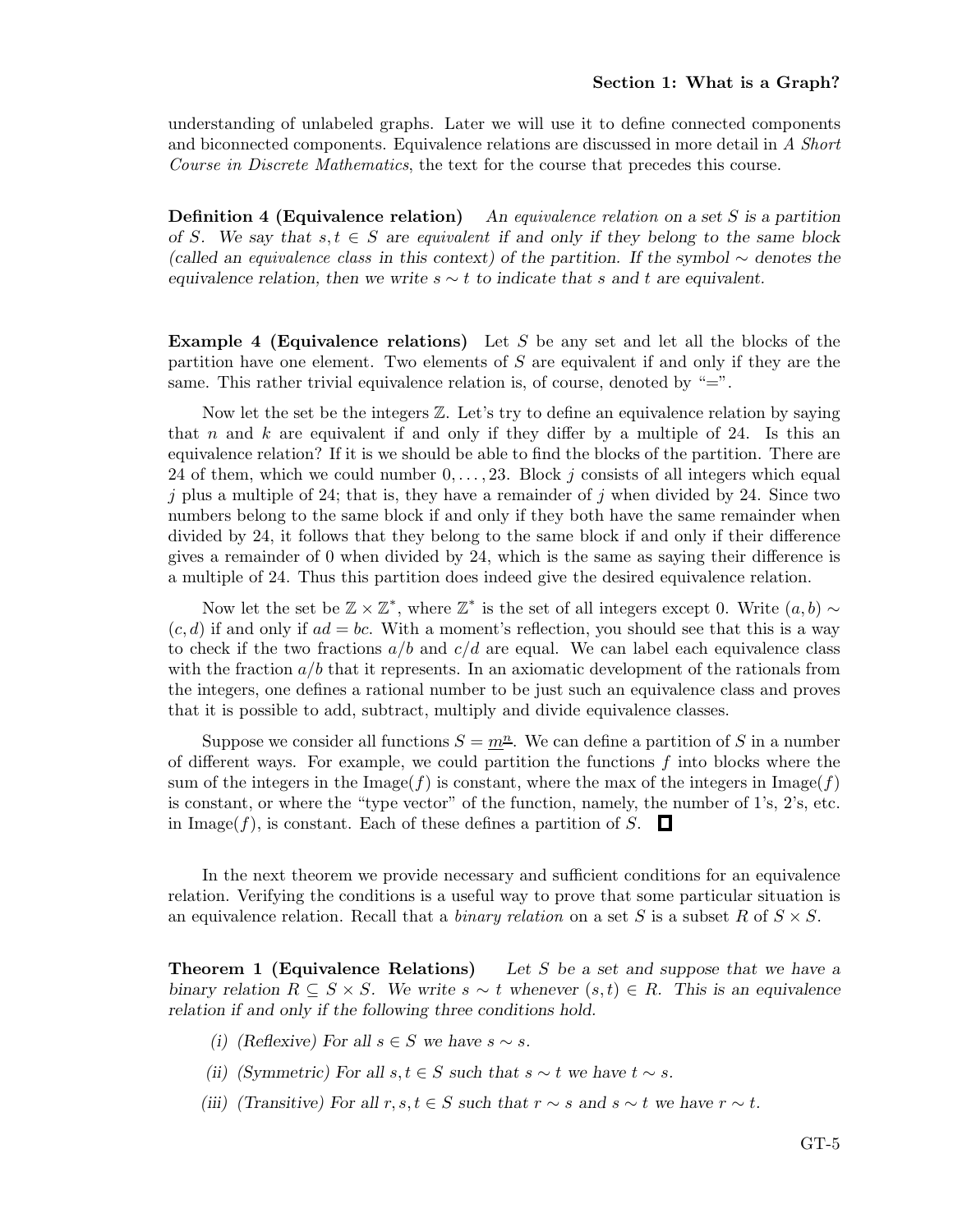understanding of unlabeled graphs. Later we will use it to define connected components and biconnected components. Equivalence relations are discussed in more detail in *A Short Course in Discrete Mathematics*, the text for the course that precedes this course.

**Definition 4 (Equivalence relation)** *An equivalence relation on a set $S$ is a partition of $S$. We say that $s, t \in S$ are equivalent if and only if they belong to the same block (called an equivalence class in this context) of the partition. If the symbol $\sim$ denotes the equivalence relation, then we write $s \sim t$ to indicate that $s$ and $t$ are equivalent.*

**Example 4 (Equivalence relations)** Let $S$ be any set and let all the blocks of the partition have one element. Two elements of $S$ are equivalent if and only if they are the same. This rather trivial equivalence relation is, of course, denoted by "=".

Now let the set be the integers $\mathbb{Z}$. Let's try to define an equivalence relation by saying that $n$ and $k$ are equivalent if and only if they differ by a multiple of 24. Is this an equivalence relation? If it is we should be able to find the blocks of the partition. There are 24 of them, which we could number $0, \ldots, 23$. Block $j$ consists of all integers which equal $j$ plus a multiple of 24; that is, they have a remainder of $j$ when divided by 24. Since two numbers belong to the same block if and only if they both have the same remainder when divided by 24, it follows that they belong to the same block if and only if their difference gives a remainder of 0 when divided by 24, which is the same as saying their difference is a multiple of 24. Thus this partition does indeed give the desired equivalence relation.

Now let the set be $\mathbb{Z} \times \mathbb{Z}^*$, where $\mathbb{Z}^*$ is the set of all integers except 0. Write $(a, b) \sim (c, d)$ if and only if $ad = bc$. With a moment's reflection, you should see that this is a way to check if the two fractions $a/b$ and $c/d$ are equal. We can label each equivalence class with the fraction $a/b$ that it represents. In an axiomatic development of the rationals from the integers, one defines a rational number to be just such an equivalence class and proves that it is possible to add, subtract, multiply and divide equivalence classes.

Suppose we consider all functions $S = \underline{m}^{\underline{n}}$. We can define a partition of $S$ in a number of different ways. For example, we could partition the functions $f$ into blocks where the sum of the integers in the Image$(f)$ is constant, where the max of the integers in Image$(f)$ is constant, or where the "type vector" of the function, namely, the number of 1's, 2's, etc. in Image$(f)$, is constant. Each of these defines a partition of $S$. □

In the next theorem we provide necessary and sufficient conditions for an equivalence relation. Verifying the conditions is a useful way to prove that some particular situation is an equivalence relation. Recall that a *binary relation* on a set $S$ is a subset $R$ of $S \times S$.

**Theorem 1 (Equivalence Relations)** *Let $S$ be a set and suppose that we have a binary relation $R \subseteq S \times S$. We write $s \sim t$ whenever $(s, t) \in R$. This is an equivalence relation if and only if the following three conditions hold.*

(i) *(Reflexive) For all $s \in S$ we have $s \sim s$.*

(ii) *(Symmetric) For all $s, t \in S$ such that $s \sim t$ we have $t \sim s$.*

(iii) *(Transitive) For all $r, s, t \in S$ such that $r \sim s$ and $s \sim t$ we have $r \sim t$.*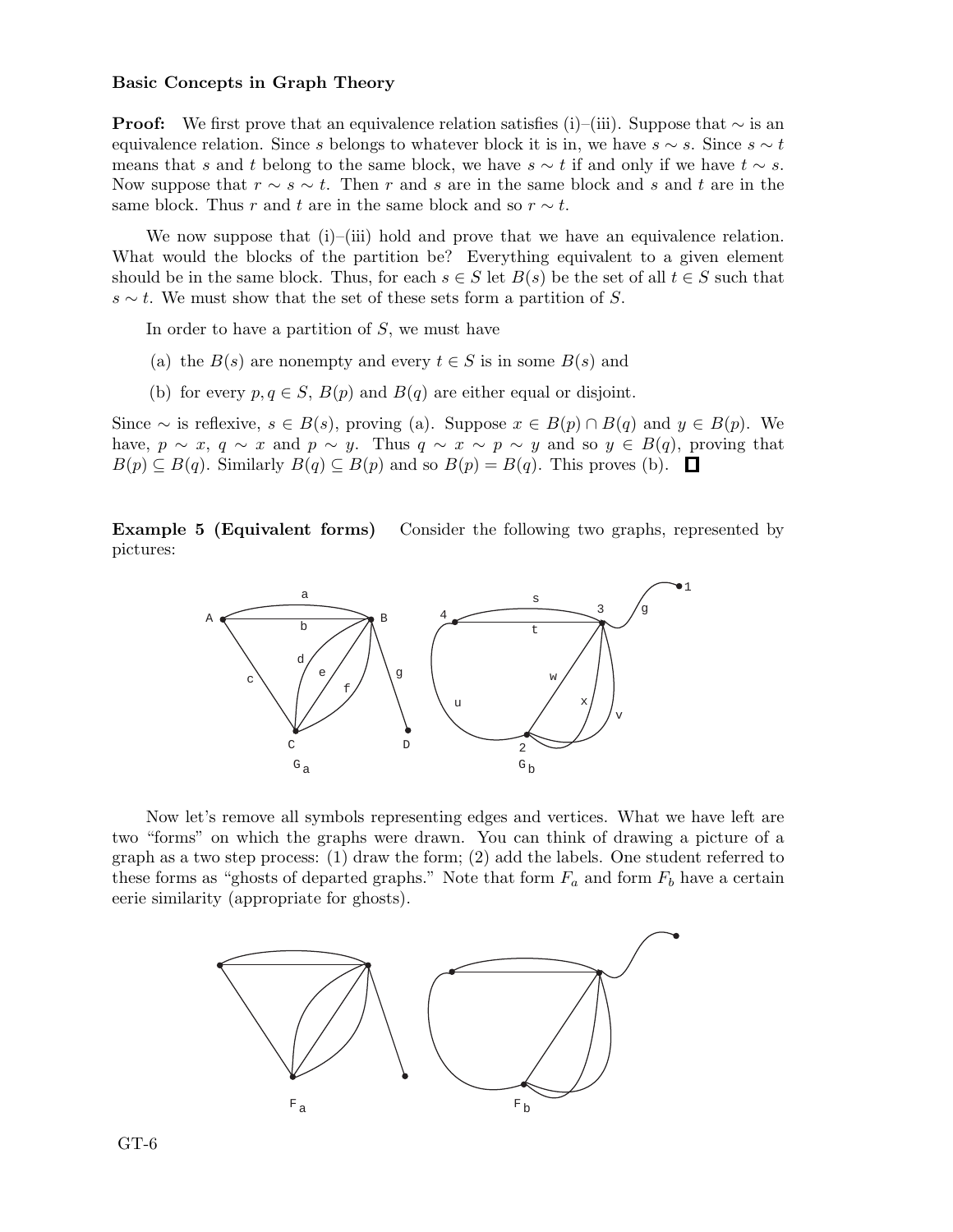**Proof:** We first prove that an equivalence relation satisfies (i)–(iii). Suppose that $\sim$ is an equivalence relation. Since $s$ belongs to whatever block it is in, we have $s \sim s$. Since $s \sim t$ means that $s$ and $t$ belong to the same block, we have $s \sim t$ if and only if we have $t \sim s$. Now suppose that $r \sim s \sim t$. Then $r$ and $s$ are in the same block and $s$ and $t$ are in the same block. Thus $r$ and $t$ are in the same block and so $r \sim t$.

We now suppose that (i)–(iii) hold and prove that we have an equivalence relation. What would the blocks of the partition be? Everything equivalent to a given element should be in the same block. Thus, for each $s \in S$ let $B(s)$ be the set of all $t \in S$ such that $s \sim t$. We must show that the set of these sets form a partition of $S$.

In order to have a partition of $S$, we must have

(a) the $B(s)$ are nonempty and every $t \in S$ is in some $B(s)$ and

(b) for every $p, q \in S$, $B(p)$ and $B(q)$ are either equal or disjoint.

Since $\sim$ is reflexive, $s \in B(s)$, proving (a). Suppose $x \in B(p) \cap B(q)$ and $y \in B(p)$. We have, $p \sim x$, $q \sim x$ and $p \sim y$. Thus $q \sim x \sim p \sim y$ and so $y \in B(q)$, proving that $B(p) \subseteq B(q)$. Similarly $B(q) \subseteq B(p)$ and so $B(p) = B(q)$. This proves (b). ∎

**Example 5 (Equivalent forms)** Consider the following two graphs, represented by pictures:

$G_a$ $G_b$

Now let's remove all symbols representing edges and vertices. What we have left are two "forms" on which the graphs were drawn. You can think of drawing a picture of a graph as a two step process: (1) draw the form; (2) add the labels. One student referred to these forms as "ghosts of departed graphs." Note that form $F_a$ and form $F_b$ have a certain eerie similarity (appropriate for ghosts).

$F_a$ $F_b$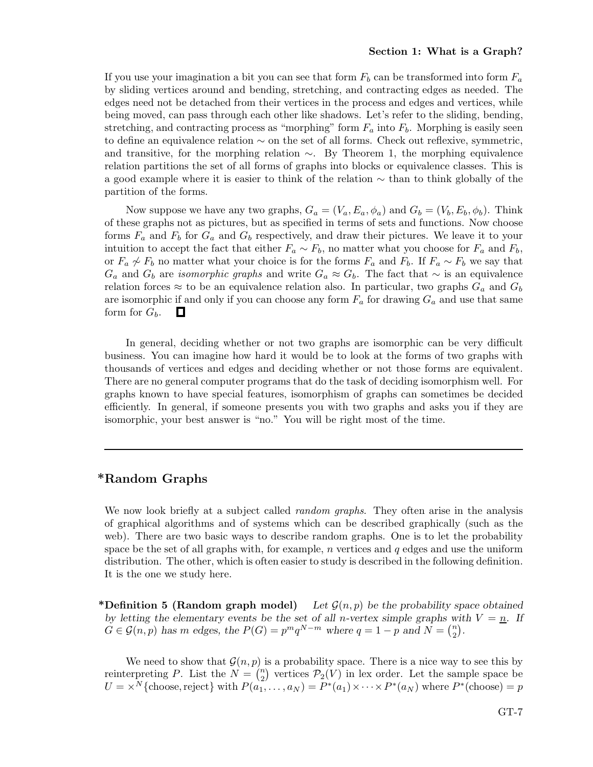If you use your imagination a bit you can see that form $F_b$ can be transformed into form $F_a$ by sliding vertices around and bending, stretching, and contracting edges as needed. The edges need not be detached from their vertices in the process and edges and vertices, while being moved, can pass through each other like shadows. Let's refer to the sliding, bending, stretching, and contracting process as "morphing" form $F_a$ into $F_b$. Morphing is easily seen to define an equivalence relation $\sim$ on the set of all forms. Check out reflexive, symmetric, and transitive, for the morphing relation $\sim$. By Theorem 1, the morphing equivalence relation partitions the set of all forms of graphs into blocks or equivalence classes. This is a good example where it is easier to think of the relation $\sim$ than to think globally of the partition of the forms.

Now suppose we have any two graphs, $G_a = (V_a, E_a, \phi_a)$ and $G_b = (V_b, E_b, \phi_b)$. Think of these graphs not as pictures, but as specified in terms of sets and functions. Now choose forms $F_a$ and $F_b$ for $G_a$ and $G_b$ respectively, and draw their pictures. We leave it to your intuition to accept the fact that either $F_a \sim F_b$, no matter what you choose for $F_a$ and $F_b$, or $F_a \not\sim F_b$ no matter what your choice is for the forms $F_a$ and $F_b$. If $F_a \sim F_b$ we say that $G_a$ and $G_b$ are *isomorphic graphs* and write $G_a \approx G_b$. The fact that $\sim$ is an equivalence relation forces $\approx$ to be an equivalence relation also. In particular, two graphs $G_a$ and $G_b$ are isomorphic if and only if you can choose any form $F_a$ for drawing $G_a$ and use that same form for $G_b$. □

In general, deciding whether or not two graphs are isomorphic can be very difficult business. You can imagine how hard it would be to look at the forms of two graphs with thousands of vertices and edges and deciding whether or not those forms are equivalent. There are no general computer programs that do the task of deciding isomorphism well. For graphs known to have special features, isomorphism of graphs can sometimes be decided efficiently. In general, if someone presents you with two graphs and asks you if they are isomorphic, your best answer is "no." You will be right most of the time.

---

## *Random Graphs

We now look briefly at a subject called *random graphs*. They often arise in the analysis of graphical algorithms and of systems which can be described graphically (such as the web). There are two basic ways to describe random graphs. One is to let the probability space be the set of all graphs with, for example, $n$ vertices and $q$ edges and use the uniform distribution. The other, which is often easier to study is described in the following definition. It is the one we study here.

**\*Definition 5 (Random graph model)** *Let $\mathcal{G}(n,p)$ be the probability space obtained by letting the elementary events be the set of all $n$-vertex simple graphs with $V = \underline{n}$. If $G \in \mathcal{G}(n,p)$ has $m$ edges, the $P(G) = p^m q^{N-m}$ where $q = 1-p$ and $N = \binom{n}{2}$.*

We need to show that $\mathcal{G}(n,p)$ is a probability space. There is a nice way to see this by reinterpreting $P$. List the $N = \binom{n}{2}$ vertices $\mathcal{P}_2(V)$ in lex order. Let the sample space be $U = \times^N\{\text{choose}, \text{reject}\}$ with $P(a_1, \ldots, a_N) = P^*(a_1) \times \cdots \times P^*(a_N)$ where $P^*(\text{choose}) = p$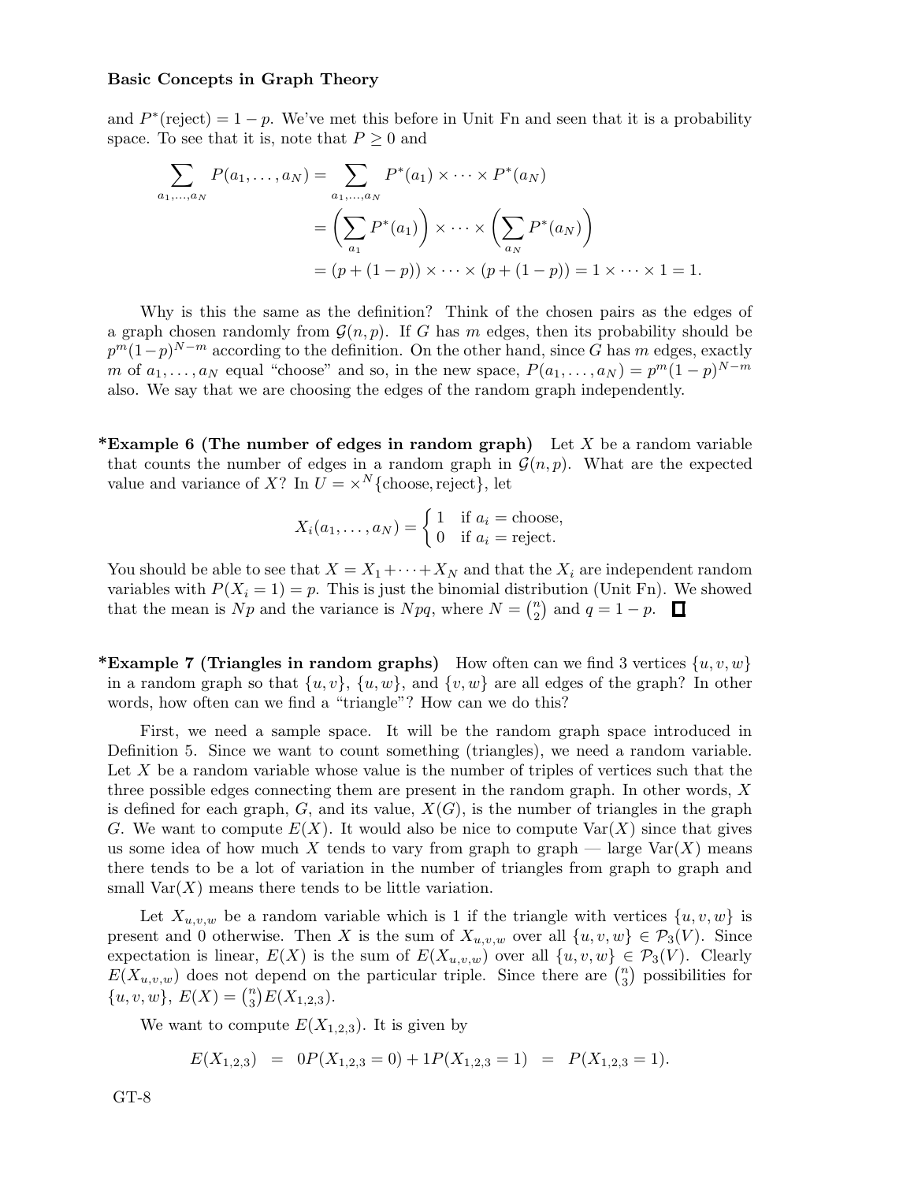and $P^*(\text{reject}) = 1 - p$. We've met this before in Unit Fn and seen that it is a probability space. To see that it is, note that $P \geq 0$ and

$$\begin{aligned}
\sum_{a_1,\ldots,a_N} P(a_1,\ldots,a_N) &= \sum_{a_1,\ldots,a_N} P^*(a_1) \times \cdots \times P^*(a_N) \\
&= \left(\sum_{a_1} P^*(a_1)\right) \times \cdots \times \left(\sum_{a_N} P^*(a_N)\right) \\
&= (p + (1-p)) \times \cdots \times (p + (1-p)) = 1 \times \cdots \times 1 = 1.
\end{aligned}$$

Why is this the same as the definition? Think of the chosen pairs as the edges of a graph chosen randomly from $\mathcal{G}(n,p)$. If $G$ has $m$ edges, then its probability should be $p^m(1-p)^{N-m}$ according to the definition. On the other hand, since $G$ has $m$ edges, exactly $m$ of $a_1,\ldots,a_N$ equal "choose" and so, in the new space, $P(a_1,\ldots,a_N) = p^m(1-p)^{N-m}$ also. We say that we are choosing the edges of the random graph independently.

**\*Example 6 (The number of edges in random graph)** Let $X$ be a random variable that counts the number of edges in a random graph in $\mathcal{G}(n,p)$. What are the expected value and variance of $X$? In $U = \times^N\{\text{choose}, \text{reject}\}$, let

$$X_i(a_1,\ldots,a_N) = \begin{cases} 1 & \text{if } a_i = \text{choose}, \\ 0 & \text{if } a_i = \text{reject}. \end{cases}$$

You should be able to see that $X = X_1 + \cdots + X_N$ and that the $X_i$ are independent random variables with $P(X_i = 1) = p$. This is just the binomial distribution (Unit Fn). We showed that the mean is $Np$ and the variance is $Npq$, where $N = \binom{n}{2}$ and $q = 1 - p$. □

**\*Example 7 (Triangles in random graphs)** How often can we find 3 vertices $\{u,v,w\}$ in a random graph so that $\{u,v\}$, $\{u,w\}$, and $\{v,w\}$ are all edges of the graph? In other words, how often can we find a "triangle"? How can we do this?

First, we need a sample space. It will be the random graph space introduced in Definition 5. Since we want to count something (triangles), we need a random variable. Let $X$ be a random variable whose value is the number of triples of vertices such that the three possible edges connecting them are present in the random graph. In other words, $X$ is defined for each graph, $G$, and its value, $X(G)$, is the number of triangles in the graph $G$. We want to compute $E(X)$. It would also be nice to compute $\text{Var}(X)$ since that gives us some idea of how much $X$ tends to vary from graph to graph — large $\text{Var}(X)$ means there tends to be a lot of variation in the number of triangles from graph to graph and small $\text{Var}(X)$ means there tends to be little variation.

Let $X_{u,v,w}$ be a random variable which is 1 if the triangle with vertices $\{u,v,w\}$ is present and 0 otherwise. Then $X$ is the sum of $X_{u,v,w}$ over all $\{u,v,w\} \in \mathcal{P}_3(V)$. Since expectation is linear, $E(X)$ is the sum of $E(X_{u,v,w})$ over all $\{u,v,w\} \in \mathcal{P}_3(V)$. Clearly $E(X_{u,v,w})$ does not depend on the particular triple. Since there are $\binom{n}{3}$ possibilities for $\{u,v,w\}$, $E(X) = \binom{n}{3}E(X_{1,2,3})$.

We want to compute $E(X_{1,2,3})$. It is given by

$$E(X_{1,2,3}) \;=\; 0P(X_{1,2,3} = 0) + 1P(X_{1,2,3} = 1) \;=\; P(X_{1,2,3} = 1).$$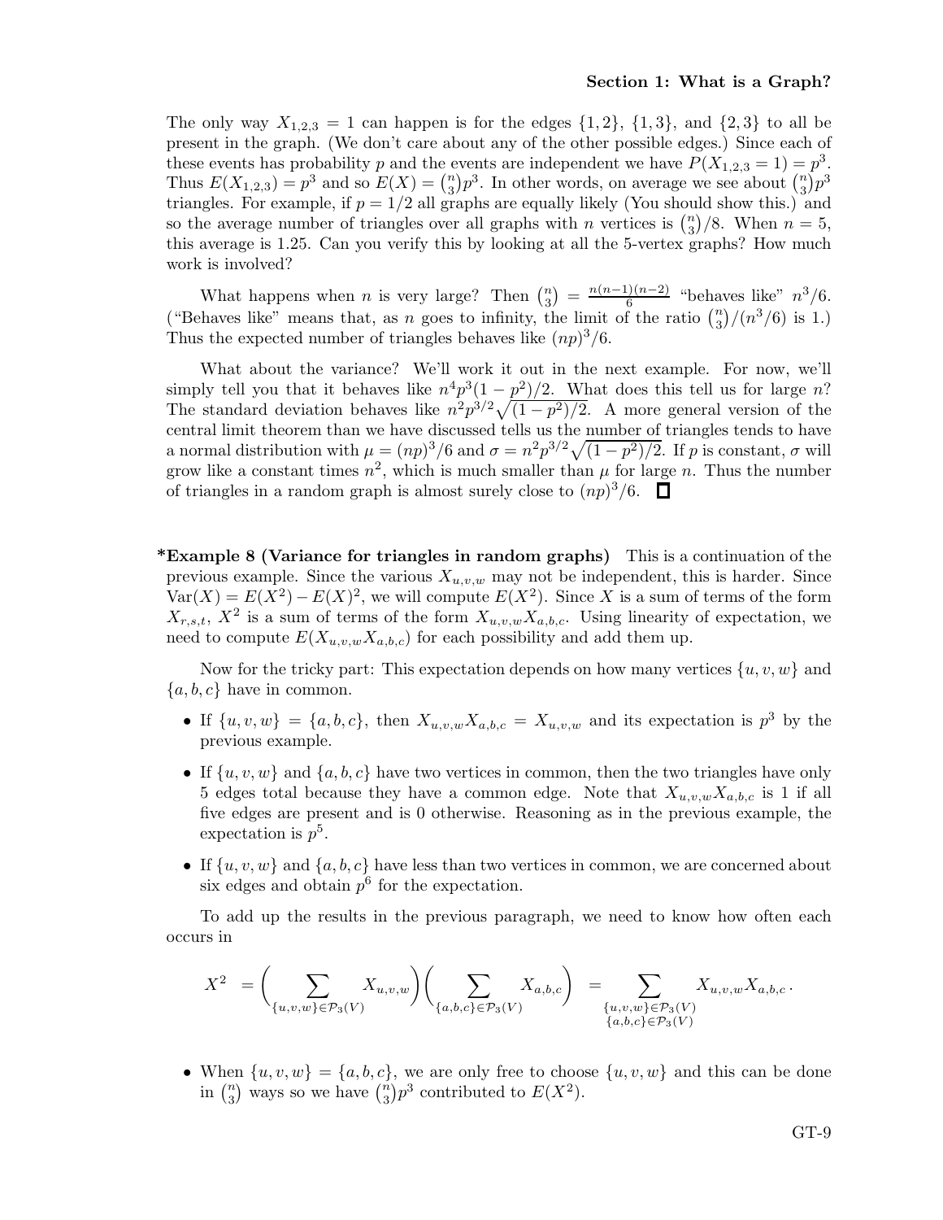The only way $X_{1,2,3} = 1$ can happen is for the edges $\{1,2\}$, $\{1,3\}$, and $\{2,3\}$ to all be present in the graph. (We don't care about any of the other possible edges.) Since each of these events has probability $p$ and the events are independent we have $P(X_{1,2,3} = 1) = p^3$. Thus $E(X_{1,2,3}) = p^3$ and so $E(X) = \binom{n}{3}p^3$. In other words, on average we see about $\binom{n}{3}p^3$ triangles. For example, if $p = 1/2$ all graphs are equally likely (You should show this.) and so the average number of triangles over all graphs with $n$ vertices is $\binom{n}{3}/8$. When $n = 5$, this average is 1.25. Can you verify this by looking at all the 5-vertex graphs? How much work is involved?

What happens when $n$ is very large? Then $\binom{n}{3} = \frac{n(n-1)(n-2)}{6}$ "behaves like" $n^3/6$. ("Behaves like" means that, as $n$ goes to infinity, the limit of the ratio $\binom{n}{3}/(n^3/6)$ is 1.) Thus the expected number of triangles behaves like $(np)^3/6$.

What about the variance? We'll work it out in the next example. For now, we'll simply tell you that it behaves like $n^4p^3(1-p^2)/2$. What does this tell us for large $n$? The standard deviation behaves like $n^2p^{3/2}\sqrt{(1-p^2)/2}$. A more general version of the central limit theorem than we have discussed tells us the number of triangles tends to have a normal distribution with $\mu = (np)^3/6$ and $\sigma = n^2p^{3/2}\sqrt{(1-p^2)/2}$. If $p$ is constant, $\sigma$ will grow like a constant times $n^2$, which is much smaller than $\mu$ for large $n$. Thus the number of triangles in a random graph is almost surely close to $(np)^3/6$. □

**\*Example 8 (Variance for triangles in random graphs)** This is a continuation of the previous example. Since the various $X_{u,v,w}$ may not be independent, this is harder. Since $\text{Var}(X) = E(X^2) - E(X)^2$, we will compute $E(X^2)$. Since $X$ is a sum of terms of the form $X_{r,s,t}$, $X^2$ is a sum of terms of the form $X_{u,v,w}X_{a,b,c}$. Using linearity of expectation, we need to compute $E(X_{u,v,w}X_{a,b,c})$ for each possibility and add them up.

Now for the tricky part: This expectation depends on how many vertices $\{u,v,w\}$ and $\{a,b,c\}$ have in common.

- If $\{u,v,w\} = \{a,b,c\}$, then $X_{u,v,w}X_{a,b,c} = X_{u,v,w}$ and its expectation is $p^3$ by the previous example.
- If $\{u,v,w\}$ and $\{a,b,c\}$ have two vertices in common, then the two triangles have only 5 edges total because they have a common edge. Note that $X_{u,v,w}X_{a,b,c}$ is 1 if all five edges are present and is 0 otherwise. Reasoning as in the previous example, the expectation is $p^5$.
- If $\{u,v,w\}$ and $\{a,b,c\}$ have less than two vertices in common, we are concerned about six edges and obtain $p^6$ for the expectation.

To add up the results in the previous paragraph, we need to know how often each occurs in

$$X^2 = \left(\sum_{\{u,v,w\}\in\mathcal{P}_3(V)} X_{u,v,w}\right)\left(\sum_{\{a,b,c\}\in\mathcal{P}_3(V)} X_{a,b,c}\right) = \sum_{\substack{\{u,v,w\}\in\mathcal{P}_3(V)\\ \{a,b,c\}\in\mathcal{P}_3(V)}} X_{u,v,w}X_{a,b,c}\,.$$

- When $\{u,v,w\} = \{a,b,c\}$, we are only free to choose $\{u,v,w\}$ and this can be done in $\binom{n}{3}$ ways so we have $\binom{n}{3}p^3$ contributed to $E(X^2)$.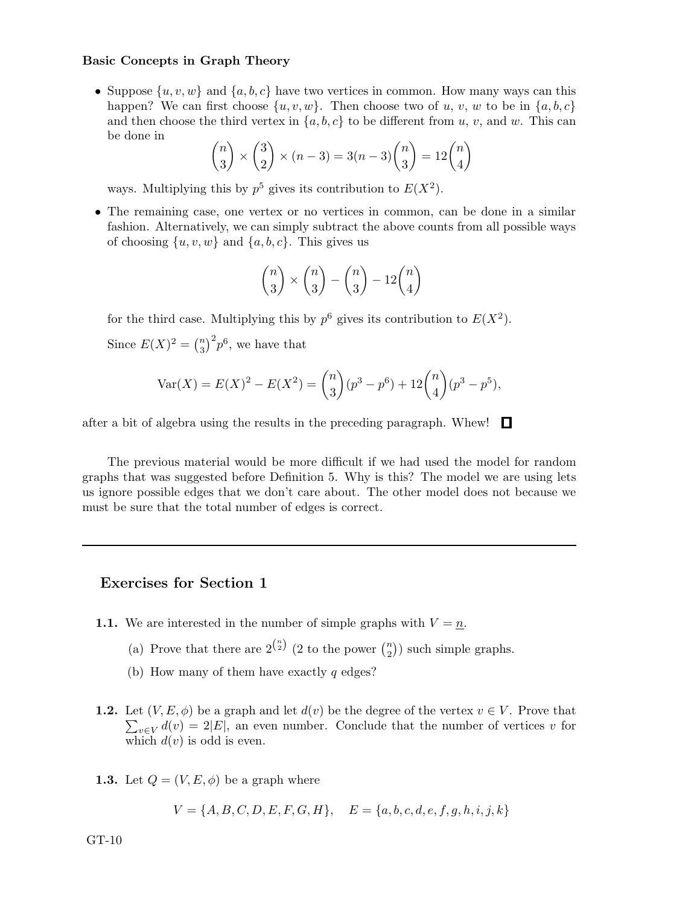- Suppose $\{u, v, w\}$ and $\{a, b, c\}$ have two vertices in common. How many ways can this happen? We can first choose $\{u, v, w\}$. Then choose two of $u$, $v$, $w$ to be in $\{a, b, c\}$ and then choose the third vertex in $\{a, b, c\}$ to be different from $u$, $v$, and $w$. This can be done in

$$\binom{n}{3} \times \binom{3}{2} \times (n-3) = 3(n-3)\binom{n}{3} = 12\binom{n}{4}$$

ways. Multiplying this by $p^5$ gives its contribution to $E(X^2)$.

- The remaining case, one vertex or no vertices in common, can be done in a similar fashion. Alternatively, we can simply subtract the above counts from all possible ways of choosing $\{u, v, w\}$ and $\{a, b, c\}$. This gives us

$$\binom{n}{3} \times \binom{n}{3} - \binom{n}{3} - 12\binom{n}{4}$$

for the third case. Multiplying this by $p^6$ gives its contribution to $E(X^2)$.

Since $E(X)^2 = \binom{n}{3}^2 p^6$, we have that

$$\mathrm{Var}(X) = E(X)^2 - E(X^2) = \binom{n}{3}(p^3 - p^6) + 12\binom{n}{4}(p^3 - p^5),$$

after a bit of algebra using the results in the preceding paragraph. Whew! □

The previous material would be more difficult if we had used the model for random graphs that was suggested before Definition 5. Why is this? The model we are using lets us ignore possible edges that we don't care about. The other model does not because we must be sure that the total number of edges is correct.

---

## Exercises for Section 1

**1.1.** We are interested in the number of simple graphs with $V = \underline{n}$.

(a) Prove that there are $2^{\binom{n}{2}}$ (2 to the power $\binom{n}{2}$) such simple graphs.

(b) How many of them have exactly $q$ edges?

**1.2.** Let $(V, E, \phi)$ be a graph and let $d(v)$ be the degree of the vertex $v \in V$. Prove that $\sum_{v \in V} d(v) = 2|E|$, an even number. Conclude that the number of vertices $v$ for which $d(v)$ is odd is even.

**1.3.** Let $Q = (V, E, \phi)$ be a graph where

$$V = \{A, B, C, D, E, F, G, H\}, \quad E = \{a, b, c, d, e, f, g, h, i, j, k\}$$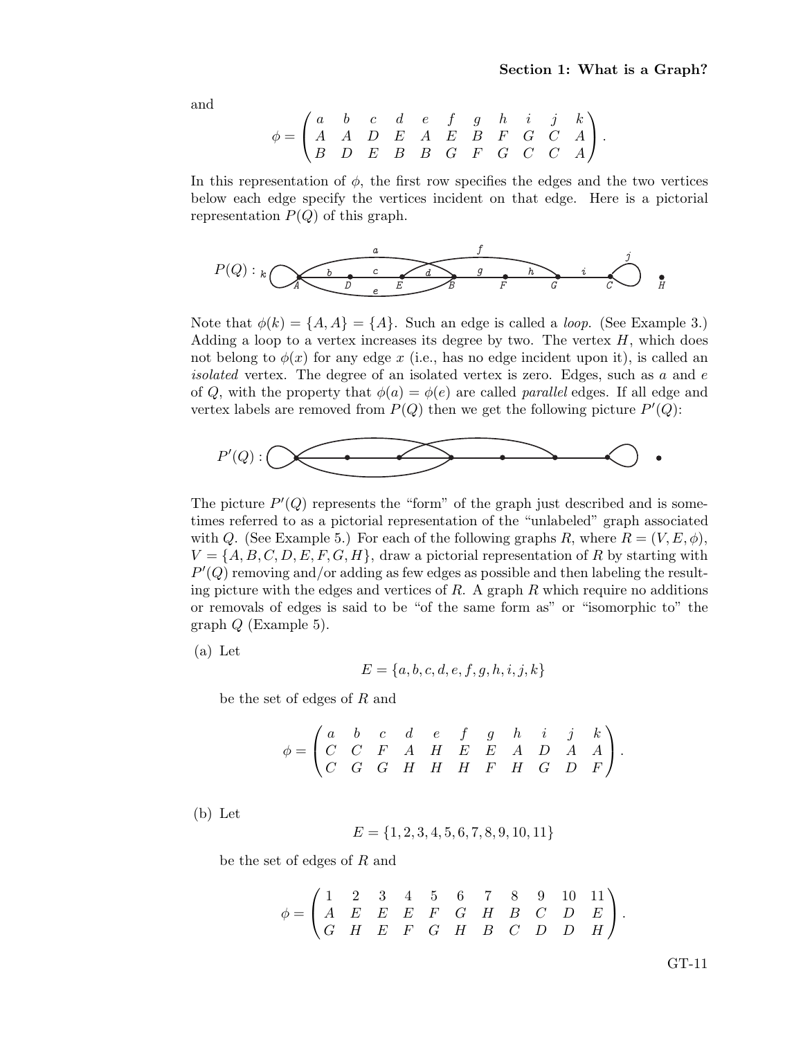and

$$\phi = \begin{pmatrix} a & b & c & d & e & f & g & h & i & j & k \\ A & A & D & E & A & E & B & F & G & C & A \\ B & D & E & B & B & G & F & G & C & C & A \end{pmatrix}.$$

In this representation of $\phi$, the first row specifies the edges and the two vertices below each edge specify the vertices incident on that edge. Here is a pictorial representation $P(Q)$ of this graph.

$P(Q)$ :

Note that $\phi(k) = \{A, A\} = \{A\}$. Such an edge is called a *loop*. (See Example 3.) Adding a loop to a vertex increases its degree by two. The vertex $H$, which does not belong to $\phi(x)$ for any edge $x$ (i.e., has no edge incident upon it), is called an *isolated* vertex. The degree of an isolated vertex is zero. Edges, such as $a$ and $e$ of $Q$, with the property that $\phi(a) = \phi(e)$ are called *parallel* edges. If all edge and vertex labels are removed from $P(Q)$ then we get the following picture $P'(Q)$:

$P'(Q)$ :

The picture $P'(Q)$ represents the "form" of the graph just described and is sometimes referred to as a pictorial representation of the "unlabeled" graph associated with $Q$. (See Example 5.) For each of the following graphs $R$, where $R = (V, E, \phi)$, $V = \{A, B, C, D, E, F, G, H\}$, draw a pictorial representation of $R$ by starting with $P'(Q)$ removing and/or adding as few edges as possible and then labeling the resulting picture with the edges and vertices of $R$. A graph $R$ which require no additions or removals of edges is said to be "of the same form as" or "isomorphic to" the graph $Q$ (Example 5).

(a) Let

$$E = \{a, b, c, d, e, f, g, h, i, j, k\}$$

be the set of edges of $R$ and

$$\phi = \begin{pmatrix} a & b & c & d & e & f & g & h & i & j & k \\ C & C & F & A & H & E & E & A & D & A & A \\ C & G & G & H & H & H & F & H & G & D & F \end{pmatrix}.$$

(b) Let

$$E = \{1, 2, 3, 4, 5, 6, 7, 8, 9, 10, 11\}$$

be the set of edges of $R$ and

$$\phi = \begin{pmatrix} 1 & 2 & 3 & 4 & 5 & 6 & 7 & 8 & 9 & 10 & 11 \\ A & E & E & E & F & G & H & B & C & D & E \\ G & H & E & F & G & H & B & C & D & D & H \end{pmatrix}.$$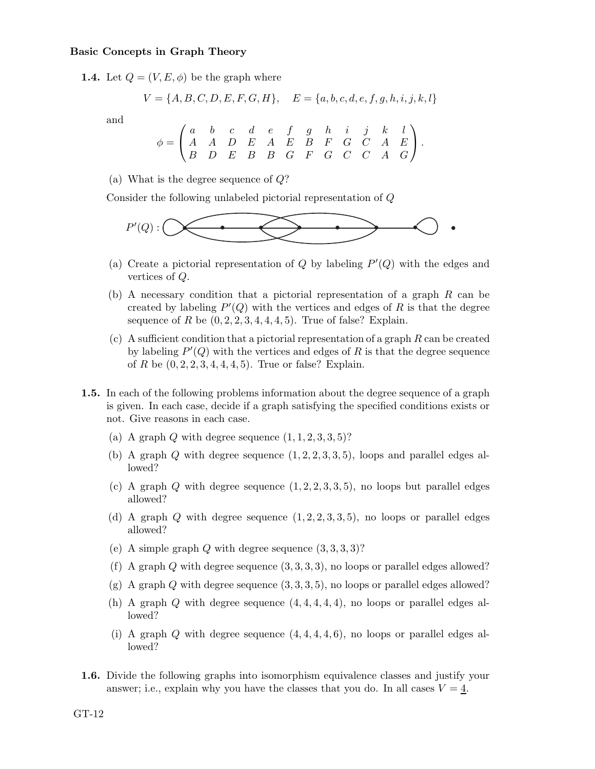**1.4.** Let $Q = (V, E, \phi)$ be the graph where

$$V = \{A, B, C, D, E, F, G, H\}, \quad E = \{a, b, c, d, e, f, g, h, i, j, k, l\}$$

and

$$\phi = \begin{pmatrix} a & b & c & d & e & f & g & h & i & j & k & l \\ A & A & D & E & A & E & B & F & G & C & A & E \\ B & D & E & B & B & G & F & G & C & C & A & G \end{pmatrix}.$$

(a) What is the degree sequence of $Q$?

Consider the following unlabeled pictorial representation of $Q$

$P'(Q)$ :

(a) Create a pictorial representation of $Q$ by labeling $P'(Q)$ with the edges and vertices of $Q$.

(b) A necessary condition that a pictorial representation of a graph $R$ can be created by labeling $P'(Q)$ with the vertices and edges of $R$ is that the degree sequence of $R$ be $(0, 2, 2, 3, 4, 4, 4, 5)$. True of false? Explain.

(c) A sufficient condition that a pictorial representation of a graph $R$ can be created by labeling $P'(Q)$ with the vertices and edges of $R$ is that the degree sequence of $R$ be $(0, 2, 2, 3, 4, 4, 4, 5)$. True or false? Explain.

**1.5.** In each of the following problems information about the degree sequence of a graph is given. In each case, decide if a graph satisfying the specified conditions exists or not. Give reasons in each case.

(a) A graph $Q$ with degree sequence $(1, 1, 2, 3, 3, 5)$?

(b) A graph $Q$ with degree sequence $(1, 2, 2, 3, 3, 5)$, loops and parallel edges allowed?

(c) A graph $Q$ with degree sequence $(1, 2, 2, 3, 3, 5)$, no loops but parallel edges allowed?

(d) A graph $Q$ with degree sequence $(1, 2, 2, 3, 3, 5)$, no loops or parallel edges allowed?

(e) A simple graph $Q$ with degree sequence $(3, 3, 3, 3)$?

(f) A graph $Q$ with degree sequence $(3, 3, 3, 3)$, no loops or parallel edges allowed?

(g) A graph $Q$ with degree sequence $(3, 3, 3, 5)$, no loops or parallel edges allowed?

(h) A graph $Q$ with degree sequence $(4, 4, 4, 4, 4)$, no loops or parallel edges allowed?

(i) A graph $Q$ with degree sequence $(4, 4, 4, 4, 6)$, no loops or parallel edges allowed?

**1.6.** Divide the following graphs into isomorphism equivalence classes and justify your answer; i.e., explain why you have the classes that you do. In all cases $V = \underline{4}$.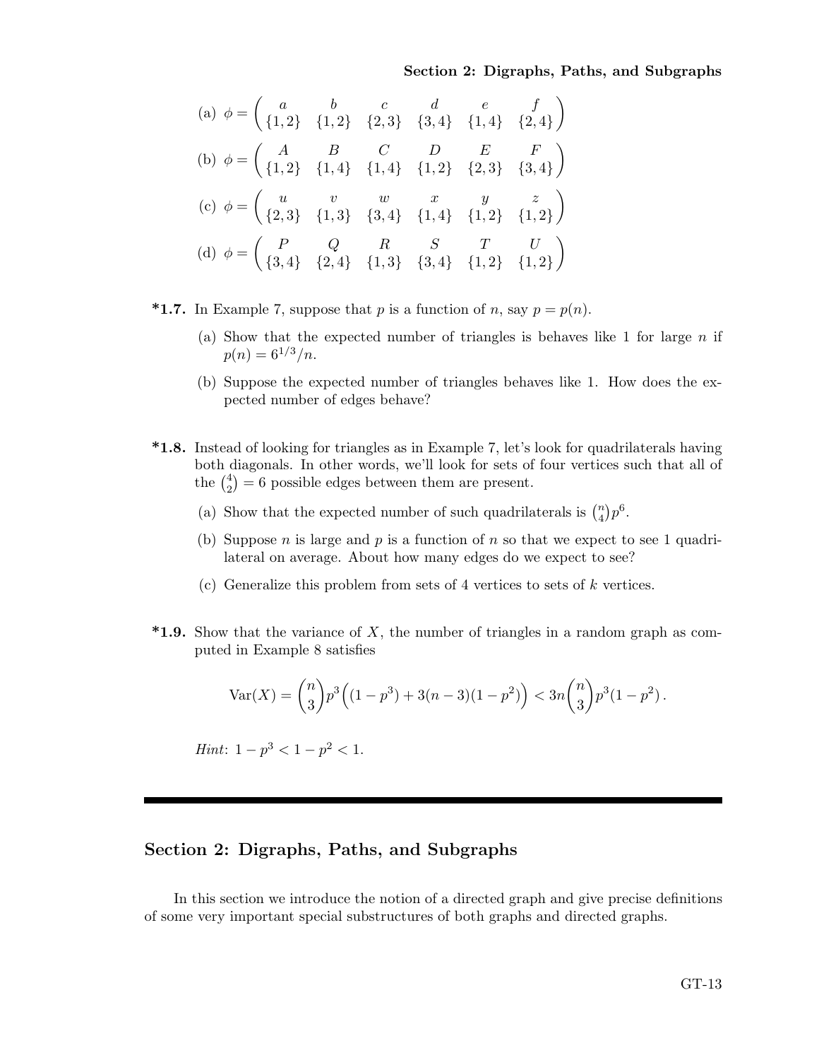(a) $\phi = \begin{pmatrix} a & b & c & d & e & f \\ \{1,2\} & \{1,2\} & \{2,3\} & \{3,4\} & \{1,4\} & \{2,4\} \end{pmatrix}$

(b) $\phi = \begin{pmatrix} A & B & C & D & E & F \\ \{1,2\} & \{1,4\} & \{1,4\} & \{1,2\} & \{2,3\} & \{3,4\} \end{pmatrix}$

(c) $\phi = \begin{pmatrix} u & v & w & x & y & z \\ \{2,3\} & \{1,3\} & \{3,4\} & \{1,4\} & \{1,2\} & \{1,2\} \end{pmatrix}$

(d) $\phi = \begin{pmatrix} P & Q & R & S & T & U \\ \{3,4\} & \{2,4\} & \{1,3\} & \{3,4\} & \{1,2\} & \{1,2\} \end{pmatrix}$

**\*1.7.** In Example 7, suppose that $p$ is a function of $n$, say $p = p(n)$.

(a) Show that the expected number of triangles is behaves like 1 for large $n$ if $p(n) = 6^{1/3}/n$.

(b) Suppose the expected number of triangles behaves like 1. How does the expected number of edges behave?

**\*1.8.** Instead of looking for triangles as in Example 7, let's look for quadrilaterals having both diagonals. In other words, we'll look for sets of four vertices such that all of the $\binom{4}{2} = 6$ possible edges between them are present.

(a) Show that the expected number of such quadrilaterals is $\binom{n}{4}p^6$.

(b) Suppose $n$ is large and $p$ is a function of $n$ so that we expect to see 1 quadrilateral on average. About how many edges do we expect to see?

(c) Generalize this problem from sets of 4 vertices to sets of $k$ vertices.

**\*1.9.** Show that the variance of $X$, the number of triangles in a random graph as computed in Example 8 satisfies

$$\mathrm{Var}(X) = \binom{n}{3}p^3\Big((1-p^3) + 3(n-3)(1-p^2)\Big) < 3n\binom{n}{3}p^3(1-p^2)\,.$$

*Hint*: $1 - p^3 < 1 - p^2 < 1$.

## Section 2: Digraphs, Paths, and Subgraphs

In this section we introduce the notion of a directed graph and give precise definitions of some very important special substructures of both graphs and directed graphs.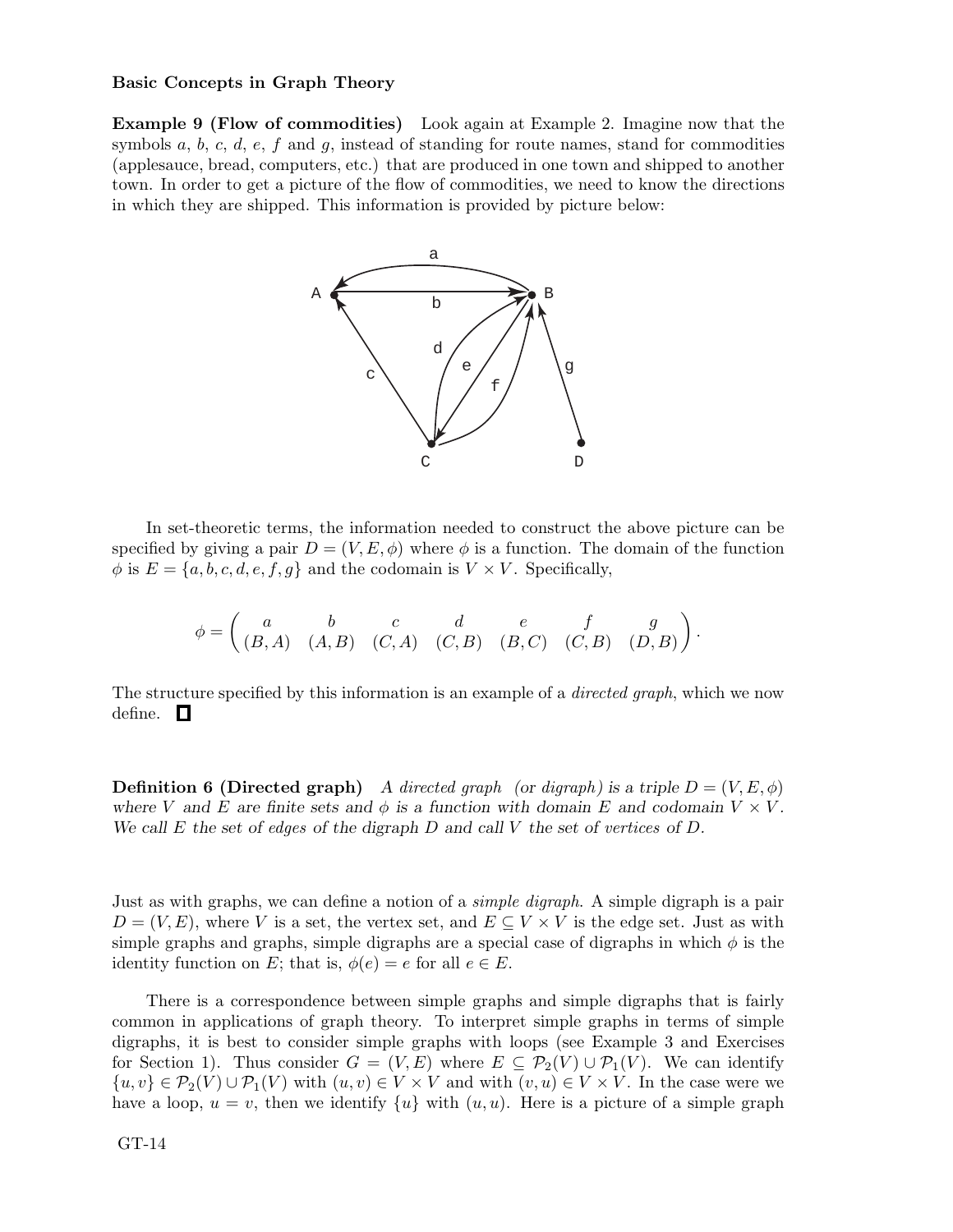**Basic Concepts in Graph Theory**

**Example 9 (Flow of commodities)** Look again at Example 2. Imagine now that the symbols $a$, $b$, $c$, $d$, $e$, $f$ and $g$, instead of standing for route names, stand for commodities (applesauce, bread, computers, etc.) that are produced in one town and shipped to another town. In order to get a picture of the flow of commodities, we need to know the directions in which they are shipped. This information is provided by picture below:

In set-theoretic terms, the information needed to construct the above picture can be specified by giving a pair $D = (V, E, \phi)$ where $\phi$ is a function. The domain of the function $\phi$ is $E = \{a, b, c, d, e, f, g\}$ and the codomain is $V \times V$. Specifically,

$$\phi = \begin{pmatrix} a & b & c & d & e & f & g \\ (B,A) & (A,B) & (C,A) & (C,B) & (B,C) & (C,B) & (D,B) \end{pmatrix}.$$

The structure specified by this information is an example of a *directed graph*, which we now define. □

**Definition 6 (Directed graph)** *A directed graph (or digraph) is a triple $D = (V, E, \phi)$ where $V$ and $E$ are finite sets and $\phi$ is a function with domain $E$ and codomain $V \times V$. We call $E$ the set of edges of the digraph $D$ and call $V$ the set of vertices of $D$.*

Just as with graphs, we can define a notion of a *simple digraph*. A simple digraph is a pair $D = (V, E)$, where $V$ is a set, the vertex set, and $E \subseteq V \times V$ is the edge set. Just as with simple graphs and graphs, simple digraphs are a special case of digraphs in which $\phi$ is the identity function on $E$; that is, $\phi(e) = e$ for all $e \in E$.

There is a correspondence between simple graphs and simple digraphs that is fairly common in applications of graph theory. To interpret simple graphs in terms of simple digraphs, it is best to consider simple graphs with loops (see Example 3 and Exercises for Section 1). Thus consider $G = (V, E)$ where $E \subseteq \mathcal{P}_2(V) \cup \mathcal{P}_1(V)$. We can identify $\{u, v\} \in \mathcal{P}_2(V) \cup \mathcal{P}_1(V)$ with $(u, v) \in V \times V$ and with $(v, u) \in V \times V$. In the case were we have a loop, $u = v$, then we identify $\{u\}$ with $(u, u)$. Here is a picture of a simple graph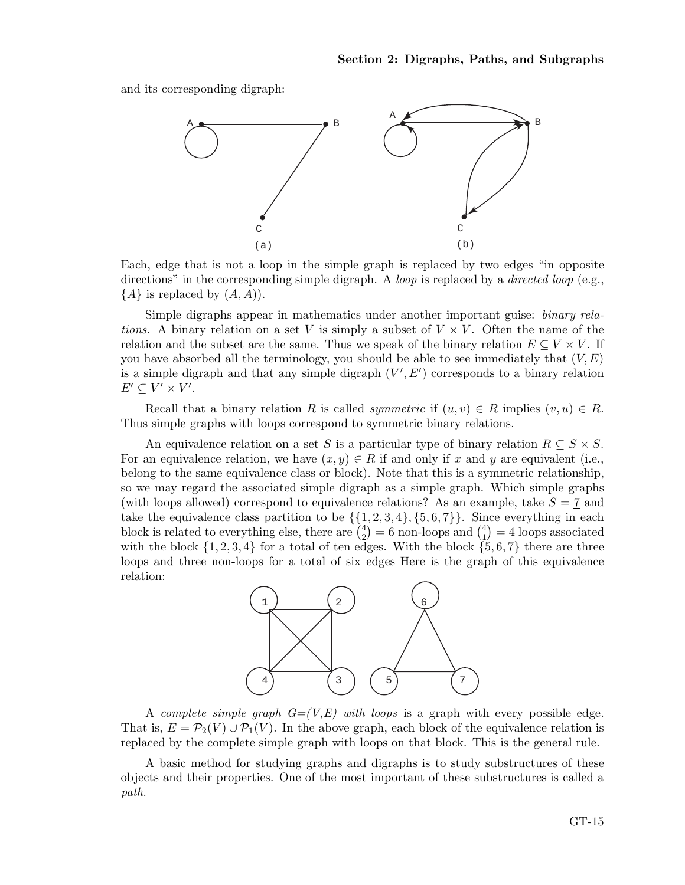and its corresponding digraph:

(a)　　　　　　　　　　　　(b)

Each, edge that is not a loop in the simple graph is replaced by two edges "in opposite directions" in the corresponding simple digraph. A *loop* is replaced by a *directed loop* (e.g., $\{A\}$ is replaced by $(A, A)$).

Simple digraphs appear in mathematics under another important guise: *binary relations*. A binary relation on a set $V$ is simply a subset of $V \times V$. Often the name of the relation and the subset are the same. Thus we speak of the binary relation $E \subseteq V \times V$. If you have absorbed all the terminology, you should be able to see immediately that $(V, E)$ is a simple digraph and that any simple digraph $(V', E')$ corresponds to a binary relation $E' \subseteq V' \times V'$.

Recall that a binary relation $R$ is called *symmetric* if $(u, v) \in R$ implies $(v, u) \in R$. Thus simple graphs with loops correspond to symmetric binary relations.

An equivalence relation on a set $S$ is a particular type of binary relation $R \subseteq S \times S$. For an equivalence relation, we have $(x, y) \in R$ if and only if $x$ and $y$ are equivalent (i.e., belong to the same equivalence class or block). Note that this is a symmetric relationship, so we may regard the associated simple digraph as a simple graph. Which simple graphs (with loops allowed) correspond to equivalence relations? As an example, take $S = \underline{7}$ and take the equivalence class partition to be $\{\{1, 2, 3, 4\}, \{5, 6, 7\}\}$. Since everything in each block is related to everything else, there are $\binom{4}{2} = 6$ non-loops and $\binom{4}{1} = 4$ loops associated with the block $\{1, 2, 3, 4\}$ for a total of ten edges. With the block $\{5, 6, 7\}$ there are three loops and three non-loops for a total of six edges Here is the graph of this equivalence relation:

A *complete simple graph G=(V,E) with loops* is a graph with every possible edge. That is, $E = \mathcal{P}_2(V) \cup \mathcal{P}_1(V)$. In the above graph, each block of the equivalence relation is replaced by the complete simple graph with loops on that block. This is the general rule.

A basic method for studying graphs and digraphs is to study substructures of these objects and their properties. One of the most important of these substructures is called a *path*.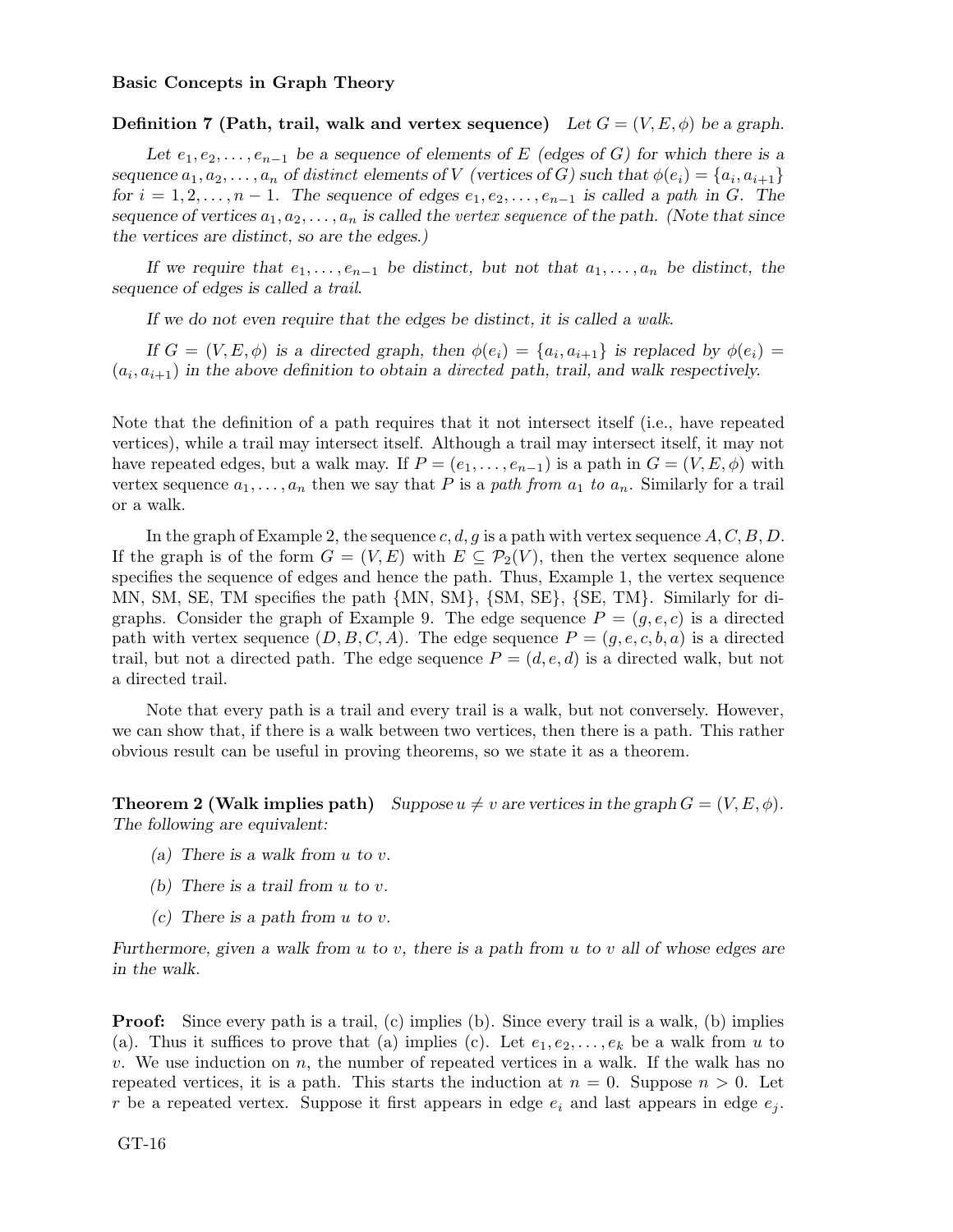**Definition 7 (Path, trail, walk and vertex sequence)** *Let $G = (V, E, \phi)$ be a graph.*

*Let $e_1, e_2, \ldots, e_{n-1}$ be a sequence of elements of $E$ (edges of $G$) for which there is a sequence $a_1, a_2, \ldots, a_n$ of distinct elements of $V$ (vertices of $G$) such that $\phi(e_i) = \{a_i, a_{i+1}\}$ for $i = 1, 2, \ldots, n-1$. The sequence of edges $e_1, e_2, \ldots, e_{n-1}$ is called a* path *in $G$. The sequence of vertices $a_1, a_2, \ldots, a_n$ is called the* vertex sequence *of the path. (Note that since the vertices are distinct, so are the edges.)*

*If we require that $e_1, \ldots, e_{n-1}$ be distinct, but not that $a_1, \ldots, a_n$ be distinct, the sequence of edges is called a* trail*.*

*If we do not even require that the edges be distinct, it is called a* walk*.*

*If $G = (V, E, \phi)$ is a directed graph, then $\phi(e_i) = \{a_i, a_{i+1}\}$ is replaced by $\phi(e_i) = (a_i, a_{i+1})$ in the above definition to obtain a* directed *path, trail, and walk respectively.*

Note that the definition of a path requires that it not intersect itself (i.e., have repeated vertices), while a trail may intersect itself. Although a trail may intersect itself, it may not have repeated edges, but a walk may. If $P = (e_1, \ldots, e_{n-1})$ is a path in $G = (V, E, \phi)$ with vertex sequence $a_1, \ldots, a_n$ then we say that $P$ is a *path from $a_1$ to $a_n$*. Similarly for a trail or a walk.

In the graph of Example 2, the sequence $c, d, g$ is a path with vertex sequence $A, C, B, D$. If the graph is of the form $G = (V, E)$ with $E \subseteq \mathcal{P}_2(V)$, then the vertex sequence alone specifies the sequence of edges and hence the path. Thus, Example 1, the vertex sequence MN, SM, SE, TM specifies the path {MN, SM}, {SM, SE}, {SE, TM}. Similarly for digraphs. Consider the graph of Example 9. The edge sequence $P = (g, e, c)$ is a directed path with vertex sequence $(D, B, C, A)$. The edge sequence $P = (g, e, c, b, a)$ is a directed trail, but not a directed path. The edge sequence $P = (d, e, d)$ is a directed walk, but not a directed trail.

Note that every path is a trail and every trail is a walk, but not conversely. However, we can show that, if there is a walk between two vertices, then there is a path. This rather obvious result can be useful in proving theorems, so we state it as a theorem.

**Theorem 2 (Walk implies path)** *Suppose $u \neq v$ are vertices in the graph $G = (V, E, \phi)$. The following are equivalent:*

*(a) There is a walk from $u$ to $v$.*

*(b) There is a trail from $u$ to $v$.*

*(c) There is a path from $u$ to $v$.*

*Furthermore, given a walk from $u$ to $v$, there is a path from $u$ to $v$ all of whose edges are in the walk.*

**Proof:** Since every path is a trail, (c) implies (b). Since every trail is a walk, (b) implies (a). Thus it suffices to prove that (a) implies (c). Let $e_1, e_2, \ldots, e_k$ be a walk from $u$ to $v$. We use induction on $n$, the number of repeated vertices in a walk. If the walk has no repeated vertices, it is a path. This starts the induction at $n = 0$. Suppose $n > 0$. Let $r$ be a repeated vertex. Suppose it first appears in edge $e_i$ and last appears in edge $e_j$.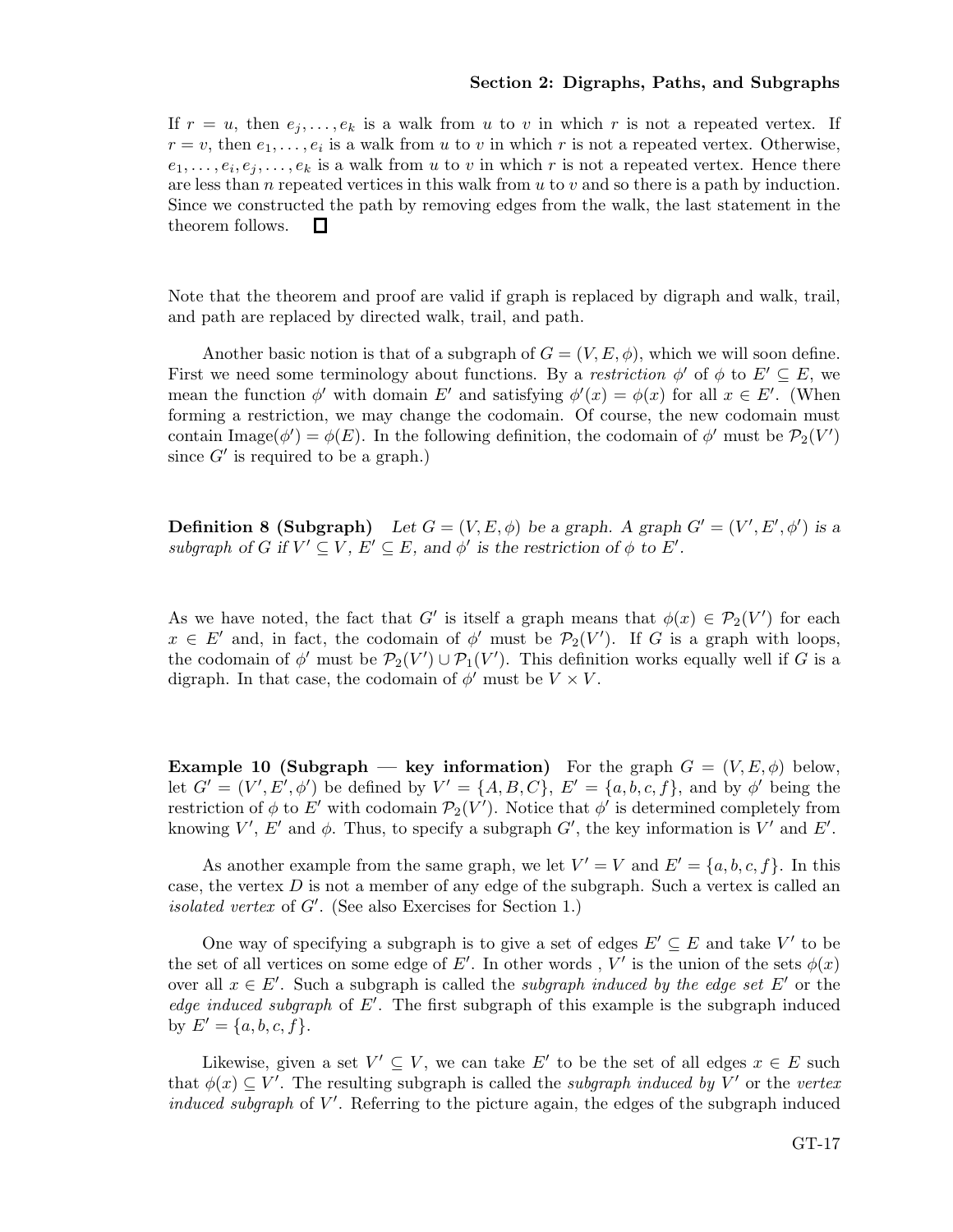If $r = u$, then $e_j, \ldots, e_k$ is a walk from $u$ to $v$ in which $r$ is not a repeated vertex. If $r = v$, then $e_1, \ldots, e_i$ is a walk from $u$ to $v$ in which $r$ is not a repeated vertex. Otherwise, $e_1, \ldots, e_i, e_j, \ldots, e_k$ is a walk from $u$ to $v$ in which $r$ is not a repeated vertex. Hence there are less than $n$ repeated vertices in this walk from $u$ to $v$ and so there is a path by induction. Since we constructed the path by removing edges from the walk, the last statement in the theorem follows. □

Note that the theorem and proof are valid if graph is replaced by digraph and walk, trail, and path are replaced by directed walk, trail, and path.

Another basic notion is that of a subgraph of $G = (V, E, \phi)$, which we will soon define. First we need some terminology about functions. By a *restriction* $\phi'$ of $\phi$ to $E' \subseteq E$, we mean the function $\phi'$ with domain $E'$ and satisfying $\phi'(x) = \phi(x)$ for all $x \in E'$. (When forming a restriction, we may change the codomain. Of course, the new codomain must contain $\text{Image}(\phi') = \phi(E)$. In the following definition, the codomain of $\phi'$ must be $\mathcal{P}_2(V')$ since $G'$ is required to be a graph.)

**Definition 8 (Subgraph)** *Let $G = (V, E, \phi)$ be a graph. A graph $G' = (V', E', \phi')$ is a subgraph of $G$ if $V' \subseteq V$, $E' \subseteq E$, and $\phi'$ is the restriction of $\phi$ to $E'$.*

As we have noted, the fact that $G'$ is itself a graph means that $\phi(x) \in \mathcal{P}_2(V')$ for each $x \in E'$ and, in fact, the codomain of $\phi'$ must be $\mathcal{P}_2(V')$. If $G$ is a graph with loops, the codomain of $\phi'$ must be $\mathcal{P}_2(V') \cup \mathcal{P}_1(V')$. This definition works equally well if $G$ is a digraph. In that case, the codomain of $\phi'$ must be $V \times V$.

**Example 10 (Subgraph — key information)** For the graph $G = (V, E, \phi)$ below, let $G' = (V', E', \phi')$ be defined by $V' = \{A, B, C\}$, $E' = \{a, b, c, f\}$, and by $\phi'$ being the restriction of $\phi$ to $E'$ with codomain $\mathcal{P}_2(V')$. Notice that $\phi'$ is determined completely from knowing $V'$, $E'$ and $\phi$. Thus, to specify a subgraph $G'$, the key information is $V'$ and $E'$.

As another example from the same graph, we let $V' = V$ and $E' = \{a, b, c, f\}$. In this case, the vertex $D$ is not a member of any edge of the subgraph. Such a vertex is called an *isolated vertex* of $G'$. (See also Exercises for Section 1.)

One way of specifying a subgraph is to give a set of edges $E' \subseteq E$ and take $V'$ to be the set of all vertices on some edge of $E'$. In other words , $V'$ is the union of the sets $\phi(x)$ over all $x \in E'$. Such a subgraph is called the *subgraph induced by the edge set* $E'$ or the *edge induced subgraph* of $E'$. The first subgraph of this example is the subgraph induced by $E' = \{a, b, c, f\}$.

Likewise, given a set $V' \subseteq V$, we can take $E'$ to be the set of all edges $x \in E$ such that $\phi(x) \subseteq V'$. The resulting subgraph is called the *subgraph induced by* $V'$ or the *vertex induced subgraph* of $V'$. Referring to the picture again, the edges of the subgraph induced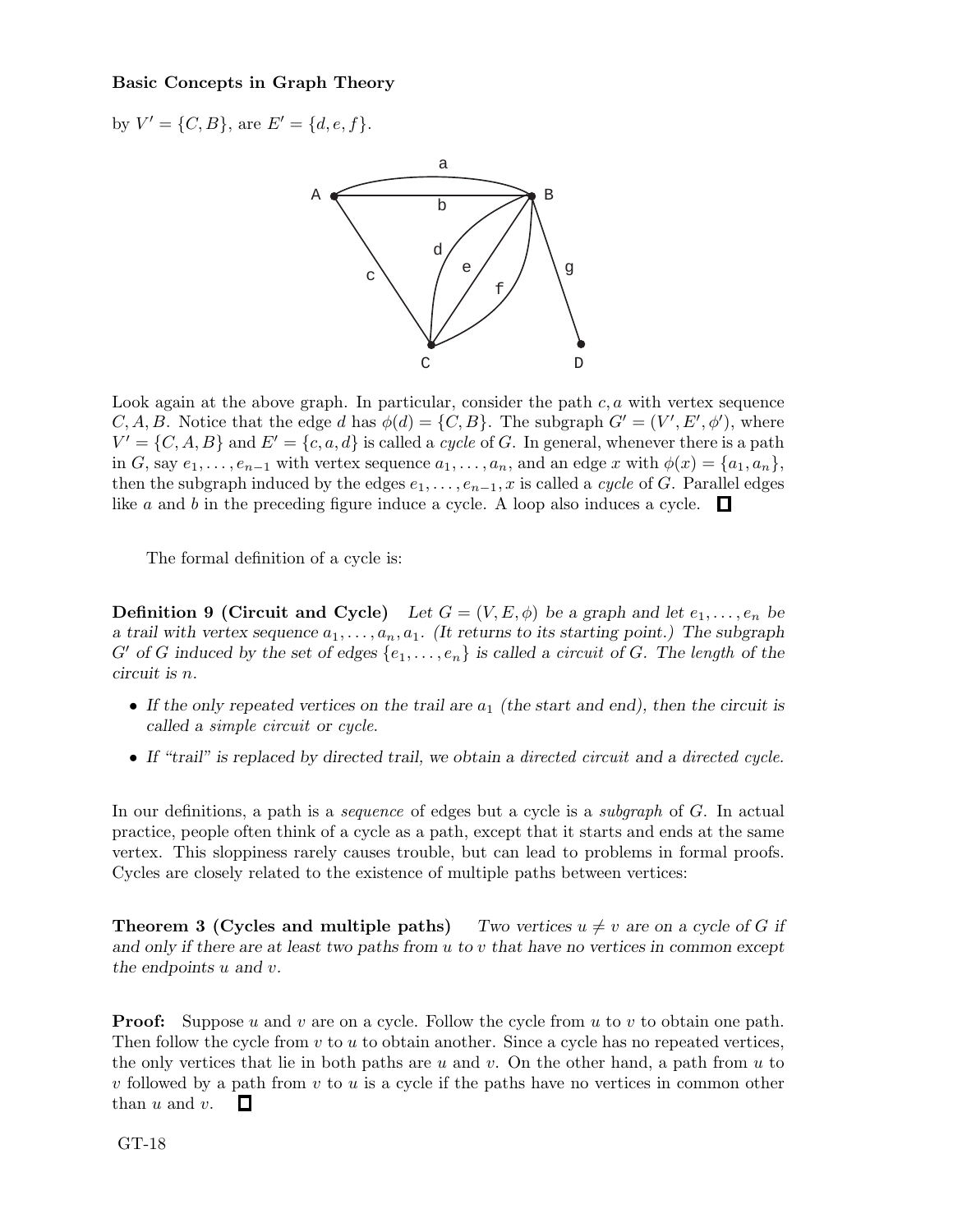by $V' = \{C, B\}$, are $E' = \{d, e, f\}$.

Look again at the above graph. In particular, consider the path $c, a$ with vertex sequence $C, A, B$. Notice that the edge $d$ has $\phi(d) = \{C, B\}$. The subgraph $G' = (V', E', \phi')$, where $V' = \{C, A, B\}$ and $E' = \{c, a, d\}$ is called a *cycle* of $G$. In general, whenever there is a path in $G$, say $e_1, \ldots, e_{n-1}$ with vertex sequence $a_1, \ldots, a_n$, and an edge $x$ with $\phi(x) = \{a_1, a_n\}$, then the subgraph induced by the edges $e_1, \ldots, e_{n-1}, x$ is called a *cycle* of $G$. Parallel edges like $a$ and $b$ in the preceding figure induce a cycle. A loop also induces a cycle. □

The formal definition of a cycle is:

**Definition 9 (Circuit and Cycle)** *Let $G = (V, E, \phi)$ be a graph and let $e_1, \ldots, e_n$ be a trail with vertex sequence $a_1, \ldots, a_n, a_1$. (It returns to its starting point.) The subgraph $G'$ of $G$ induced by the set of edges $\{e_1, \ldots, e_n\}$ is called a circuit of $G$. The length of the circuit is $n$.*

- *If the only repeated vertices on the trail are $a_1$ (the start and end), then the circuit is called a simple circuit or cycle.*
- *If "trail" is replaced by directed trail, we obtain a directed circuit and a directed cycle.*

In our definitions, a path is a *sequence* of edges but a cycle is a *subgraph* of $G$. In actual practice, people often think of a cycle as a path, except that it starts and ends at the same vertex. This sloppiness rarely causes trouble, but can lead to problems in formal proofs. Cycles are closely related to the existence of multiple paths between vertices:

**Theorem 3 (Cycles and multiple paths)** *Two vertices $u \neq v$ are on a cycle of $G$ if and only if there are at least two paths from $u$ to $v$ that have no vertices in common except the endpoints $u$ and $v$.*

**Proof:** Suppose $u$ and $v$ are on a cycle. Follow the cycle from $u$ to $v$ to obtain one path. Then follow the cycle from $v$ to $u$ to obtain another. Since a cycle has no repeated vertices, the only vertices that lie in both paths are $u$ and $v$. On the other hand, a path from $u$ to $v$ followed by a path from $v$ to $u$ is a cycle if the paths have no vertices in common other than $u$ and $v$. □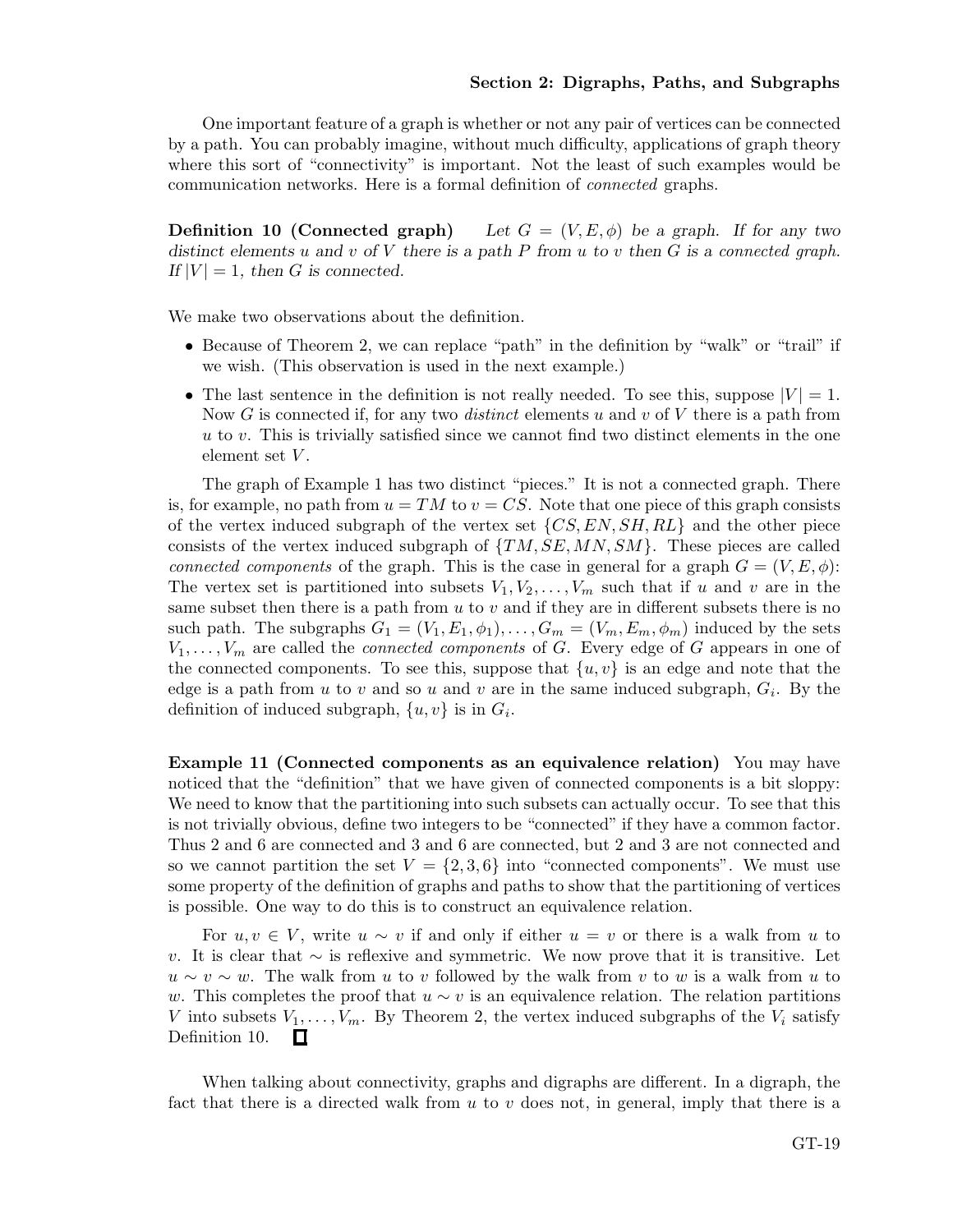One important feature of a graph is whether or not any pair of vertices can be connected by a path. You can probably imagine, without much difficulty, applications of graph theory where this sort of "connectivity" is important. Not the least of such examples would be communication networks. Here is a formal definition of *connected* graphs.

**Definition 10 (Connected graph)** *Let $G = (V, E, \phi)$ be a graph. If for any two distinct elements $u$ and $v$ of $V$ there is a path $P$ from $u$ to $v$ then $G$ is a connected graph. If $|V| = 1$, then $G$ is connected.*

We make two observations about the definition.

- Because of Theorem 2, we can replace "path" in the definition by "walk" or "trail" if we wish. (This observation is used in the next example.)
- The last sentence in the definition is not really needed. To see this, suppose $|V| = 1$. Now $G$ is connected if, for any two *distinct* elements $u$ and $v$ of $V$ there is a path from $u$ to $v$. This is trivially satisfied since we cannot find two distinct elements in the one element set $V$.

The graph of Example 1 has two distinct "pieces." It is not a connected graph. There is, for example, no path from $u = TM$ to $v = CS$. Note that one piece of this graph consists of the vertex induced subgraph of the vertex set $\{CS, EN, SH, RL\}$ and the other piece consists of the vertex induced subgraph of $\{TM, SE, MN, SM\}$. These pieces are called *connected components* of the graph. This is the case in general for a graph $G = (V, E, \phi)$: The vertex set is partitioned into subsets $V_1, V_2, \ldots, V_m$ such that if $u$ and $v$ are in the same subset then there is a path from $u$ to $v$ and if they are in different subsets there is no such path. The subgraphs $G_1 = (V_1, E_1, \phi_1), \ldots, G_m = (V_m, E_m, \phi_m)$ induced by the sets $V_1, \ldots, V_m$ are called the *connected components* of $G$. Every edge of $G$ appears in one of the connected components. To see this, suppose that $\{u, v\}$ is an edge and note that the edge is a path from $u$ to $v$ and so $u$ and $v$ are in the same induced subgraph, $G_i$. By the definition of induced subgraph, $\{u, v\}$ is in $G_i$.

**Example 11 (Connected components as an equivalence relation)** You may have noticed that the "definition" that we have given of connected components is a bit sloppy: We need to know that the partitioning into such subsets can actually occur. To see that this is not trivially obvious, define two integers to be "connected" if they have a common factor. Thus 2 and 6 are connected and 3 and 6 are connected, but 2 and 3 are not connected and so we cannot partition the set $V = \{2, 3, 6\}$ into "connected components". We must use some property of the definition of graphs and paths to show that the partitioning of vertices is possible. One way to do this is to construct an equivalence relation.

For $u, v \in V$, write $u \sim v$ if and only if either $u = v$ or there is a walk from $u$ to $v$. It is clear that $\sim$ is reflexive and symmetric. We now prove that it is transitive. Let $u \sim v \sim w$. The walk from $u$ to $v$ followed by the walk from $v$ to $w$ is a walk from $u$ to $w$. This completes the proof that $u \sim v$ is an equivalence relation. The relation partitions $V$ into subsets $V_1, \ldots, V_m$. By Theorem 2, the vertex induced subgraphs of the $V_i$ satisfy Definition 10. □

When talking about connectivity, graphs and digraphs are different. In a digraph, the fact that there is a directed walk from $u$ to $v$ does not, in general, imply that there is a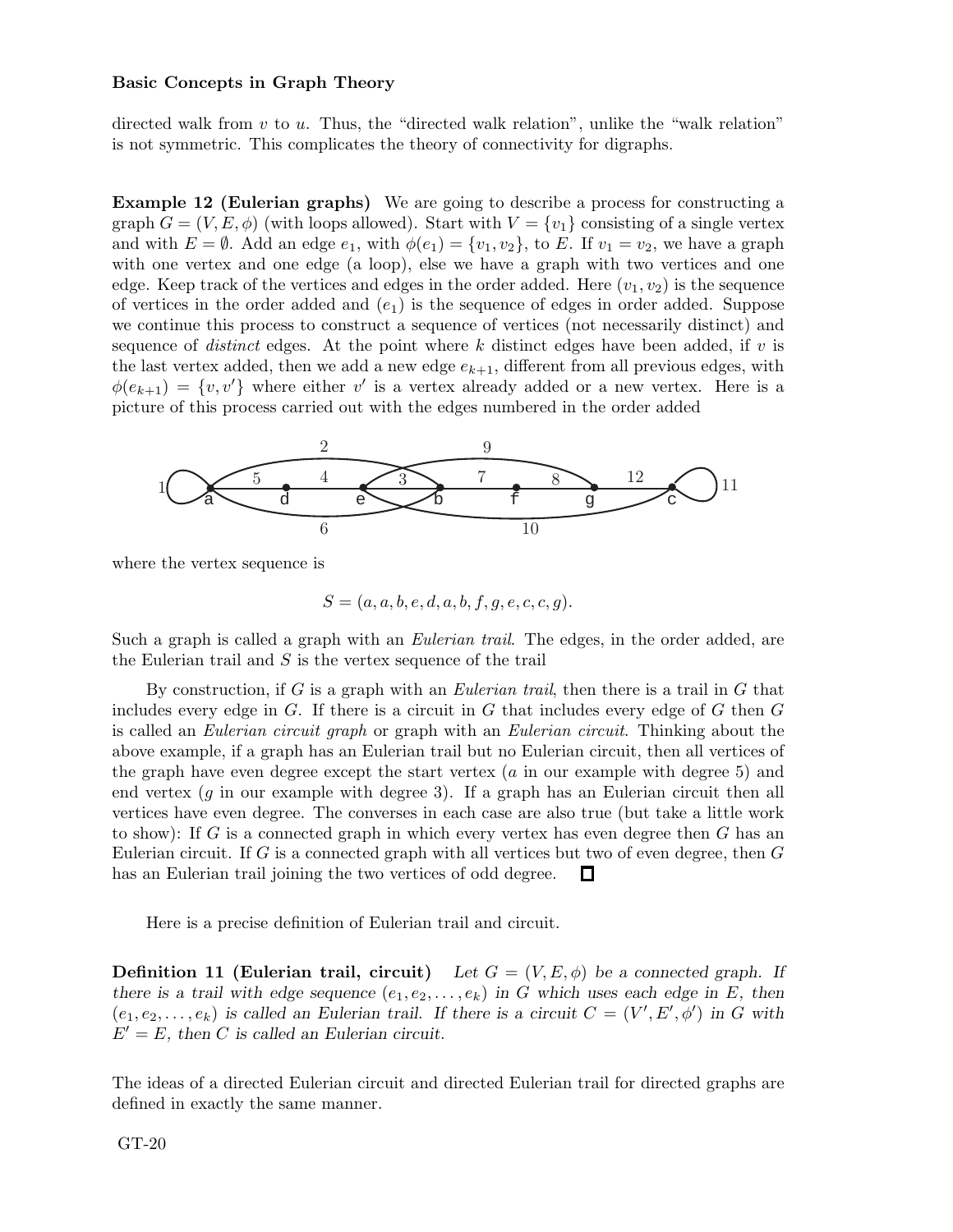directed walk from $v$ to $u$. Thus, the "directed walk relation", unlike the "walk relation" is not symmetric. This complicates the theory of connectivity for digraphs.

**Example 12 (Eulerian graphs)** We are going to describe a process for constructing a graph $G = (V, E, \phi)$ (with loops allowed). Start with $V = \{v_1\}$ consisting of a single vertex and with $E = \emptyset$. Add an edge $e_1$, with $\phi(e_1) = \{v_1, v_2\}$, to $E$. If $v_1 = v_2$, we have a graph with one vertex and one edge (a loop), else we have a graph with two vertices and one edge. Keep track of the vertices and edges in the order added. Here $(v_1, v_2)$ is the sequence of vertices in the order added and $(e_1)$ is the sequence of edges in order added. Suppose we continue this process to construct a sequence of vertices (not necessarily distinct) and sequence of *distinct* edges. At the point where $k$ distinct edges have been added, if $v$ is the last vertex added, then we add a new edge $e_{k+1}$, different from all previous edges, with $\phi(e_{k+1}) = \{v, v'\}$ where either $v'$ is a vertex already added or a new vertex. Here is a picture of this process carried out with the edges numbered in the order added

where the vertex sequence is

$$S = (a, a, b, e, d, a, b, f, g, e, c, c, g).$$

Such a graph is called a graph with an *Eulerian trail*. The edges, in the order added, are the Eulerian trail and $S$ is the vertex sequence of the trail

By construction, if $G$ is a graph with an *Eulerian trail*, then there is a trail in $G$ that includes every edge in $G$. If there is a circuit in $G$ that includes every edge of $G$ then $G$ is called an *Eulerian circuit graph* or graph with an *Eulerian circuit*. Thinking about the above example, if a graph has an Eulerian trail but no Eulerian circuit, then all vertices of the graph have even degree except the start vertex ($a$ in our example with degree 5) and end vertex ($g$ in our example with degree 3). If a graph has an Eulerian circuit then all vertices have even degree. The converses in each case are also true (but take a little work to show): If $G$ is a connected graph in which every vertex has even degree then $G$ has an Eulerian circuit. If $G$ is a connected graph with all vertices but two of even degree, then $G$ has an Eulerian trail joining the two vertices of odd degree. □

Here is a precise definition of Eulerian trail and circuit.

**Definition 11 (Eulerian trail, circuit)** *Let $G = (V, E, \phi)$ be a connected graph. If there is a trail with edge sequence $(e_1, e_2, \ldots, e_k)$ in $G$ which uses each edge in $E$, then $(e_1, e_2, \ldots, e_k)$ is called an Eulerian trail. If there is a circuit $C = (V', E', \phi')$ in $G$ with $E' = E$, then $C$ is called an Eulerian circuit.*

The ideas of a directed Eulerian circuit and directed Eulerian trail for directed graphs are defined in exactly the same manner.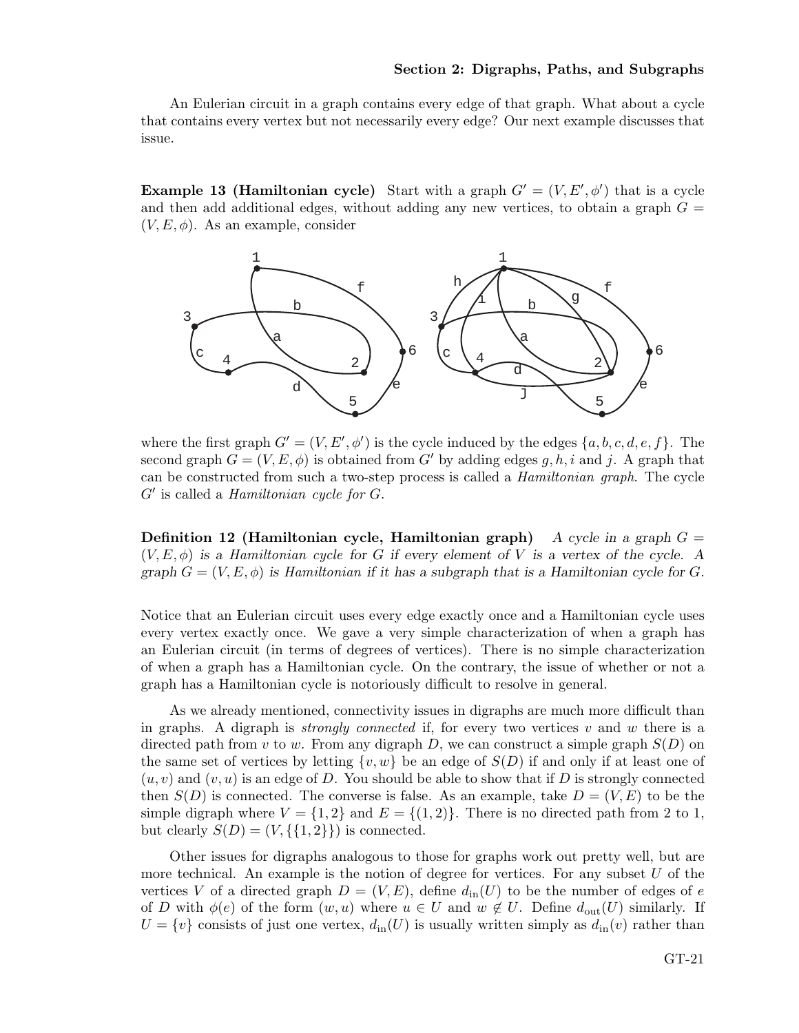An Eulerian circuit in a graph contains every edge of that graph. What about a cycle that contains every vertex but not necessarily every edge? Our next example discusses that issue.

**Example 13 (Hamiltonian cycle)** Start with a graph $G' = (V, E', \phi')$ that is a cycle and then add additional edges, without adding any new vertices, to obtain a graph $G = (V, E, \phi)$. As an example, consider

1 f b 3 a c 4 2 6 d e 5

1 h f i b g 3 a 6 c 4 d 2 j e 5

where the first graph $G' = (V, E', \phi')$ is the cycle induced by the edges $\{a, b, c, d, e, f\}$. The second graph $G = (V, E, \phi)$ is obtained from $G'$ by adding edges $g, h, i$ and $j$. A graph that can be constructed from such a two-step process is called a *Hamiltonian graph*. The cycle $G'$ is called a *Hamiltonian cycle for* $G$.

**Definition 12 (Hamiltonian cycle, Hamiltonian graph)** *A cycle in a graph $G = (V, E, \phi)$ is a Hamiltonian cycle for $G$ if every element of $V$ is a vertex of the cycle. A graph $G = (V, E, \phi)$ is Hamiltonian if it has a subgraph that is a Hamiltonian cycle for $G$.*

Notice that an Eulerian circuit uses every edge exactly once and a Hamiltonian cycle uses every vertex exactly once. We gave a very simple characterization of when a graph has an Eulerian circuit (in terms of degrees of vertices). There is no simple characterization of when a graph has a Hamiltonian cycle. On the contrary, the issue of whether or not a graph has a Hamiltonian cycle is notoriously difficult to resolve in general.

As we already mentioned, connectivity issues in digraphs are much more difficult than in graphs. A digraph is *strongly connected* if, for every two vertices $v$ and $w$ there is a directed path from $v$ to $w$. From any digraph $D$, we can construct a simple graph $S(D)$ on the same set of vertices by letting $\{v, w\}$ be an edge of $S(D)$ if and only if at least one of $(u, v)$ and $(v, u)$ is an edge of $D$. You should be able to show that if $D$ is strongly connected then $S(D)$ is connected. The converse is false. As an example, take $D = (V, E)$ to be the simple digraph where $V = \{1, 2\}$ and $E = \{(1, 2)\}$. There is no directed path from 2 to 1, but clearly $S(D) = (V, \{\{1, 2\}\})$ is connected.

Other issues for digraphs analogous to those for graphs work out pretty well, but are more technical. An example is the notion of degree for vertices. For any subset $U$ of the vertices $V$ of a directed graph $D = (V, E)$, define $d_{\text{in}}(U)$ to be the number of edges of $e$ of $D$ with $\phi(e)$ of the form $(w, u)$ where $u \in U$ and $w \notin U$. Define $d_{\text{out}}(U)$ similarly. If $U = \{v\}$ consists of just one vertex, $d_{\text{in}}(U)$ is usually written simply as $d_{\text{in}}(v)$ rather than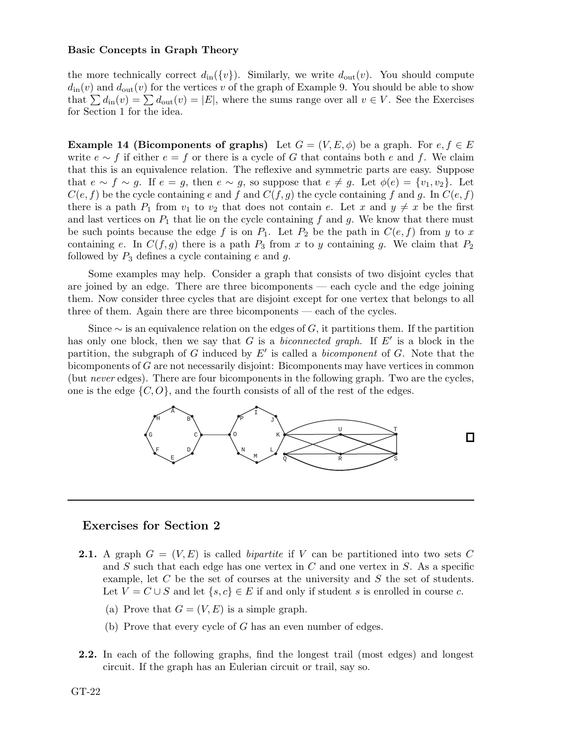the more technically correct $d_{\text{in}}(\{v\})$. Similarly, we write $d_{\text{out}}(v)$. You should compute $d_{\text{in}}(v)$ and $d_{\text{out}}(v)$ for the vertices $v$ of the graph of Example 9. You should be able to show that $\sum d_{\text{in}}(v) = \sum d_{\text{out}}(v) = |E|$, where the sums range over all $v \in V$. See the Exercises for Section 1 for the idea.

**Example 14 (Bicomponents of graphs)** Let $G = (V, E, \phi)$ be a graph. For $e, f \in E$ write $e \sim f$ if either $e = f$ or there is a cycle of $G$ that contains both $e$ and $f$. We claim that this is an equivalence relation. The reflexive and symmetric parts are easy. Suppose that $e \sim f \sim g$. If $e = g$, then $e \sim g$, so suppose that $e \neq g$. Let $\phi(e) = \{v_1, v_2\}$. Let $C(e, f)$ be the cycle containing $e$ and $f$ and $C(f, g)$ the cycle containing $f$ and $g$. In $C(e, f)$ there is a path $P_1$ from $v_1$ to $v_2$ that does not contain $e$. Let $x$ and $y \neq x$ be the first and last vertices on $P_1$ that lie on the cycle containing $f$ and $g$. We know that there must be such points because the edge $f$ is on $P_1$. Let $P_2$ be the path in $C(e, f)$ from $y$ to $x$ containing $e$. In $C(f, g)$ there is a path $P_3$ from $x$ to $y$ containing $g$. We claim that $P_2$ followed by $P_3$ defines a cycle containing $e$ and $g$.

Some examples may help. Consider a graph that consists of two disjoint cycles that are joined by an edge. There are three bicomponents — each cycle and the edge joining them. Now consider three cycles that are disjoint except for one vertex that belongs to all three of them. Again there are three bicomponents — each of the cycles.

Since $\sim$ is an equivalence relation on the edges of $G$, it partitions them. If the partition has only one block, then we say that $G$ is a *biconnected graph*. If $E'$ is a block in the partition, the subgraph of $G$ induced by $E'$ is called a *bicomponent* of $G$. Note that the bicomponents of $G$ are not necessarily disjoint: Bicomponents may have vertices in common (but *never* edges). There are four bicomponents in the following graph. Two are the cycles, one is the edge $\{C, O\}$, and the fourth consists of all of the rest of the edges. □

## Exercises for Section 2

**2.1.** A graph $G = (V, E)$ is called *bipartite* if $V$ can be partitioned into two sets $C$ and $S$ such that each edge has one vertex in $C$ and one vertex in $S$. As a specific example, let $C$ be the set of courses at the university and $S$ the set of students. Let $V = C \cup S$ and let $\{s, c\} \in E$ if and only if student $s$ is enrolled in course $c$.

(a) Prove that $G = (V, E)$ is a simple graph.

(b) Prove that every cycle of $G$ has an even number of edges.

**2.2.** In each of the following graphs, find the longest trail (most edges) and longest circuit. If the graph has an Eulerian circuit or trail, say so.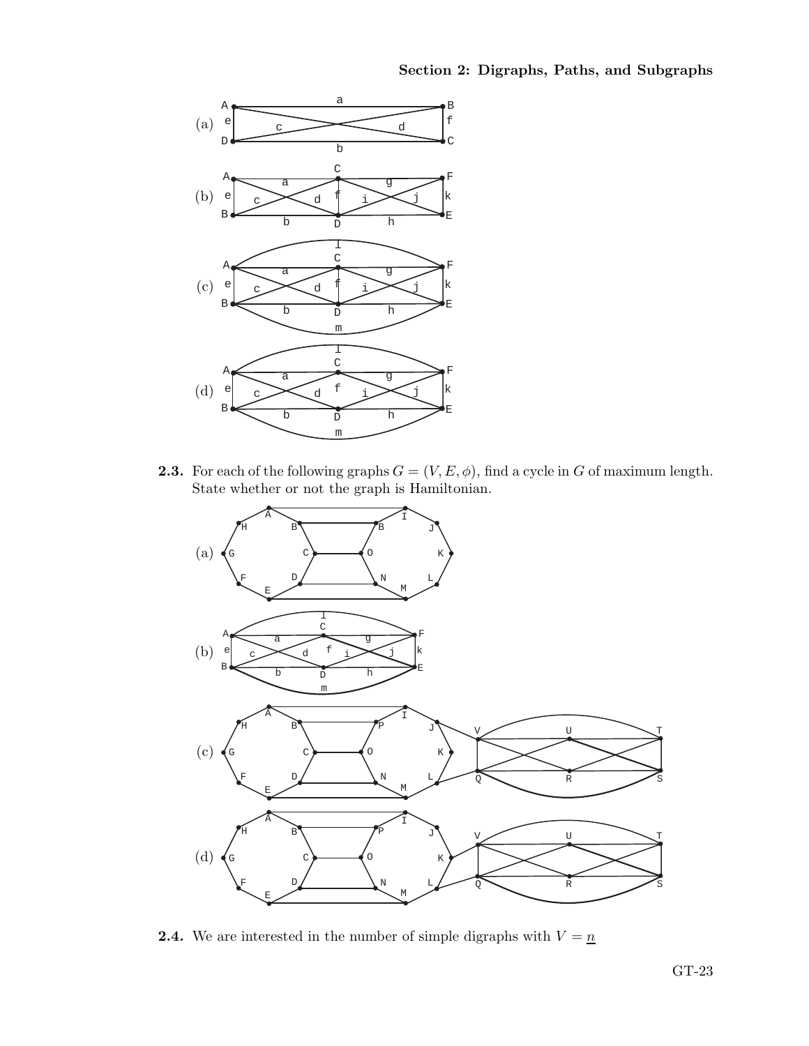(a)

(b)

(c)

(d)

**2.3.** For each of the following graphs $G = (V, E, \phi)$, find a cycle in $G$ of maximum length. State whether or not the graph is Hamiltonian.

(a)

(b)

(c)

(d)

**2.4.** We are interested in the number of simple digraphs with $V = \underline{n}$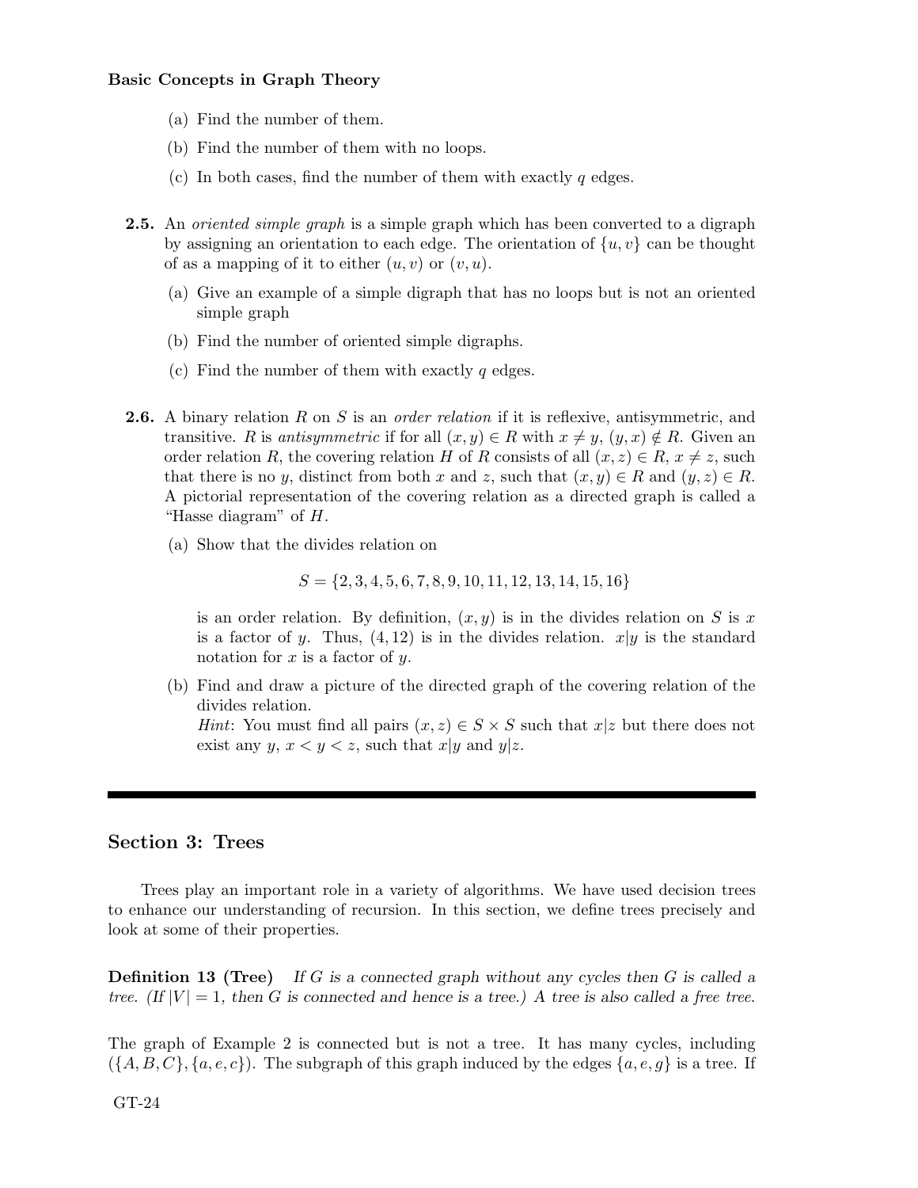(a) Find the number of them.

(b) Find the number of them with no loops.

(c) In both cases, find the number of them with exactly $q$ edges.

**2.5.** An *oriented simple graph* is a simple graph which has been converted to a digraph by assigning an orientation to each edge. The orientation of $\{u, v\}$ can be thought of as a mapping of it to either $(u, v)$ or $(v, u)$.

(a) Give an example of a simple digraph that has no loops but is not an oriented simple graph

(b) Find the number of oriented simple digraphs.

(c) Find the number of them with exactly $q$ edges.

**2.6.** A binary relation $R$ on $S$ is an *order relation* if it is reflexive, antisymmetric, and transitive. $R$ is *antisymmetric* if for all $(x, y) \in R$ with $x \neq y$, $(y, x) \notin R$. Given an order relation $R$, the covering relation $H$ of $R$ consists of all $(x, z) \in R$, $x \neq z$, such that there is no $y$, distinct from both $x$ and $z$, such that $(x, y) \in R$ and $(y, z) \in R$. A pictorial representation of the covering relation as a directed graph is called a "Hasse diagram" of $H$.

(a) Show that the divides relation on

$$S = \{2, 3, 4, 5, 6, 7, 8, 9, 10, 11, 12, 13, 14, 15, 16\}$$

is an order relation. By definition, $(x, y)$ is in the divides relation on $S$ is $x$ is a factor of $y$. Thus, $(4, 12)$ is in the divides relation. $x|y$ is the standard notation for $x$ is a factor of $y$.

(b) Find and draw a picture of the directed graph of the covering relation of the divides relation.
*Hint*: You must find all pairs $(x, z) \in S \times S$ such that $x|z$ but there does not exist any $y$, $x < y < z$, such that $x|y$ and $y|z$.

---

## Section 3: Trees

Trees play an important role in a variety of algorithms. We have used decision trees to enhance our understanding of recursion. In this section, we define trees precisely and look at some of their properties.

**Definition 13 (Tree)** *If $G$ is a connected graph without any cycles then $G$ is called a tree. (If $|V| = 1$, then $G$ is connected and hence is a tree.) A tree is also called a free tree.*

The graph of Example 2 is connected but is not a tree. It has many cycles, including $(\{A, B, C\}, \{a, e, c\})$. The subgraph of this graph induced by the edges $\{a, e, g\}$ is a tree. If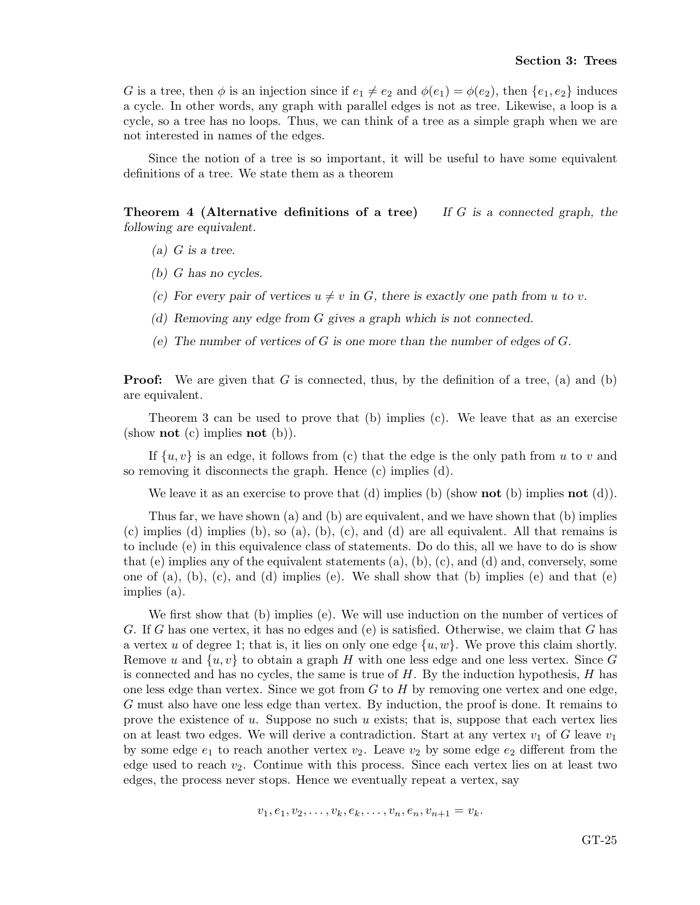$G$ is a tree, then $\phi$ is an injection since if $e_1 \neq e_2$ and $\phi(e_1) = \phi(e_2)$, then $\{e_1, e_2\}$ induces a cycle. In other words, any graph with parallel edges is not as tree. Likewise, a loop is a cycle, so a tree has no loops. Thus, we can think of a tree as a simple graph when we are not interested in names of the edges.

Since the notion of a tree is so important, it will be useful to have some equivalent definitions of a tree. We state them as a theorem

**Theorem 4 (Alternative definitions of a tree)** *If $G$ is a connected graph, the following are equivalent.*

*(a) $G$ is a tree.*

*(b) $G$ has no cycles.*

*(c) For every pair of vertices $u \neq v$ in $G$, there is exactly one path from $u$ to $v$.*

*(d) Removing any edge from $G$ gives a graph which is not connected.*

*(e) The number of vertices of $G$ is one more than the number of edges of $G$.*

**Proof:** We are given that $G$ is connected, thus, by the definition of a tree, (a) and (b) are equivalent.

Theorem 3 can be used to prove that (b) implies (c). We leave that as an exercise (show **not** (c) implies **not** (b)).

If $\{u, v\}$ is an edge, it follows from (c) that the edge is the only path from $u$ to $v$ and so removing it disconnects the graph. Hence (c) implies (d).

We leave it as an exercise to prove that (d) implies (b) (show **not** (b) implies **not** (d)).

Thus far, we have shown (a) and (b) are equivalent, and we have shown that (b) implies (c) implies (d) implies (b), so (a), (b), (c), and (d) are all equivalent. All that remains is to include (e) in this equivalence class of statements. Do do this, all we have to do is show that (e) implies any of the equivalent statements (a), (b), (c), and (d) and, conversely, some one of (a), (b), (c), and (d) implies (e). We shall show that (b) implies (e) and that (e) implies (a).

We first show that (b) implies (e). We will use induction on the number of vertices of $G$. If $G$ has one vertex, it has no edges and (e) is satisfied. Otherwise, we claim that $G$ has a vertex $u$ of degree 1; that is, it lies on only one edge $\{u, w\}$. We prove this claim shortly. Remove $u$ and $\{u, v\}$ to obtain a graph $H$ with one less edge and one less vertex. Since $G$ is connected and has no cycles, the same is true of $H$. By the induction hypothesis, $H$ has one less edge than vertex. Since we got from $G$ to $H$ by removing one vertex and one edge, $G$ must also have one less edge than vertex. By induction, the proof is done. It remains to prove the existence of $u$. Suppose no such $u$ exists; that is, suppose that each vertex lies on at least two edges. We will derive a contradiction. Start at any vertex $v_1$ of $G$ leave $v_1$ by some edge $e_1$ to reach another vertex $v_2$. Leave $v_2$ by some edge $e_2$ different from the edge used to reach $v_2$. Continue with this process. Since each vertex lies on at least two edges, the process never stops. Hence we eventually repeat a vertex, say

$$v_1, e_1, v_2, \ldots, v_k, e_k, \ldots, v_n, e_n, v_{n+1} = v_k.$$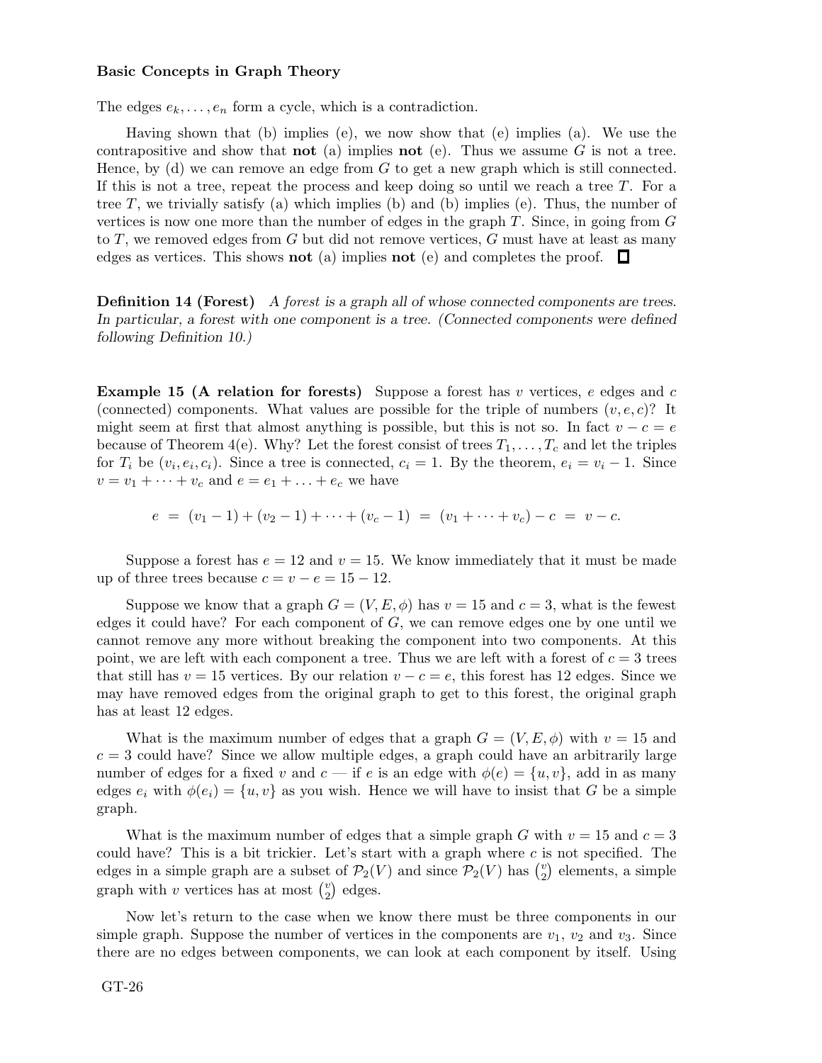The edges $e_k, \ldots, e_n$ form a cycle, which is a contradiction.

Having shown that (b) implies (e), we now show that (e) implies (a). We use the contrapositive and show that **not** (a) implies **not** (e). Thus we assume $G$ is not a tree. Hence, by (d) we can remove an edge from $G$ to get a new graph which is still connected. If this is not a tree, repeat the process and keep doing so until we reach a tree $T$. For a tree $T$, we trivially satisfy (a) which implies (b) and (b) implies (e). Thus, the number of vertices is now one more than the number of edges in the graph $T$. Since, in going from $G$ to $T$, we removed edges from $G$ but did not remove vertices, $G$ must have at least as many edges as vertices. This shows **not** (a) implies **not** (e) and completes the proof. □

**Definition 14 (Forest)** *A forest is a graph all of whose connected components are trees. In particular, a forest with one component is a tree. (Connected components were defined following Definition 10.)*

**Example 15 (A relation for forests)** Suppose a forest has $v$ vertices, $e$ edges and $c$ (connected) components. What values are possible for the triple of numbers $(v, e, c)$? It might seem at first that almost anything is possible, but this is not so. In fact $v - c = e$ because of Theorem 4(e). Why? Let the forest consist of trees $T_1, \ldots, T_c$ and let the triples for $T_i$ be $(v_i, e_i, c_i)$. Since a tree is connected, $c_i = 1$. By the theorem, $e_i = v_i - 1$. Since $v = v_1 + \cdots + v_c$ and $e = e_1 + \ldots + e_c$ we have

$$e \;=\; (v_1 - 1) + (v_2 - 1) + \cdots + (v_c - 1) \;=\; (v_1 + \cdots + v_c) - c \;=\; v - c.$$

Suppose a forest has $e = 12$ and $v = 15$. We know immediately that it must be made up of three trees because $c = v - e = 15 - 12$.

Suppose we know that a graph $G = (V, E, \phi)$ has $v = 15$ and $c = 3$, what is the fewest edges it could have? For each component of $G$, we can remove edges one by one until we cannot remove any more without breaking the component into two components. At this point, we are left with each component a tree. Thus we are left with a forest of $c = 3$ trees that still has $v = 15$ vertices. By our relation $v - c = e$, this forest has 12 edges. Since we may have removed edges from the original graph to get to this forest, the original graph has at least 12 edges.

What is the maximum number of edges that a graph $G = (V, E, \phi)$ with $v = 15$ and $c = 3$ could have? Since we allow multiple edges, a graph could have an arbitrarily large number of edges for a fixed $v$ and $c$ — if $e$ is an edge with $\phi(e) = \{u, v\}$, add in as many edges $e_i$ with $\phi(e_i) = \{u, v\}$ as you wish. Hence we will have to insist that $G$ be a simple graph.

What is the maximum number of edges that a simple graph $G$ with $v = 15$ and $c = 3$ could have? This is a bit trickier. Let's start with a graph where $c$ is not specified. The edges in a simple graph are a subset of $\mathcal{P}_2(V)$ and since $\mathcal{P}_2(V)$ has $\binom{v}{2}$ elements, a simple graph with $v$ vertices has at most $\binom{v}{2}$ edges.

Now let's return to the case when we know there must be three components in our simple graph. Suppose the number of vertices in the components are $v_1$, $v_2$ and $v_3$. Since there are no edges between components, we can look at each component by itself. Using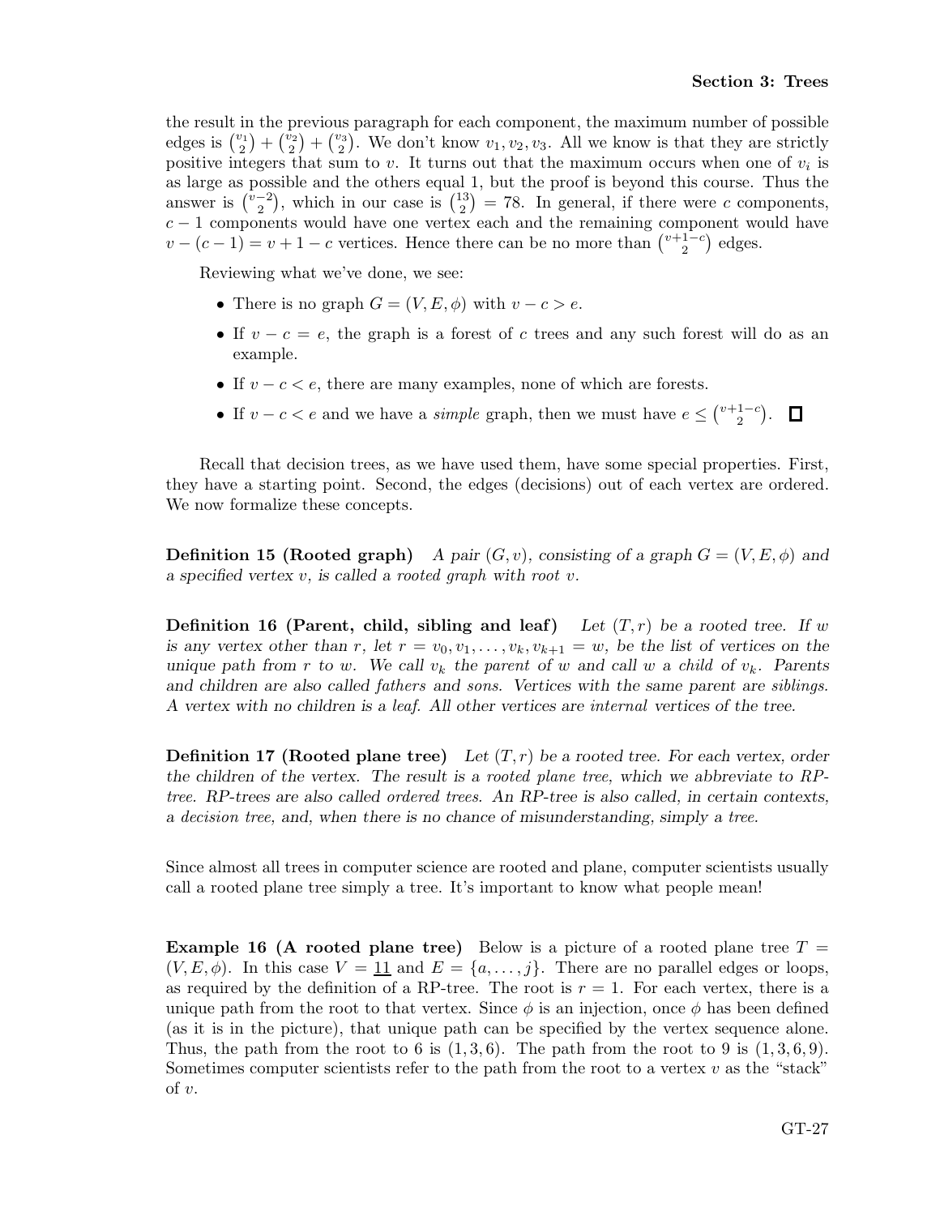the result in the previous paragraph for each component, the maximum number of possible edges is $\binom{v_1}{2} + \binom{v_2}{2} + \binom{v_3}{2}$. We don't know $v_1, v_2, v_3$. All we know is that they are strictly positive integers that sum to $v$. It turns out that the maximum occurs when one of $v_i$ is as large as possible and the others equal 1, but the proof is beyond this course. Thus the answer is $\binom{v-2}{2}$, which in our case is $\binom{13}{2} = 78$. In general, if there were $c$ components, $c-1$ components would have one vertex each and the remaining component would have $v-(c-1) = v+1-c$ vertices. Hence there can be no more than $\binom{v+1-c}{2}$ edges.

Reviewing what we've done, we see:

- There is no graph $G = (V, E, \phi)$ with $v - c > e$.
- If $v - c = e$, the graph is a forest of $c$ trees and any such forest will do as an example.
- If $v - c < e$, there are many examples, none of which are forests.
- If $v - c < e$ and we have a *simple* graph, then we must have $e \leq \binom{v+1-c}{2}$. □

Recall that decision trees, as we have used them, have some special properties. First, they have a starting point. Second, the edges (decisions) out of each vertex are ordered. We now formalize these concepts.

**Definition 15 (Rooted graph)** *A pair $(G, v)$, consisting of a graph $G = (V, E, \phi)$ and a specified vertex $v$, is called a rooted graph with root $v$.*

**Definition 16 (Parent, child, sibling and leaf)** *Let $(T, r)$ be a rooted tree. If $w$ is any vertex other than $r$, let $r = v_0, v_1, \ldots, v_k, v_{k+1} = w$, be the list of vertices on the unique path from $r$ to $w$. We call $v_k$ the parent of $w$ and call $w$ a child of $v_k$. Parents and children are also called fathers and sons. Vertices with the same parent are siblings. A vertex with no children is a leaf. All other vertices are internal vertices of the tree.*

**Definition 17 (Rooted plane tree)** *Let $(T, r)$ be a rooted tree. For each vertex, order the children of the vertex. The result is a rooted plane tree, which we abbreviate to RP-tree. RP-trees are also called ordered trees. An RP-tree is also called, in certain contexts, a decision tree, and, when there is no chance of misunderstanding, simply a tree.*

Since almost all trees in computer science are rooted and plane, computer scientists usually call a rooted plane tree simply a tree. It's important to know what people mean!

**Example 16 (A rooted plane tree)** Below is a picture of a rooted plane tree $T = (V, E, \phi)$. In this case $V = \underline{11}$ and $E = \{a, \ldots, j\}$. There are no parallel edges or loops, as required by the definition of a RP-tree. The root is $r = 1$. For each vertex, there is a unique path from the root to that vertex. Since $\phi$ is an injection, once $\phi$ has been defined (as it is in the picture), that unique path can be specified by the vertex sequence alone. Thus, the path from the root to 6 is $(1, 3, 6)$. The path from the root to 9 is $(1, 3, 6, 9)$. Sometimes computer scientists refer to the path from the root to a vertex $v$ as the "stack" of $v$.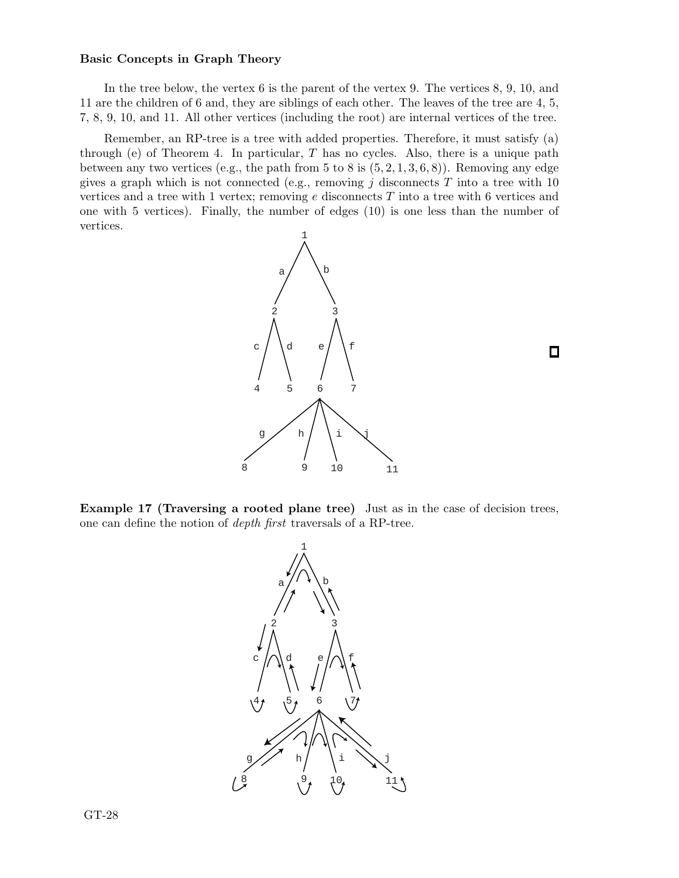In the tree below, the vertex 6 is the parent of the vertex 9. The vertices 8, 9, 10, and 11 are the children of 6 and, they are siblings of each other. The leaves of the tree are 4, 5, 7, 8, 9, 10, and 11. All other vertices (including the root) are internal vertices of the tree.

Remember, an RP-tree is a tree with added properties. Therefore, it must satisfy (a) through (e) of Theorem 4. In particular, $T$ has no cycles. Also, there is a unique path between any two vertices (e.g., the path from 5 to 8 is $(5, 2, 1, 3, 6, 8)$). Removing any edge gives a graph which is not connected (e.g., removing $j$ disconnects $T$ into a tree with 10 vertices and a tree with 1 vertex; removing $e$ disconnects $T$ into a tree with 6 vertices and one with 5 vertices). Finally, the number of edges (10) is one less than the number of vertices.

```
                1
               / \
             a/   \b
             /     \
            2       3
           / \     / \
         c/   \d e/   \f
         /     \ /     \
        4      5 6      7
                /|\ \
              g/ h| i\ \j
              /   |   \  \
             8    9   10  11
```

□

**Example 17 (Traversing a rooted plane tree)** Just as in the case of decision trees, one can define the notion of *depth first* traversals of a RP-tree.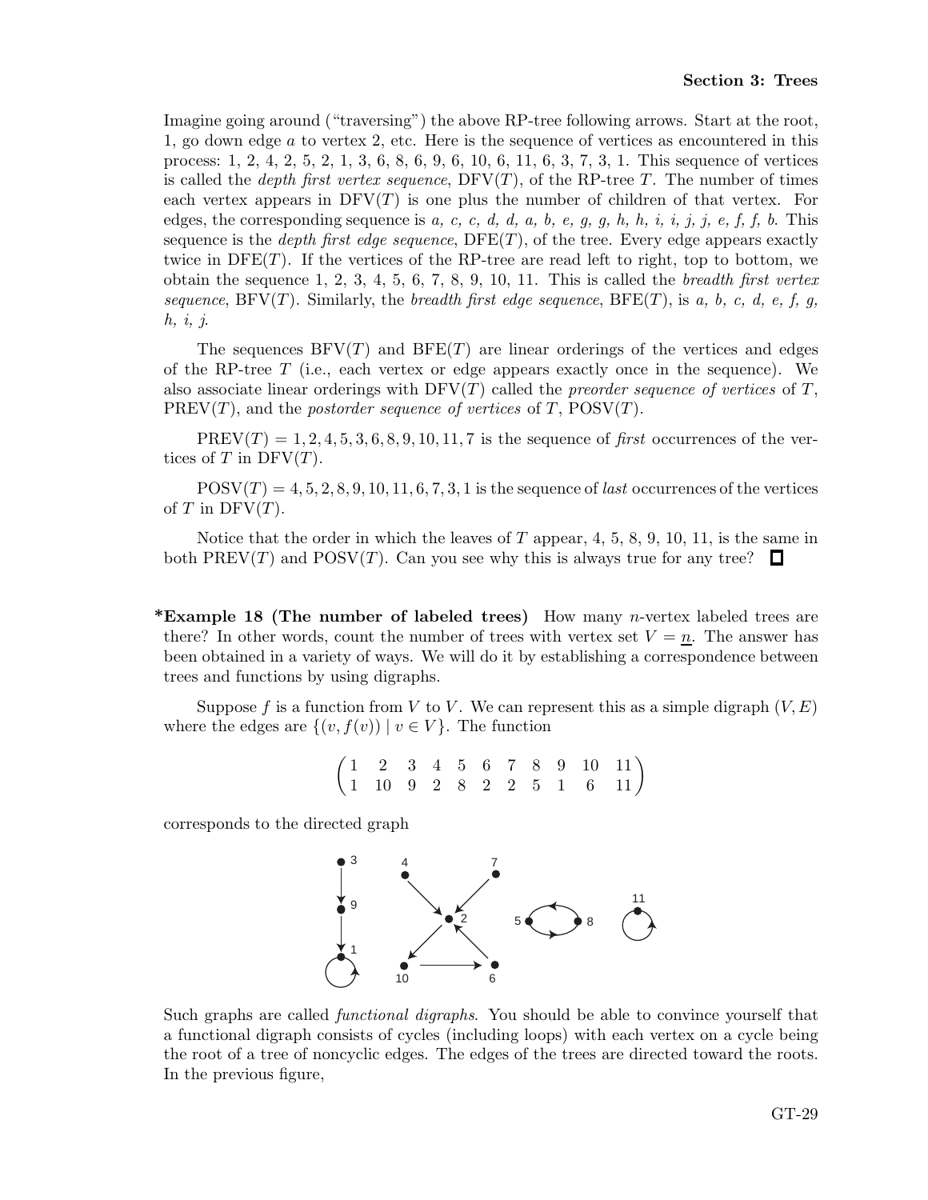Imagine going around ("traversing") the above RP-tree following arrows. Start at the root, 1, go down edge $a$ to vertex 2, etc. Here is the sequence of vertices as encountered in this process: 1, 2, 4, 2, 5, 2, 1, 3, 6, 8, 6, 9, 6, 10, 6, 11, 6, 3, 7, 3, 1. This sequence of vertices is called the *depth first vertex sequence*, DFV($T$), of the RP-tree $T$. The number of times each vertex appears in DFV($T$) is one plus the number of children of that vertex. For edges, the corresponding sequence is *a, c, c, d, d, a, b, e, g, g, h, h, i, i, j, j, e, f, f, b*. This sequence is the *depth first edge sequence*, DFE($T$), of the tree. Every edge appears exactly twice in DFE($T$). If the vertices of the RP-tree are read left to right, top to bottom, we obtain the sequence 1, 2, 3, 4, 5, 6, 7, 8, 9, 10, 11. This is called the *breadth first vertex sequence*, BFV($T$). Similarly, the *breadth first edge sequence*, BFE($T$), is *a, b, c, d, e, f, g, h, i, j*.

The sequences BFV($T$) and BFE($T$) are linear orderings of the vertices and edges of the RP-tree $T$ (i.e., each vertex or edge appears exactly once in the sequence). We also associate linear orderings with DFV($T$) called the *preorder sequence of vertices* of $T$, PREV($T$), and the *postorder sequence of vertices* of $T$, POSV($T$).

PREV($T$) $= 1, 2, 4, 5, 3, 6, 8, 9, 10, 11, 7$ is the sequence of *first* occurrences of the vertices of $T$ in DFV($T$).

POSV($T$) $= 4, 5, 2, 8, 9, 10, 11, 6, 7, 3, 1$ is the sequence of *last* occurrences of the vertices of $T$ in DFV($T$).

Notice that the order in which the leaves of $T$ appear, 4, 5, 8, 9, 10, 11, is the same in both PREV($T$) and POSV($T$). Can you see why this is always true for any tree? □

***Example 18 (The number of labeled trees)** How many $n$-vertex labeled trees are there? In other words, count the number of trees with vertex set $V = \underline{n}$. The answer has been obtained in a variety of ways. We will do it by establishing a correspondence between trees and functions by using digraphs.

Suppose $f$ is a function from $V$ to $V$. We can represent this as a simple digraph $(V, E)$ where the edges are $\{(v, f(v)) \mid v \in V\}$. The function

$$\begin{pmatrix} 1 & 2 & 3 & 4 & 5 & 6 & 7 & 8 & 9 & 10 & 11 \\ 1 & 10 & 9 & 2 & 8 & 2 & 2 & 5 & 1 & 6 & 11 \end{pmatrix}$$

corresponds to the directed graph

Such graphs are called *functional digraphs*. You should be able to convince yourself that a functional digraph consists of cycles (including loops) with each vertex on a cycle being the root of a tree of noncyclic edges. The edges of the trees are directed toward the roots. In the previous figure,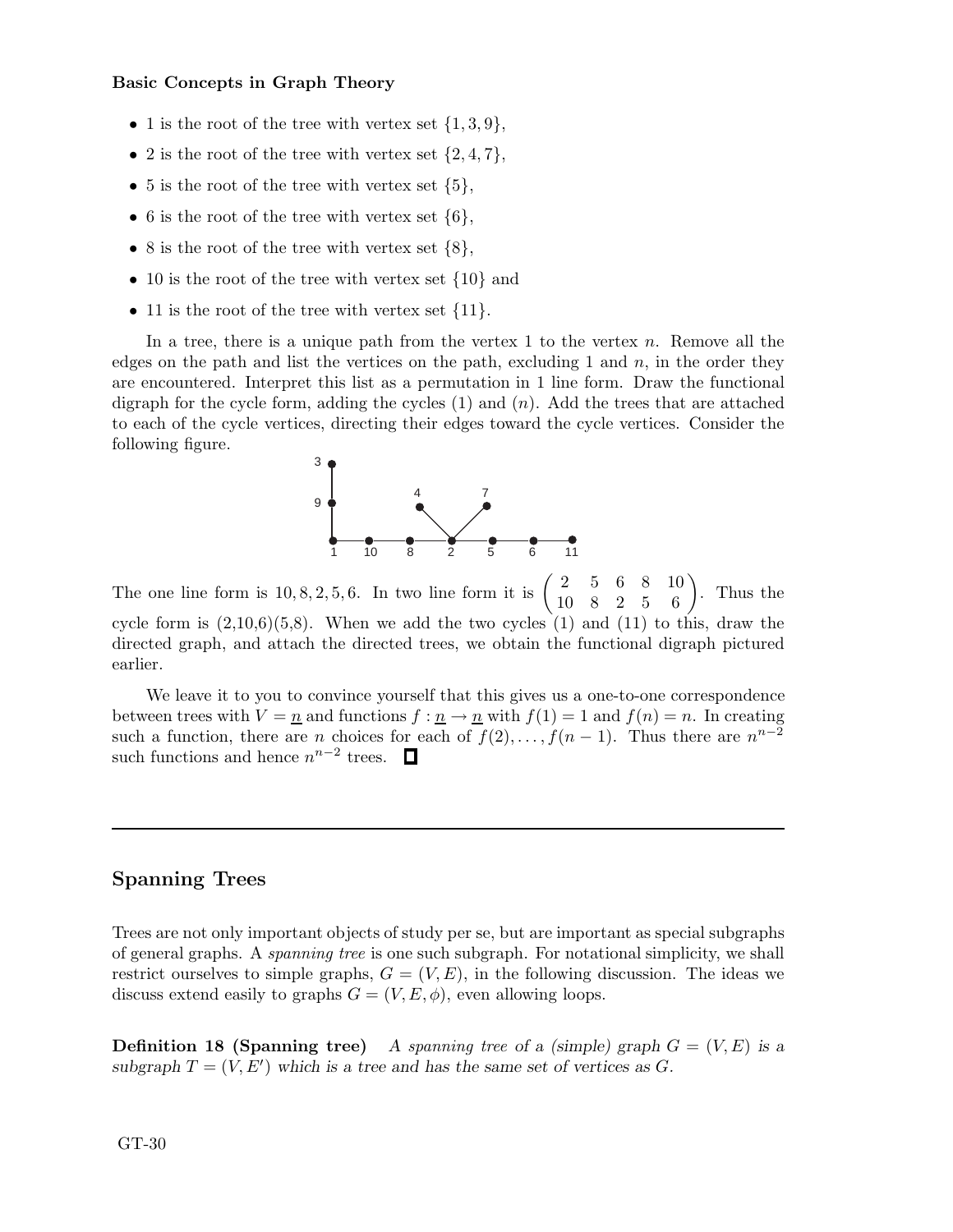- 1 is the root of the tree with vertex set $\{1, 3, 9\}$,
- 2 is the root of the tree with vertex set $\{2, 4, 7\}$,
- 5 is the root of the tree with vertex set $\{5\}$,
- 6 is the root of the tree with vertex set $\{6\}$,
- 8 is the root of the tree with vertex set $\{8\}$,
- 10 is the root of the tree with vertex set $\{10\}$ and
- 11 is the root of the tree with vertex set $\{11\}$.

In a tree, there is a unique path from the vertex 1 to the vertex $n$. Remove all the edges on the path and list the vertices on the path, excluding 1 and $n$, in the order they are encountered. Interpret this list as a permutation in 1 line form. Draw the functional digraph for the cycle form, adding the cycles (1) and ($n$). Add the trees that are attached to each of the cycle vertices, directing their edges toward the cycle vertices. Consider the following figure.

The one line form is $10, 8, 2, 5, 6$. In two line form it is $\begin{pmatrix} 2 & 5 & 6 & 8 & 10 \\ 10 & 8 & 2 & 5 & 6 \end{pmatrix}$. Thus the cycle form is (2,10,6)(5,8). When we add the two cycles (1) and (11) to this, draw the directed graph, and attach the directed trees, we obtain the functional digraph pictured earlier.

We leave it to you to convince yourself that this gives us a one-to-one correspondence between trees with $V = \underline{n}$ and functions $f : \underline{n} \to \underline{n}$ with $f(1) = 1$ and $f(n) = n$. In creating such a function, there are $n$ choices for each of $f(2), \ldots, f(n-1)$. Thus there are $n^{n-2}$ such functions and hence $n^{n-2}$ trees. □

---

## Spanning Trees

Trees are not only important objects of study per se, but are important as special subgraphs of general graphs. A *spanning tree* is one such subgraph. For notational simplicity, we shall restrict ourselves to simple graphs, $G = (V, E)$, in the following discussion. The ideas we discuss extend easily to graphs $G = (V, E, \phi)$, even allowing loops.

**Definition 18 (Spanning tree)** *A spanning tree of a (simple) graph $G = (V, E)$ is a subgraph $T = (V, E')$ which is a tree and has the same set of vertices as $G$.*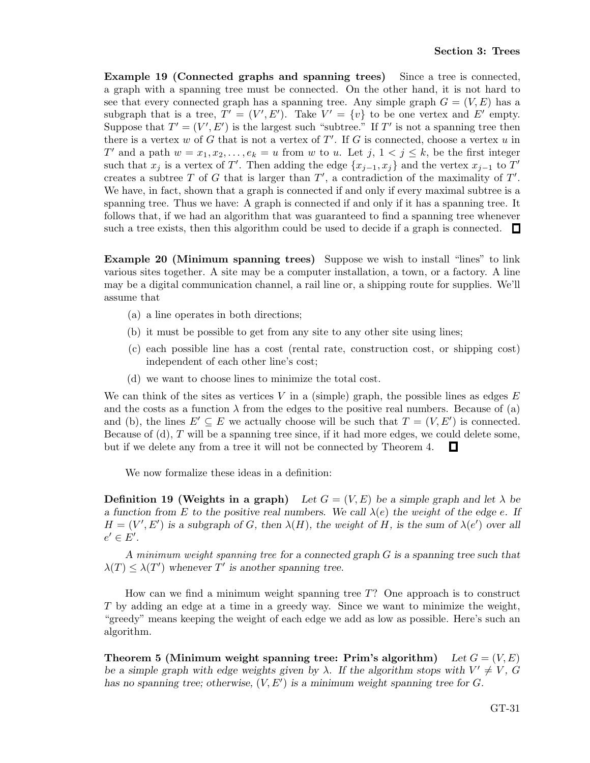**Example 19 (Connected graphs and spanning trees)** Since a tree is connected, a graph with a spanning tree must be connected. On the other hand, it is not hard to see that every connected graph has a spanning tree. Any simple graph $G = (V, E)$ has a subgraph that is a tree, $T' = (V', E')$. Take $V' = \{v\}$ to be one vertex and $E'$ empty. Suppose that $T' = (V', E')$ is the largest such "subtree." If $T'$ is not a spanning tree then there is a vertex $w$ of $G$ that is not a vertex of $T'$. If $G$ is connected, choose a vertex $u$ in $T'$ and a path $w = x_1, x_2, \ldots, e_k = u$ from $w$ to $u$. Let $j$, $1 < j \leq k$, be the first integer such that $x_j$ is a vertex of $T'$. Then adding the edge $\{x_{j-1}, x_j\}$ and the vertex $x_{j-1}$ to $T'$ creates a subtree $T$ of $G$ that is larger than $T'$, a contradiction of the maximality of $T'$. We have, in fact, shown that a graph is connected if and only if every maximal subtree is a spanning tree. Thus we have: A graph is connected if and only if it has a spanning tree. It follows that, if we had an algorithm that was guaranteed to find a spanning tree whenever such a tree exists, then this algorithm could be used to decide if a graph is connected. □

**Example 20 (Minimum spanning trees)** Suppose we wish to install "lines" to link various sites together. A site may be a computer installation, a town, or a factory. A line may be a digital communication channel, a rail line or, a shipping route for supplies. We'll assume that

(a) a line operates in both directions;

(b) it must be possible to get from any site to any other site using lines;

(c) each possible line has a cost (rental rate, construction cost, or shipping cost) independent of each other line's cost;

(d) we want to choose lines to minimize the total cost.

We can think of the sites as vertices $V$ in a (simple) graph, the possible lines as edges $E$ and the costs as a function $\lambda$ from the edges to the positive real numbers. Because of (a) and (b), the lines $E' \subseteq E$ we actually choose will be such that $T = (V, E')$ is connected. Because of (d), $T$ will be a spanning tree since, if it had more edges, we could delete some, but if we delete any from a tree it will not be connected by Theorem 4. □

We now formalize these ideas in a definition:

**Definition 19 (Weights in a graph)** *Let $G = (V, E)$ be a simple graph and let $\lambda$ be a function from $E$ to the positive real numbers. We call $\lambda(e)$ the weight of the edge $e$. If $H = (V', E')$ is a subgraph of $G$, then $\lambda(H)$, the weight of $H$, is the sum of $\lambda(e')$ over all $e' \in E'$.*

*A minimum weight spanning tree for a connected graph $G$ is a spanning tree such that $\lambda(T) \leq \lambda(T')$ whenever $T'$ is another spanning tree.*

How can we find a minimum weight spanning tree $T$? One approach is to construct $T$ by adding an edge at a time in a greedy way. Since we want to minimize the weight, "greedy" means keeping the weight of each edge we add as low as possible. Here's such an algorithm.

**Theorem 5 (Minimum weight spanning tree: Prim's algorithm)** *Let $G = (V, E)$ be a simple graph with edge weights given by $\lambda$. If the algorithm stops with $V' \neq V$, $G$ has no spanning tree; otherwise, $(V, E')$ is a minimum weight spanning tree for $G$.*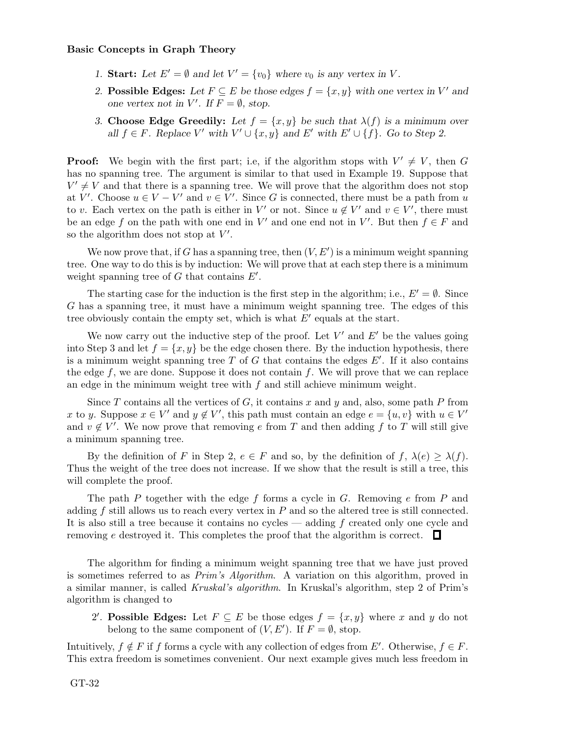1. **Start:** *Let $E' = \emptyset$ and let $V' = \{v_0\}$ where $v_0$ is any vertex in $V$.*
2. **Possible Edges:** *Let $F \subseteq E$ be those edges $f = \{x, y\}$ with one vertex in $V'$ and one vertex not in $V'$. If $F = \emptyset$, stop.*
3. **Choose Edge Greedily:** *Let $f = \{x, y\}$ be such that $\lambda(f)$ is a minimum over all $f \in F$. Replace $V'$ with $V' \cup \{x, y\}$ and $E'$ with $E' \cup \{f\}$. Go to Step 2.*

**Proof:** We begin with the first part; i.e, if the algorithm stops with $V' \neq V$, then $G$ has no spanning tree. The argument is similar to that used in Example 19. Suppose that $V' \neq V$ and that there is a spanning tree. We will prove that the algorithm does not stop at $V'$. Choose $u \in V - V'$ and $v \in V'$. Since $G$ is connected, there must be a path from $u$ to $v$. Each vertex on the path is either in $V'$ or not. Since $u \notin V'$ and $v \in V'$, there must be an edge $f$ on the path with one end in $V'$ and one end not in $V'$. But then $f \in F$ and so the algorithm does not stop at $V'$.

We now prove that, if $G$ has a spanning tree, then $(V, E')$ is a minimum weight spanning tree. One way to do this is by induction: We will prove that at each step there is a minimum weight spanning tree of $G$ that contains $E'$.

The starting case for the induction is the first step in the algorithm; i.e., $E' = \emptyset$. Since $G$ has a spanning tree, it must have a minimum weight spanning tree. The edges of this tree obviously contain the empty set, which is what $E'$ equals at the start.

We now carry out the inductive step of the proof. Let $V'$ and $E'$ be the values going into Step 3 and let $f = \{x, y\}$ be the edge chosen there. By the induction hypothesis, there is a minimum weight spanning tree $T$ of $G$ that contains the edges $E'$. If it also contains the edge $f$, we are done. Suppose it does not contain $f$. We will prove that we can replace an edge in the minimum weight tree with $f$ and still achieve minimum weight.

Since $T$ contains all the vertices of $G$, it contains $x$ and $y$ and, also, some path $P$ from $x$ to $y$. Suppose $x \in V'$ and $y \notin V'$, this path must contain an edge $e = \{u, v\}$ with $u \in V'$ and $v \notin V'$. We now prove that removing $e$ from $T$ and then adding $f$ to $T$ will still give a minimum spanning tree.

By the definition of $F$ in Step 2, $e \in F$ and so, by the definition of $f$, $\lambda(e) \geq \lambda(f)$. Thus the weight of the tree does not increase. If we show that the result is still a tree, this will complete the proof.

The path $P$ together with the edge $f$ forms a cycle in $G$. Removing $e$ from $P$ and adding $f$ still allows us to reach every vertex in $P$ and so the altered tree is still connected. It is also still a tree because it contains no cycles — adding $f$ created only one cycle and removing $e$ destroyed it. This completes the proof that the algorithm is correct. ☐

The algorithm for finding a minimum weight spanning tree that we have just proved is sometimes referred to as *Prim's Algorithm*. A variation on this algorithm, proved in a similar manner, is called *Kruskal's algorithm*. In Kruskal's algorithm, step 2 of Prim's algorithm is changed to

2′. **Possible Edges:** Let $F \subseteq E$ be those edges $f = \{x, y\}$ where $x$ and $y$ do not belong to the same component of $(V, E')$. If $F = \emptyset$, stop.

Intuitively, $f \notin F$ if $f$ forms a cycle with any collection of edges from $E'$. Otherwise, $f \in F$. This extra freedom is sometimes convenient. Our next example gives much less freedom in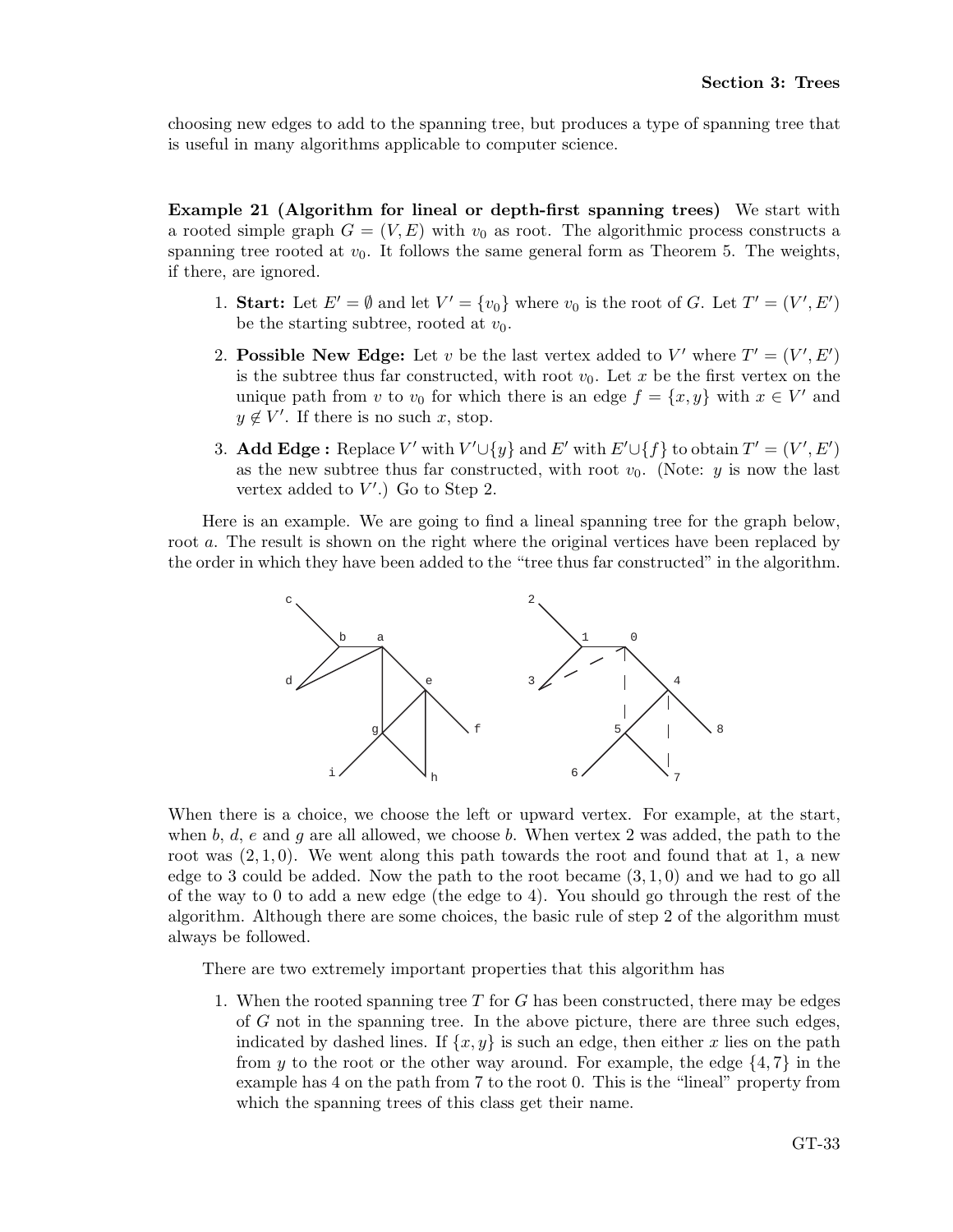choosing new edges to add to the spanning tree, but produces a type of spanning tree that is useful in many algorithms applicable to computer science.

**Example 21 (Algorithm for lineal or depth-first spanning trees)** We start with a rooted simple graph $G = (V, E)$ with $v_0$ as root. The algorithmic process constructs a spanning tree rooted at $v_0$. It follows the same general form as Theorem 5. The weights, if there, are ignored.

1. **Start:** Let $E' = \emptyset$ and let $V' = \{v_0\}$ where $v_0$ is the root of $G$. Let $T' = (V', E')$ be the starting subtree, rooted at $v_0$.
2. **Possible New Edge:** Let $v$ be the last vertex added to $V'$ where $T' = (V', E')$ is the subtree thus far constructed, with root $v_0$. Let $x$ be the first vertex on the unique path from $v$ to $v_0$ for which there is an edge $f = \{x, y\}$ with $x \in V'$ and $y \notin V'$. If there is no such $x$, stop.
3. **Add Edge :** Replace $V'$ with $V' \cup \{y\}$ and $E'$ with $E' \cup \{f\}$ to obtain $T' = (V', E')$ as the new subtree thus far constructed, with root $v_0$. (Note: $y$ is now the last vertex added to $V'$.) Go to Step 2.

Here is an example. We are going to find a lineal spanning tree for the graph below, root $a$. The result is shown on the right where the original vertices have been replaced by the order in which they have been added to the "tree thus far constructed" in the algorithm.

When there is a choice, we choose the left or upward vertex. For example, at the start, when $b$, $d$, $e$ and $g$ are all allowed, we choose $b$. When vertex 2 was added, the path to the root was $(2, 1, 0)$. We went along this path towards the root and found that at 1, a new edge to 3 could be added. Now the path to the root became $(3, 1, 0)$ and we had to go all of the way to 0 to add a new edge (the edge to 4). You should go through the rest of the algorithm. Although there are some choices, the basic rule of step 2 of the algorithm must always be followed.

There are two extremely important properties that this algorithm has

1. When the rooted spanning tree $T$ for $G$ has been constructed, there may be edges of $G$ not in the spanning tree. In the above picture, there are three such edges, indicated by dashed lines. If $\{x, y\}$ is such an edge, then either $x$ lies on the path from $y$ to the root or the other way around. For example, the edge $\{4, 7\}$ in the example has 4 on the path from 7 to the root 0. This is the "lineal" property from which the spanning trees of this class get their name.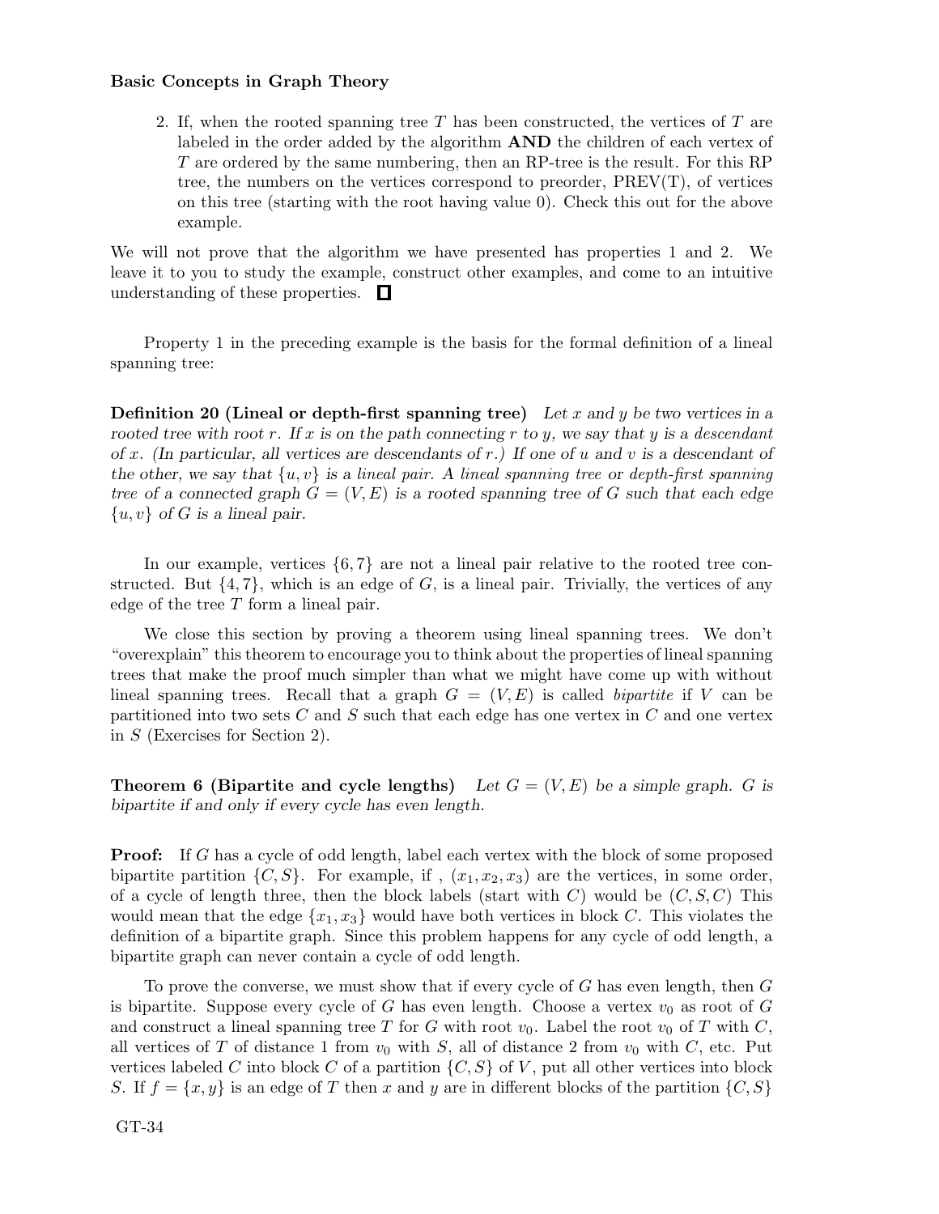2. If, when the rooted spanning tree $T$ has been constructed, the vertices of $T$ are labeled in the order added by the algorithm **AND** the children of each vertex of $T$ are ordered by the same numbering, then an RP-tree is the result. For this RP tree, the numbers on the vertices correspond to preorder, PREV(T), of vertices on this tree (starting with the root having value 0). Check this out for the above example.

We will not prove that the algorithm we have presented has properties 1 and 2. We leave it to you to study the example, construct other examples, and come to an intuitive understanding of these properties. □

Property 1 in the preceding example is the basis for the formal definition of a lineal spanning tree:

**Definition 20 (Lineal or depth-first spanning tree)** *Let $x$ and $y$ be two vertices in a rooted tree with root $r$. If $x$ is on the path connecting $r$ to $y$, we say that $y$ is a descendant of $x$. (In particular, all vertices are descendants of $r$.) If one of $u$ and $v$ is a descendant of the other, we say that $\{u, v\}$ is a lineal pair. A lineal spanning tree or depth-first spanning tree of a connected graph $G = (V, E)$ is a rooted spanning tree of $G$ such that each edge $\{u, v\}$ of $G$ is a lineal pair.*

In our example, vertices $\{6, 7\}$ are not a lineal pair relative to the rooted tree constructed. But $\{4, 7\}$, which is an edge of $G$, is a lineal pair. Trivially, the vertices of any edge of the tree $T$ form a lineal pair.

We close this section by proving a theorem using lineal spanning trees. We don't "overexplain" this theorem to encourage you to think about the properties of lineal spanning trees that make the proof much simpler than what we might have come up with without lineal spanning trees. Recall that a graph $G = (V, E)$ is called *bipartite* if $V$ can be partitioned into two sets $C$ and $S$ such that each edge has one vertex in $C$ and one vertex in $S$ (Exercises for Section 2).

**Theorem 6 (Bipartite and cycle lengths)** *Let $G = (V, E)$ be a simple graph. $G$ is bipartite if and only if every cycle has even length.*

**Proof:** If $G$ has a cycle of odd length, label each vertex with the block of some proposed bipartite partition $\{C, S\}$. For example, if , $(x_1, x_2, x_3)$ are the vertices, in some order, of a cycle of length three, then the block labels (start with $C$) would be $(C, S, C)$ This would mean that the edge $\{x_1, x_3\}$ would have both vertices in block $C$. This violates the definition of a bipartite graph. Since this problem happens for any cycle of odd length, a bipartite graph can never contain a cycle of odd length.

To prove the converse, we must show that if every cycle of $G$ has even length, then $G$ is bipartite. Suppose every cycle of $G$ has even length. Choose a vertex $v_0$ as root of $G$ and construct a lineal spanning tree $T$ for $G$ with root $v_0$. Label the root $v_0$ of $T$ with $C$, all vertices of $T$ of distance 1 from $v_0$ with $S$, all of distance 2 from $v_0$ with $C$, etc. Put vertices labeled $C$ into block $C$ of a partition $\{C, S\}$ of $V$, put all other vertices into block $S$. If $f = \{x, y\}$ is an edge of $T$ then $x$ and $y$ are in different blocks of the partition $\{C, S\}$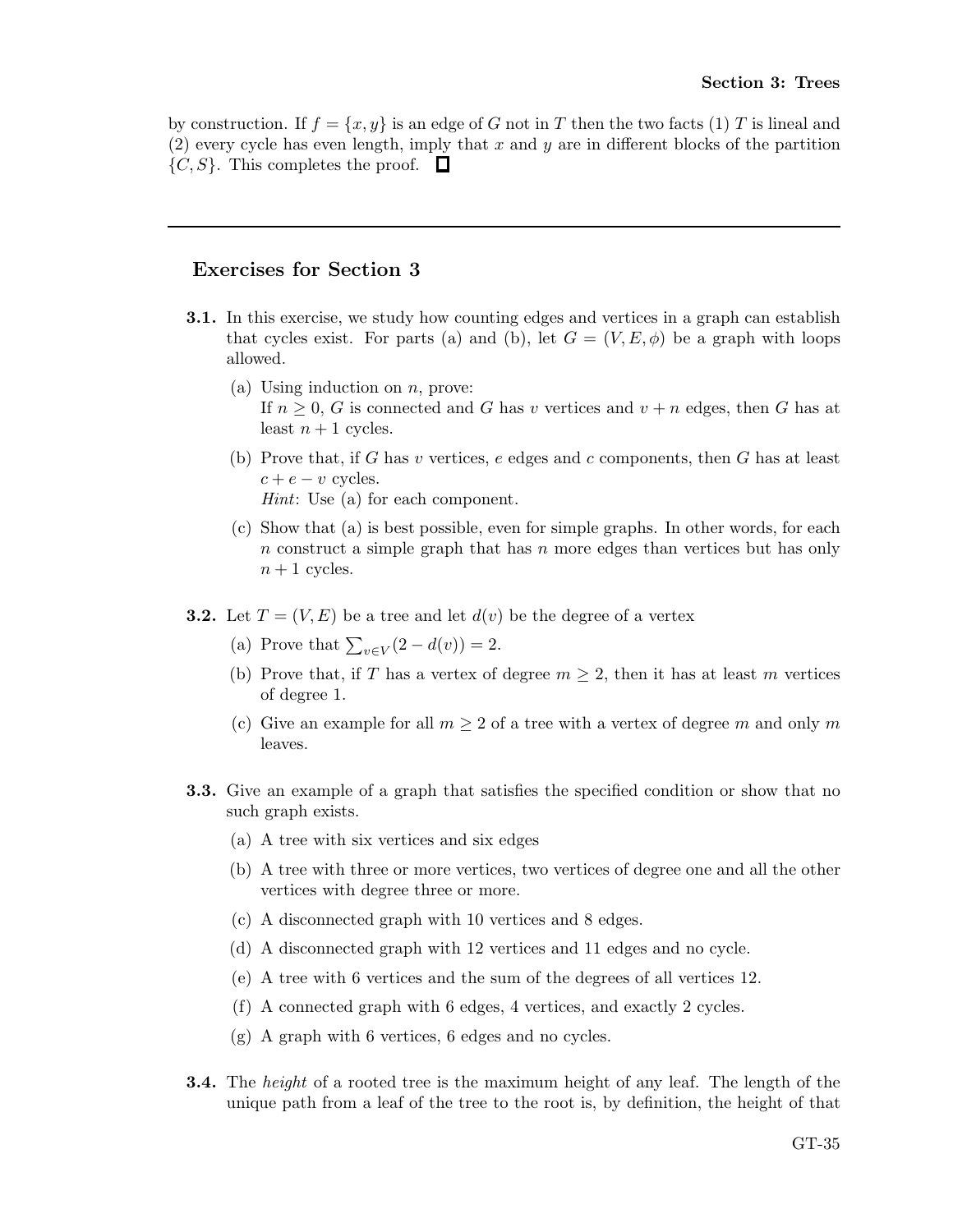by construction. If $f = \{x, y\}$ is an edge of $G$ not in $T$ then the two facts (1) $T$ is lineal and (2) every cycle has even length, imply that $x$ and $y$ are in different blocks of the partition $\{C, S\}$. This completes the proof. □

---

## Exercises for Section 3

**3.1.** In this exercise, we study how counting edges and vertices in a graph can establish that cycles exist. For parts (a) and (b), let $G = (V, E, \phi)$ be a graph with loops allowed.

(a) Using induction on $n$, prove:
If $n \geq 0$, $G$ is connected and $G$ has $v$ vertices and $v + n$ edges, then $G$ has at least $n + 1$ cycles.

(b) Prove that, if $G$ has $v$ vertices, $e$ edges and $c$ components, then $G$ has at least $c + e - v$ cycles.
*Hint*: Use (a) for each component.

(c) Show that (a) is best possible, even for simple graphs. In other words, for each $n$ construct a simple graph that has $n$ more edges than vertices but has only $n + 1$ cycles.

**3.2.** Let $T = (V, E)$ be a tree and let $d(v)$ be the degree of a vertex

(a) Prove that $\sum_{v \in V}(2 - d(v)) = 2$.

(b) Prove that, if $T$ has a vertex of degree $m \geq 2$, then it has at least $m$ vertices of degree 1.

(c) Give an example for all $m \geq 2$ of a tree with a vertex of degree $m$ and only $m$ leaves.

**3.3.** Give an example of a graph that satisfies the specified condition or show that no such graph exists.

(a) A tree with six vertices and six edges

(b) A tree with three or more vertices, two vertices of degree one and all the other vertices with degree three or more.

(c) A disconnected graph with 10 vertices and 8 edges.

(d) A disconnected graph with 12 vertices and 11 edges and no cycle.

(e) A tree with 6 vertices and the sum of the degrees of all vertices 12.

(f) A connected graph with 6 edges, 4 vertices, and exactly 2 cycles.

(g) A graph with 6 vertices, 6 edges and no cycles.

**3.4.** The *height* of a rooted tree is the maximum height of any leaf. The length of the unique path from a leaf of the tree to the root is, by definition, the height of that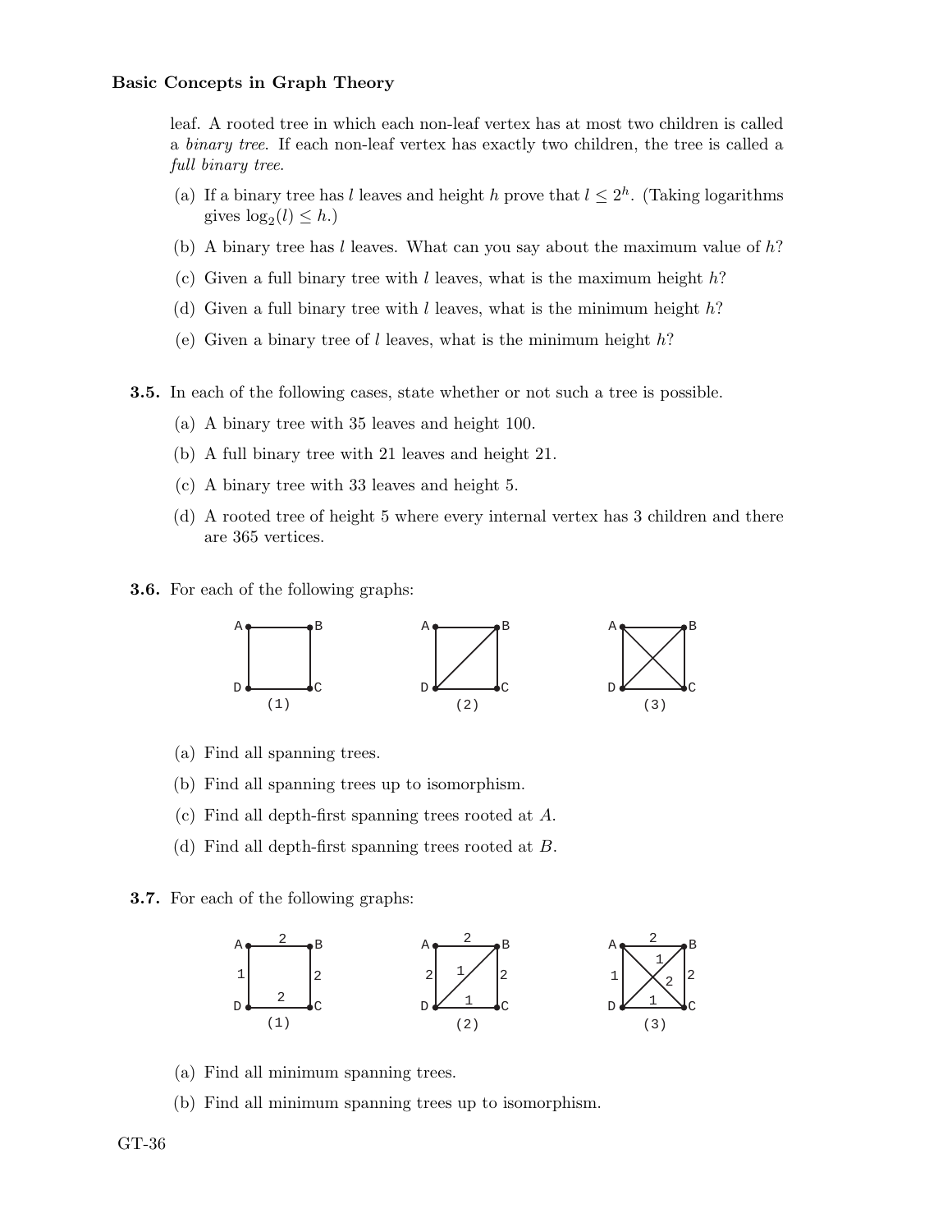leaf. A rooted tree in which each non-leaf vertex has at most two children is called a *binary tree*. If each non-leaf vertex has exactly two children, the tree is called a *full binary tree*.

(a) If a binary tree has $l$ leaves and height $h$ prove that $l \leq 2^h$. (Taking logarithms gives $\log_2(l) \leq h$.)

(b) A binary tree has $l$ leaves. What can you say about the maximum value of $h$?

(c) Given a full binary tree with $l$ leaves, what is the maximum height $h$?

(d) Given a full binary tree with $l$ leaves, what is the minimum height $h$?

(e) Given a binary tree of $l$ leaves, what is the minimum height $h$?

**3.5.** In each of the following cases, state whether or not such a tree is possible.

(a) A binary tree with 35 leaves and height 100.

(b) A full binary tree with 21 leaves and height 21.

(c) A binary tree with 33 leaves and height 5.

(d) A rooted tree of height 5 where every internal vertex has 3 children and there are 365 vertices.

**3.6.** For each of the following graphs:

(1) (2) (3)

(a) Find all spanning trees.

(b) Find all spanning trees up to isomorphism.

(c) Find all depth-first spanning trees rooted at $A$.

(d) Find all depth-first spanning trees rooted at $B$.

**3.7.** For each of the following graphs:

(1) (2) (3)

(a) Find all minimum spanning trees.

(b) Find all minimum spanning trees up to isomorphism.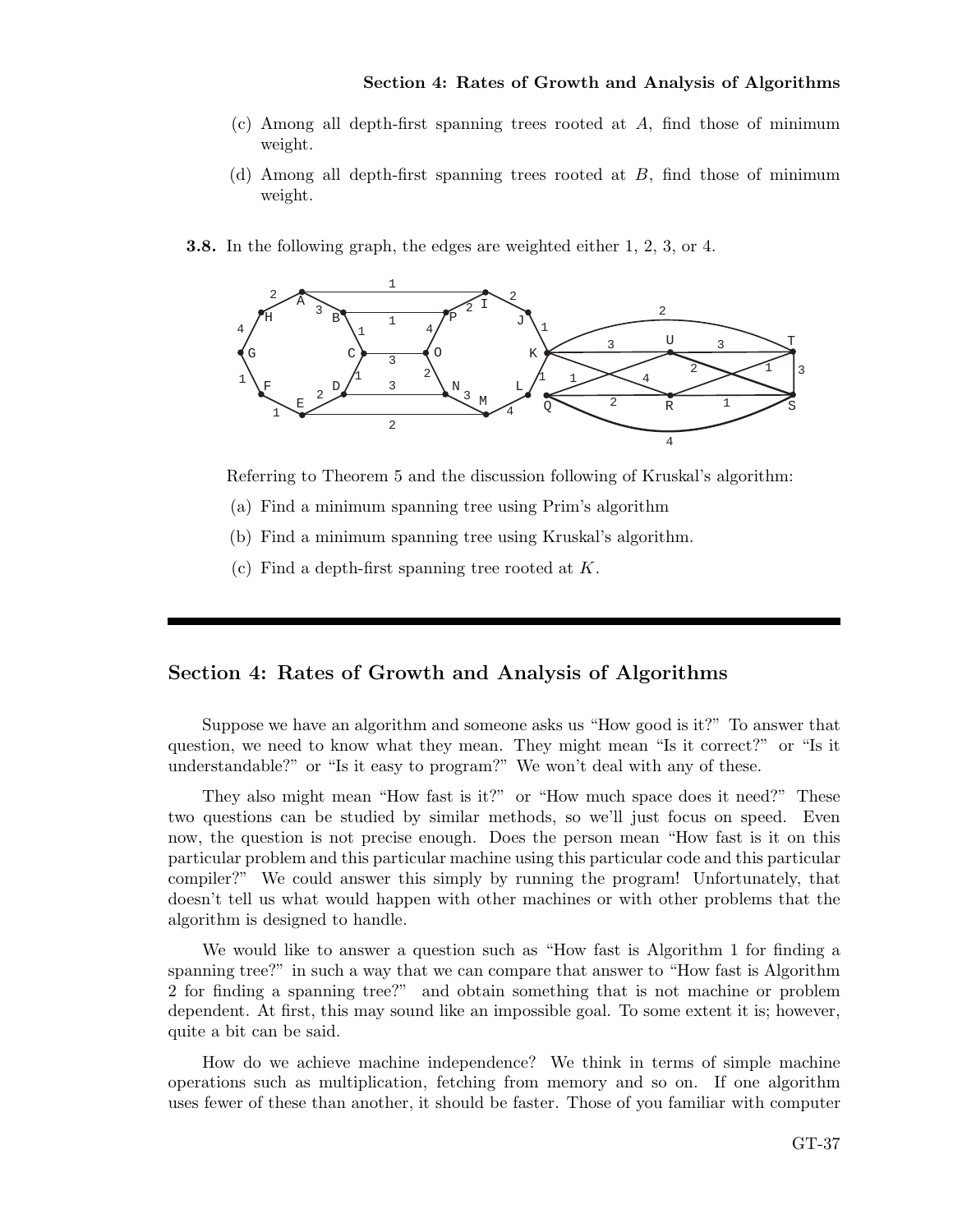(c) Among all depth-first spanning trees rooted at $A$, find those of minimum weight.

(d) Among all depth-first spanning trees rooted at $B$, find those of minimum weight.

**3.8.** In the following graph, the edges are weighted either 1, 2, 3, or 4.

Referring to Theorem 5 and the discussion following of Kruskal's algorithm:

(a) Find a minimum spanning tree using Prim's algorithm

(b) Find a minimum spanning tree using Kruskal's algorithm.

(c) Find a depth-first spanning tree rooted at $K$.

## Section 4: Rates of Growth and Analysis of Algorithms

Suppose we have an algorithm and someone asks us "How good is it?" To answer that question, we need to know what they mean. They might mean "Is it correct?" or "Is it understandable?" or "Is it easy to program?" We won't deal with any of these.

They also might mean "How fast is it?" or "How much space does it need?" These two questions can be studied by similar methods, so we'll just focus on speed. Even now, the question is not precise enough. Does the person mean "How fast is it on this particular problem and this particular machine using this particular code and this particular compiler?" We could answer this simply by running the program! Unfortunately, that doesn't tell us what would happen with other machines or with other problems that the algorithm is designed to handle.

We would like to answer a question such as "How fast is Algorithm 1 for finding a spanning tree?" in such a way that we can compare that answer to "How fast is Algorithm 2 for finding a spanning tree?" and obtain something that is not machine or problem dependent. At first, this may sound like an impossible goal. To some extent it is; however, quite a bit can be said.

How do we achieve machine independence? We think in terms of simple machine operations such as multiplication, fetching from memory and so on. If one algorithm uses fewer of these than another, it should be faster. Those of you familiar with computer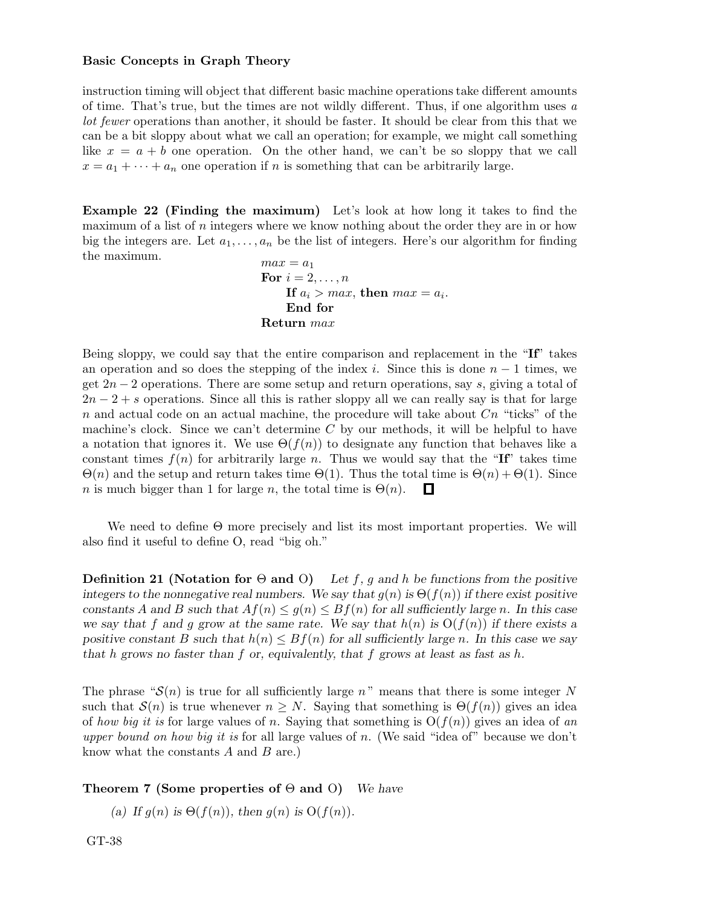instruction timing will object that different basic machine operations take different amounts of time. That's true, but the times are not wildly different. Thus, if one algorithm uses *a lot fewer* operations than another, it should be faster. It should be clear from this that we can be a bit sloppy about what we call an operation; for example, we might call something like $x = a + b$ one operation. On the other hand, we can't be so sloppy that we call $x = a_1 + \cdots + a_n$ one operation if $n$ is something that can be arbitrarily large.

**Example 22 (Finding the maximum)** Let's look at how long it takes to find the maximum of a list of $n$ integers where we know nothing about the order they are in or how big the integers are. Let $a_1, \ldots, a_n$ be the list of integers. Here's our algorithm for finding the maximum.

```
max = a_1
For i = 2, ..., n
    If a_i > max, then max = a_i.
    End for
Return max
```

Being sloppy, we could say that the entire comparison and replacement in the "**If**" takes an operation and so does the stepping of the index $i$. Since this is done $n - 1$ times, we get $2n - 2$ operations. There are some setup and return operations, say $s$, giving a total of $2n - 2 + s$ operations. Since all this is rather sloppy all we can really say is that for large $n$ and actual code on an actual machine, the procedure will take about $Cn$ "ticks" of the machine's clock. Since we can't determine $C$ by our methods, it will be helpful to have a notation that ignores it. We use $\Theta(f(n))$ to designate any function that behaves like a constant times $f(n)$ for arbitrarily large $n$. Thus we would say that the "**If**" takes time $\Theta(n)$ and the setup and return takes time $\Theta(1)$. Thus the total time is $\Theta(n) + \Theta(1)$. Since $n$ is much bigger than 1 for large $n$, the total time is $\Theta(n)$. □

We need to define $\Theta$ more precisely and list its most important properties. We will also find it useful to define O, read "big oh."

**Definition 21 (Notation for $\Theta$ and O)** *Let $f$, $g$ and $h$ be functions from the positive integers to the nonnegative real numbers. We say that $g(n)$ is $\Theta(f(n))$ if there exist positive constants $A$ and $B$ such that $Af(n) \le g(n) \le Bf(n)$ for all sufficiently large $n$. In this case we say that $f$ and $g$ grow at the same rate. We say that $h(n)$ is $\mathrm{O}(f(n))$ if there exists a positive constant $B$ such that $h(n) \le Bf(n)$ for all sufficiently large $n$. In this case we say that $h$ grows no faster than $f$ or, equivalently, that $f$ grows at least as fast as $h$.*

The phrase "$\mathcal{S}(n)$ is true for all sufficiently large $n$" means that there is some integer $N$ such that $\mathcal{S}(n)$ is true whenever $n \ge N$. Saying that something is $\Theta(f(n))$ gives an idea of *how big it is* for large values of $n$. Saying that something is $\mathrm{O}(f(n))$ gives an idea of *an upper bound on how big it is* for all large values of $n$. (We said "idea of" because we don't know what the constants $A$ and $B$ are.)

**Theorem 7 (Some properties of $\Theta$ and O)** *We have*

*(a) If $g(n)$ is $\Theta(f(n))$, then $g(n)$ is $\mathrm{O}(f(n))$.*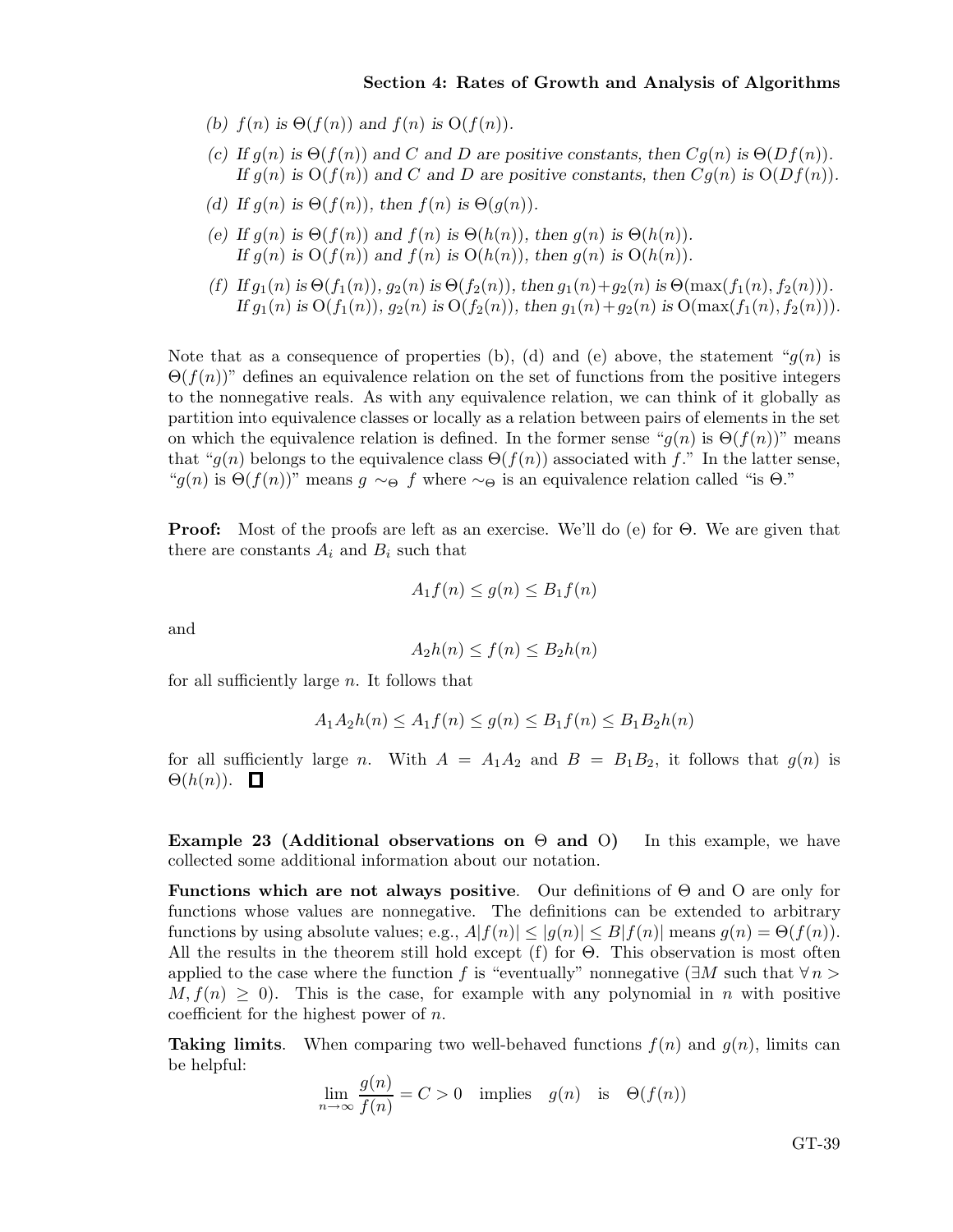*(b)* $f(n)$ *is* $\Theta(f(n))$ *and* $f(n)$ *is* $O(f(n))$.

*(c) If* $g(n)$ *is* $\Theta(f(n))$ *and* $C$ *and* $D$ *are positive constants, then* $Cg(n)$ *is* $\Theta(Df(n))$. *If* $g(n)$ *is* $O(f(n))$ *and* $C$ *and* $D$ *are positive constants, then* $Cg(n)$ *is* $O(Df(n))$.

*(d) If* $g(n)$ *is* $\Theta(f(n))$, *then* $f(n)$ *is* $\Theta(g(n))$.

*(e) If* $g(n)$ *is* $\Theta(f(n))$ *and* $f(n)$ *is* $\Theta(h(n))$, *then* $g(n)$ *is* $\Theta(h(n))$. *If* $g(n)$ *is* $O(f(n))$ *and* $f(n)$ *is* $O(h(n))$, *then* $g(n)$ *is* $O(h(n))$.

*(f) If* $g_1(n)$ *is* $\Theta(f_1(n))$, $g_2(n)$ *is* $\Theta(f_2(n))$, *then* $g_1(n)+g_2(n)$ *is* $\Theta(\max(f_1(n), f_2(n)))$. *If* $g_1(n)$ *is* $O(f_1(n))$, $g_2(n)$ *is* $O(f_2(n))$, *then* $g_1(n)+g_2(n)$ *is* $O(\max(f_1(n), f_2(n)))$.

Note that as a consequence of properties (b), (d) and (e) above, the statement "$g(n)$ is $\Theta(f(n))$" defines an equivalence relation on the set of functions from the positive integers to the nonnegative reals. As with any equivalence relation, we can think of it globally as partition into equivalence classes or locally as a relation between pairs of elements in the set on which the equivalence relation is defined. In the former sense "$g(n)$ is $\Theta(f(n))$" means that "$g(n)$ belongs to the equivalence class $\Theta(f(n))$ associated with $f$." In the latter sense, "$g(n)$ is $\Theta(f(n))$" means $g \sim_\Theta f$ where $\sim_\Theta$ is an equivalence relation called "is $\Theta$."

**Proof:** Most of the proofs are left as an exercise. We'll do (e) for $\Theta$. We are given that there are constants $A_i$ and $B_i$ such that

$$A_1 f(n) \le g(n) \le B_1 f(n)$$

and

$$A_2 h(n) \le f(n) \le B_2 h(n)$$

for all sufficiently large $n$. It follows that

$$A_1 A_2 h(n) \le A_1 f(n) \le g(n) \le B_1 f(n) \le B_1 B_2 h(n)$$

for all sufficiently large $n$. With $A = A_1 A_2$ and $B = B_1 B_2$, it follows that $g(n)$ is $\Theta(h(n))$. ☐

**Example 23 (Additional observations on $\Theta$ and O)** In this example, we have collected some additional information about our notation.

**Functions which are not always positive**. Our definitions of $\Theta$ and O are only for functions whose values are nonnegative. The definitions can be extended to arbitrary functions by using absolute values; e.g., $A|f(n)| \le |g(n)| \le B|f(n)|$ means $g(n) = \Theta(f(n))$. All the results in the theorem still hold except (f) for $\Theta$. This observation is most often applied to the case where the function $f$ is "eventually" nonnegative ($\exists M$ such that $\forall\, n > M, f(n) \ge 0$). This is the case, for example with any polynomial in $n$ with positive coefficient for the highest power of $n$.

**Taking limits**. When comparing two well-behaved functions $f(n)$ and $g(n)$, limits can be helpful:

$$\lim_{n\to\infty} \frac{g(n)}{f(n)} = C > 0 \quad \text{implies} \quad g(n) \quad \text{is} \quad \Theta(f(n))$$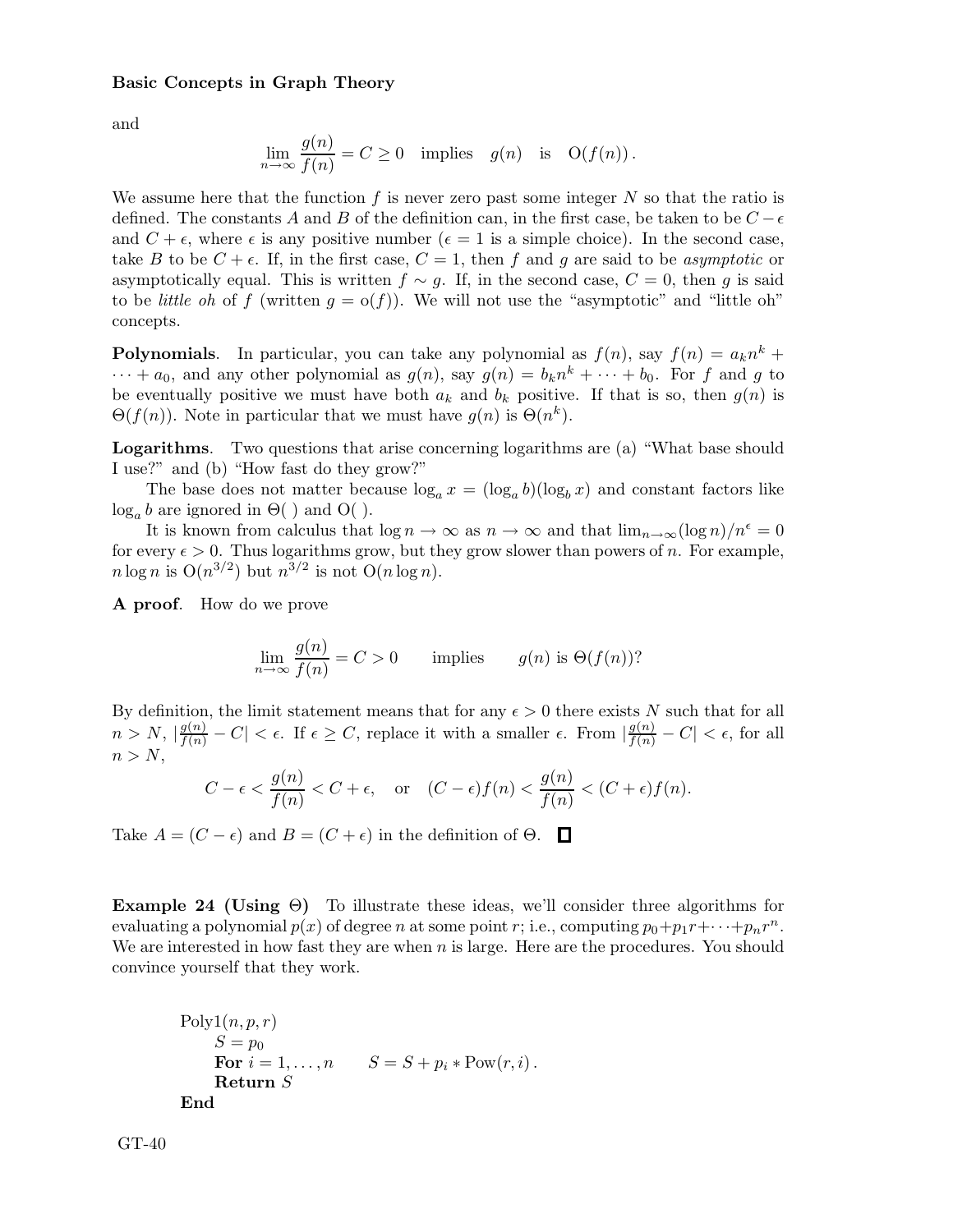and

$$\lim_{n \to \infty} \frac{g(n)}{f(n)} = C \geq 0 \quad \text{implies} \quad g(n) \quad \text{is} \quad \mathrm{O}(f(n)).$$

We assume here that the function $f$ is never zero past some integer $N$ so that the ratio is defined. The constants $A$ and $B$ of the definition can, in the first case, be taken to be $C - \epsilon$ and $C + \epsilon$, where $\epsilon$ is any positive number ($\epsilon = 1$ is a simple choice). In the second case, take $B$ to be $C + \epsilon$. If, in the first case, $C = 1$, then $f$ and $g$ are said to be *asymptotic* or asymptotically equal. This is written $f \sim g$. If, in the second case, $C = 0$, then $g$ is said to be *little oh* of $f$ (written $g = \mathrm{o}(f)$). We will not use the "asymptotic" and "little oh" concepts.

**Polynomials**. In particular, you can take any polynomial as $f(n)$, say $f(n) = a_k n^k + \cdots + a_0$, and any other polynomial as $g(n)$, say $g(n) = b_k n^k + \cdots + b_0$. For $f$ and $g$ to be eventually positive we must have both $a_k$ and $b_k$ positive. If that is so, then $g(n)$ is $\Theta(f(n))$. Note in particular that we must have $g(n)$ is $\Theta(n^k)$.

**Logarithms**. Two questions that arise concerning logarithms are (a) "What base should I use?" and (b) "How fast do they grow?"

The base does not matter because $\log_a x = (\log_a b)(\log_b x)$ and constant factors like $\log_a b$ are ignored in $\Theta(\ )$ and $\mathrm{O}(\ )$.

It is known from calculus that $\log n \to \infty$ as $n \to \infty$ and that $\lim_{n\to\infty}(\log n)/n^\epsilon = 0$ for every $\epsilon > 0$. Thus logarithms grow, but they grow slower than powers of $n$. For example, $n \log n$ is $\mathrm{O}(n^{3/2})$ but $n^{3/2}$ is not $\mathrm{O}(n \log n)$.

**A proof**. How do we prove

$$\lim_{n \to \infty} \frac{g(n)}{f(n)} = C > 0 \qquad \text{implies} \qquad g(n) \text{ is } \Theta(f(n))?$$

By definition, the limit statement means that for any $\epsilon > 0$ there exists $N$ such that for all $n > N$, $|\frac{g(n)}{f(n)} - C| < \epsilon$. If $\epsilon \geq C$, replace it with a smaller $\epsilon$. From $|\frac{g(n)}{f(n)} - C| < \epsilon$, for all $n > N$,

$$C - \epsilon < \frac{g(n)}{f(n)} < C + \epsilon, \quad \text{or} \quad (C - \epsilon)f(n) < \frac{g(n)}{f(n)} < (C + \epsilon)f(n).$$

Take $A = (C - \epsilon)$ and $B = (C + \epsilon)$ in the definition of $\Theta$. $\square$

**Example 24 (Using $\Theta$)** To illustrate these ideas, we'll consider three algorithms for evaluating a polynomial $p(x)$ of degree $n$ at some point $r$; i.e., computing $p_0 + p_1 r + \cdots + p_n r^n$. We are interested in how fast they are when $n$ is large. Here are the procedures. You should convince yourself that they work.

```
Poly1(n, p, r)
    S = p_0
    For i = 1, ..., n       S = S + p_i * Pow(r, i).
    Return S
End
```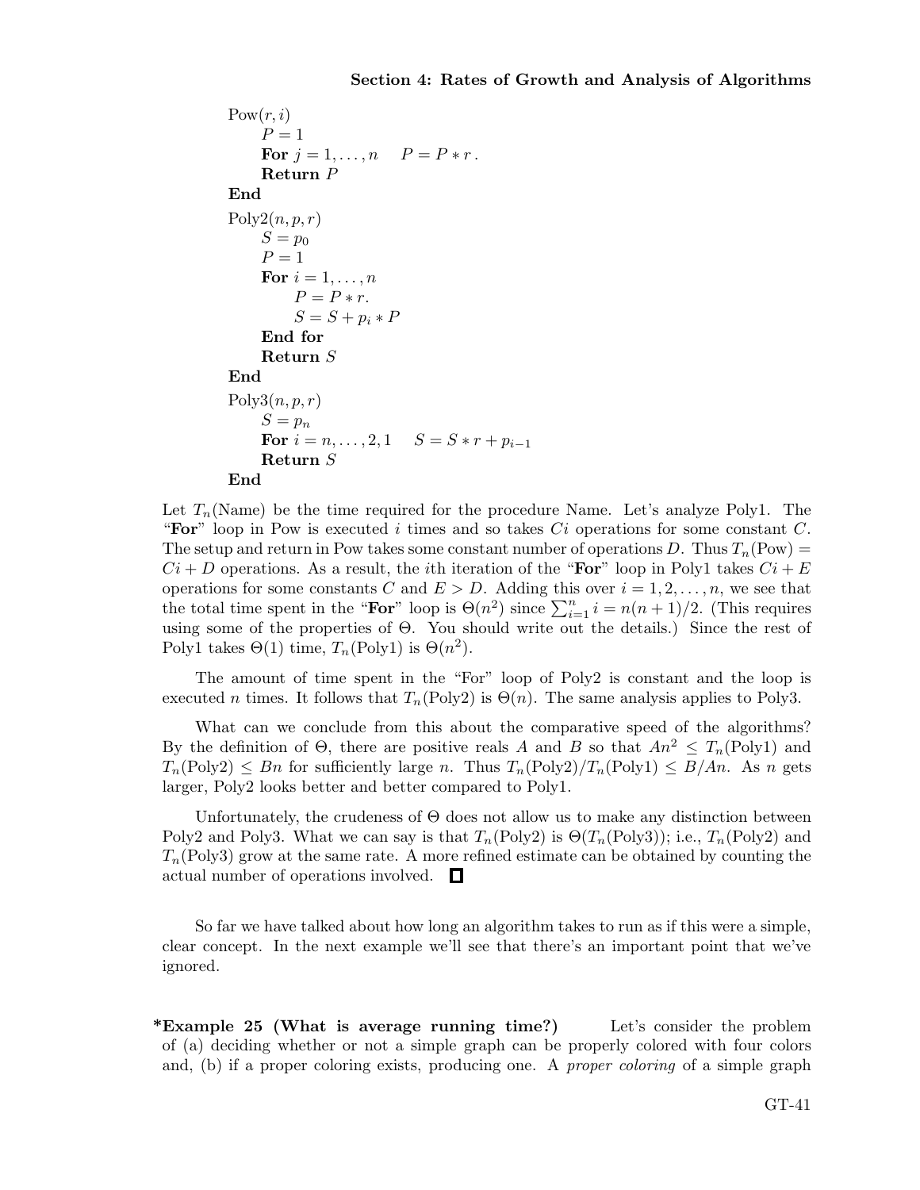Pow$(r, i)$

$P = 1$

**For** $j = 1, \ldots, n$ $\quad P = P * r$.

**Return** $P$

**End**

Poly2$(n, p, r)$

$S = p_0$

$P = 1$

**For** $i = 1, \ldots, n$

$P = P * r$.

$S = S + p_i * P$

**End for**

**Return** $S$

**End**

Poly3$(n, p, r)$

$S = p_n$

**For** $i = n, \ldots, 2, 1$ $\quad S = S * r + p_{i-1}$

**Return** $S$

**End**

Let $T_n(\text{Name})$ be the time required for the procedure Name. Let's analyze Poly1. The "**For**" loop in Pow is executed $i$ times and so takes $Ci$ operations for some constant $C$. The setup and return in Pow takes some constant number of operations $D$. Thus $T_n(\text{Pow}) = Ci + D$ operations. As a result, the $i$th iteration of the "**For**" loop in Poly1 takes $Ci + E$ operations for some constants $C$ and $E > D$. Adding this over $i = 1, 2, \ldots, n$, we see that the total time spent in the "**For**" loop is $\Theta(n^2)$ since $\sum_{i=1}^{n} i = n(n+1)/2$. (This requires using some of the properties of $\Theta$. You should write out the details.) Since the rest of Poly1 takes $\Theta(1)$ time, $T_n(\text{Poly1})$ is $\Theta(n^2)$.

The amount of time spent in the "For" loop of Poly2 is constant and the loop is executed $n$ times. It follows that $T_n(\text{Poly2})$ is $\Theta(n)$. The same analysis applies to Poly3.

What can we conclude from this about the comparative speed of the algorithms? By the definition of $\Theta$, there are positive reals $A$ and $B$ so that $An^2 \le T_n(\text{Poly1})$ and $T_n(\text{Poly2}) \le Bn$ for sufficiently large $n$. Thus $T_n(\text{Poly2})/T_n(\text{Poly1}) \le B/An$. As $n$ gets larger, Poly2 looks better and better compared to Poly1.

Unfortunately, the crudeness of $\Theta$ does not allow us to make any distinction between Poly2 and Poly3. What we can say is that $T_n(\text{Poly2})$ is $\Theta(T_n(\text{Poly3}))$; i.e., $T_n(\text{Poly2})$ and $T_n(\text{Poly3})$ grow at the same rate. A more refined estimate can be obtained by counting the actual number of operations involved. □

So far we have talked about how long an algorithm takes to run as if this were a simple, clear concept. In the next example we'll see that there's an important point that we've ignored.

***Example 25 (What is average running time?)** Let's consider the problem of (a) deciding whether or not a simple graph can be properly colored with four colors and, (b) if a proper coloring exists, producing one. A *proper coloring* of a simple graph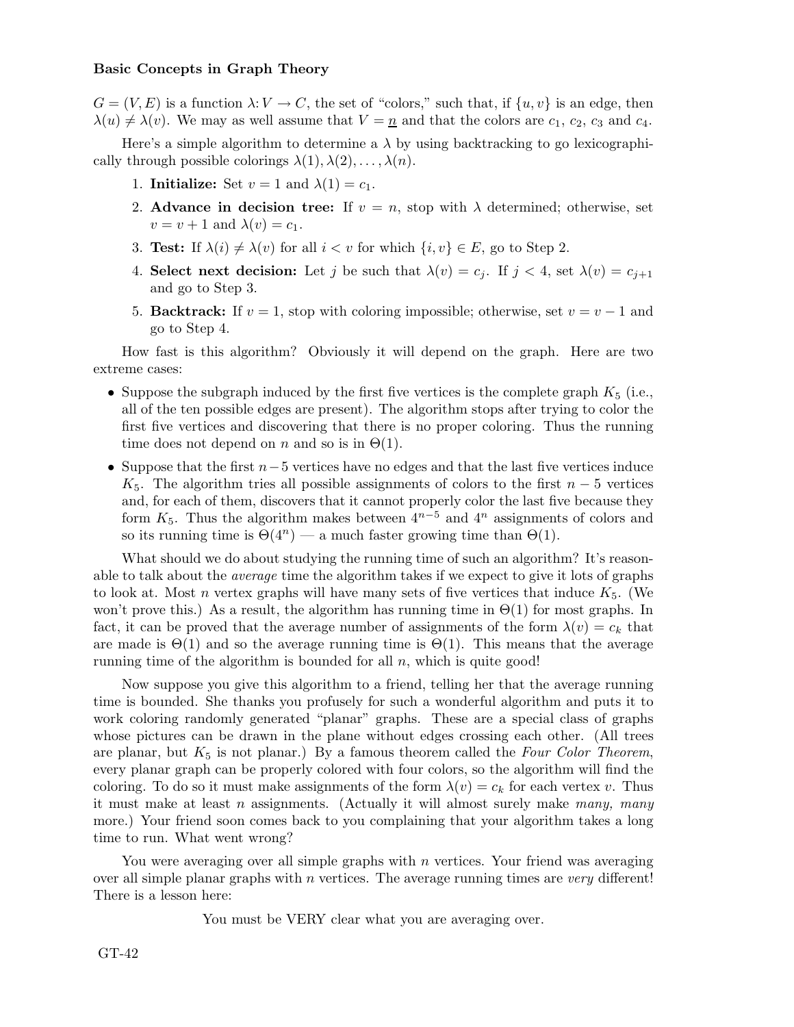$G = (V, E)$ is a function $\lambda: V \to C$, the set of "colors," such that, if $\{u, v\}$ is an edge, then $\lambda(u) \neq \lambda(v)$. We may as well assume that $V = \underline{n}$ and that the colors are $c_1$, $c_2$, $c_3$ and $c_4$.

Here's a simple algorithm to determine a $\lambda$ by using backtracking to go lexicographically through possible colorings $\lambda(1), \lambda(2), \ldots, \lambda(n)$.

1. **Initialize:** Set $v = 1$ and $\lambda(1) = c_1$.
2. **Advance in decision tree:** If $v = n$, stop with $\lambda$ determined; otherwise, set $v = v + 1$ and $\lambda(v) = c_1$.
3. **Test:** If $\lambda(i) \neq \lambda(v)$ for all $i < v$ for which $\{i, v\} \in E$, go to Step 2.
4. **Select next decision:** Let $j$ be such that $\lambda(v) = c_j$. If $j < 4$, set $\lambda(v) = c_{j+1}$ and go to Step 3.
5. **Backtrack:** If $v = 1$, stop with coloring impossible; otherwise, set $v = v - 1$ and go to Step 4.

How fast is this algorithm? Obviously it will depend on the graph. Here are two extreme cases:

- Suppose the subgraph induced by the first five vertices is the complete graph $K_5$ (i.e., all of the ten possible edges are present). The algorithm stops after trying to color the first five vertices and discovering that there is no proper coloring. Thus the running time does not depend on $n$ and so is in $\Theta(1)$.
- Suppose that the first $n-5$ vertices have no edges and that the last five vertices induce $K_5$. The algorithm tries all possible assignments of colors to the first $n - 5$ vertices and, for each of them, discovers that it cannot properly color the last five because they form $K_5$. Thus the algorithm makes between $4^{n-5}$ and $4^n$ assignments of colors and so its running time is $\Theta(4^n)$ — a much faster growing time than $\Theta(1)$.

What should we do about studying the running time of such an algorithm? It's reasonable to talk about the *average* time the algorithm takes if we expect to give it lots of graphs to look at. Most $n$ vertex graphs will have many sets of five vertices that induce $K_5$. (We won't prove this.) As a result, the algorithm has running time in $\Theta(1)$ for most graphs. In fact, it can be proved that the average number of assignments of the form $\lambda(v) = c_k$ that are made is $\Theta(1)$ and so the average running time is $\Theta(1)$. This means that the average running time of the algorithm is bounded for all $n$, which is quite good!

Now suppose you give this algorithm to a friend, telling her that the average running time is bounded. She thanks you profusely for such a wonderful algorithm and puts it to work coloring randomly generated "planar" graphs. These are a special class of graphs whose pictures can be drawn in the plane without edges crossing each other. (All trees are planar, but $K_5$ is not planar.) By a famous theorem called the *Four Color Theorem*, every planar graph can be properly colored with four colors, so the algorithm will find the coloring. To do so it must make assignments of the form $\lambda(v) = c_k$ for each vertex $v$. Thus it must make at least $n$ assignments. (Actually it will almost surely make *many, many* more.) Your friend soon comes back to you complaining that your algorithm takes a long time to run. What went wrong?

You were averaging over all simple graphs with $n$ vertices. Your friend was averaging over all simple planar graphs with $n$ vertices. The average running times are *very* different! There is a lesson here:

You must be VERY clear what you are averaging over.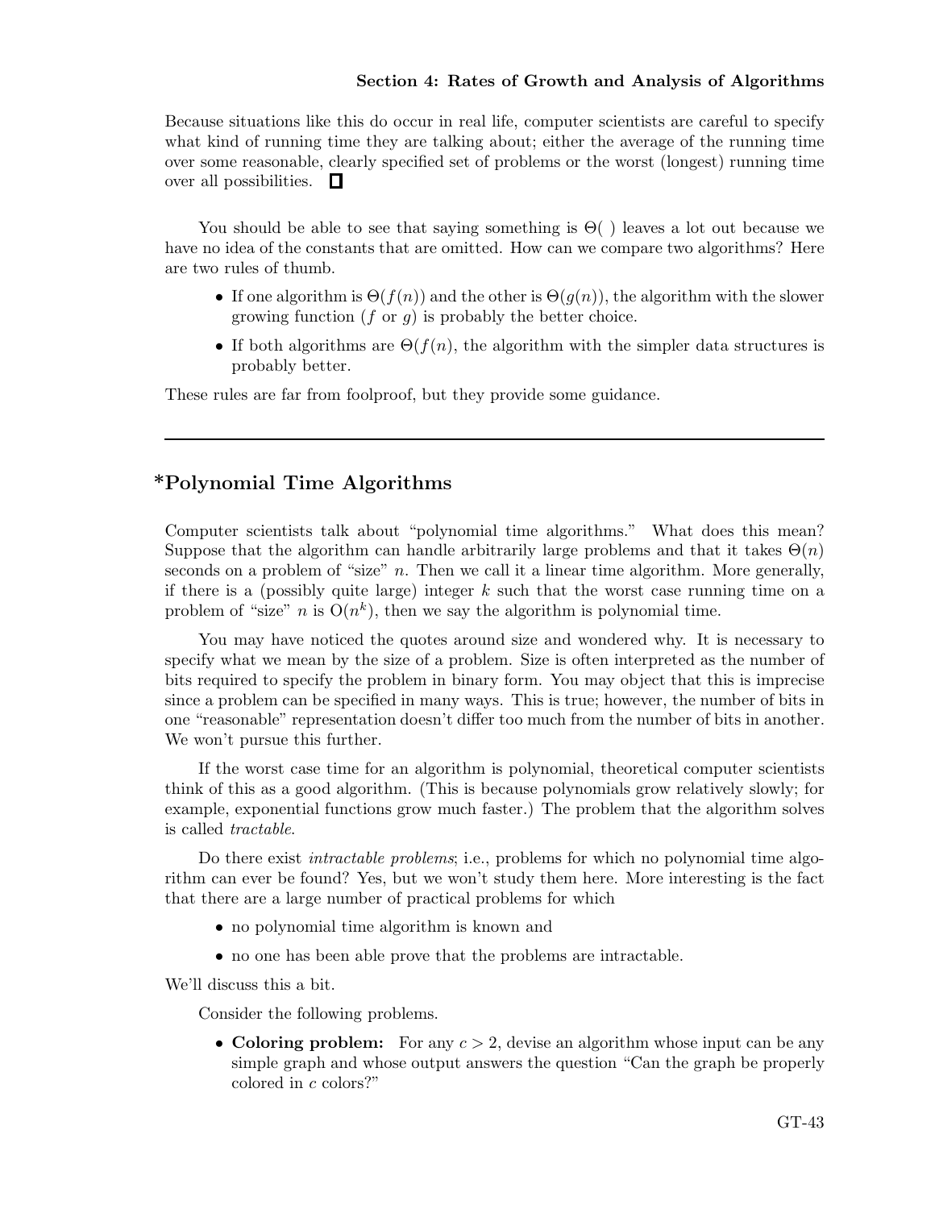Because situations like this do occur in real life, computer scientists are careful to specify what kind of running time they are talking about; either the average of the running time over some reasonable, clearly specified set of problems or the worst (longest) running time over all possibilities. □

You should be able to see that saying something is $\Theta(\ )$ leaves a lot out because we have no idea of the constants that are omitted. How can we compare two algorithms? Here are two rules of thumb.

- If one algorithm is $\Theta(f(n))$ and the other is $\Theta(g(n))$, the algorithm with the slower growing function ($f$ or $g$) is probably the better choice.
- If both algorithms are $\Theta(f(n)$, the algorithm with the simpler data structures is probably better.

These rules are far from foolproof, but they provide some guidance.

---

## *Polynomial Time Algorithms

Computer scientists talk about "polynomial time algorithms." What does this mean? Suppose that the algorithm can handle arbitrarily large problems and that it takes $\Theta(n)$ seconds on a problem of "size" $n$. Then we call it a linear time algorithm. More generally, if there is a (possibly quite large) integer $k$ such that the worst case running time on a problem of "size" $n$ is $O(n^k)$, then we say the algorithm is polynomial time.

You may have noticed the quotes around size and wondered why. It is necessary to specify what we mean by the size of a problem. Size is often interpreted as the number of bits required to specify the problem in binary form. You may object that this is imprecise since a problem can be specified in many ways. This is true; however, the number of bits in one "reasonable" representation doesn't differ too much from the number of bits in another. We won't pursue this further.

If the worst case time for an algorithm is polynomial, theoretical computer scientists think of this as a good algorithm. (This is because polynomials grow relatively slowly; for example, exponential functions grow much faster.) The problem that the algorithm solves is called *tractable*.

Do there exist *intractable problems*; i.e., problems for which no polynomial time algorithm can ever be found? Yes, but we won't study them here. More interesting is the fact that there are a large number of practical problems for which

- no polynomial time algorithm is known and
- no one has been able prove that the problems are intractable.

We'll discuss this a bit.

Consider the following problems.

- **Coloring problem:** For any $c > 2$, devise an algorithm whose input can be any simple graph and whose output answers the question "Can the graph be properly colored in $c$ colors?"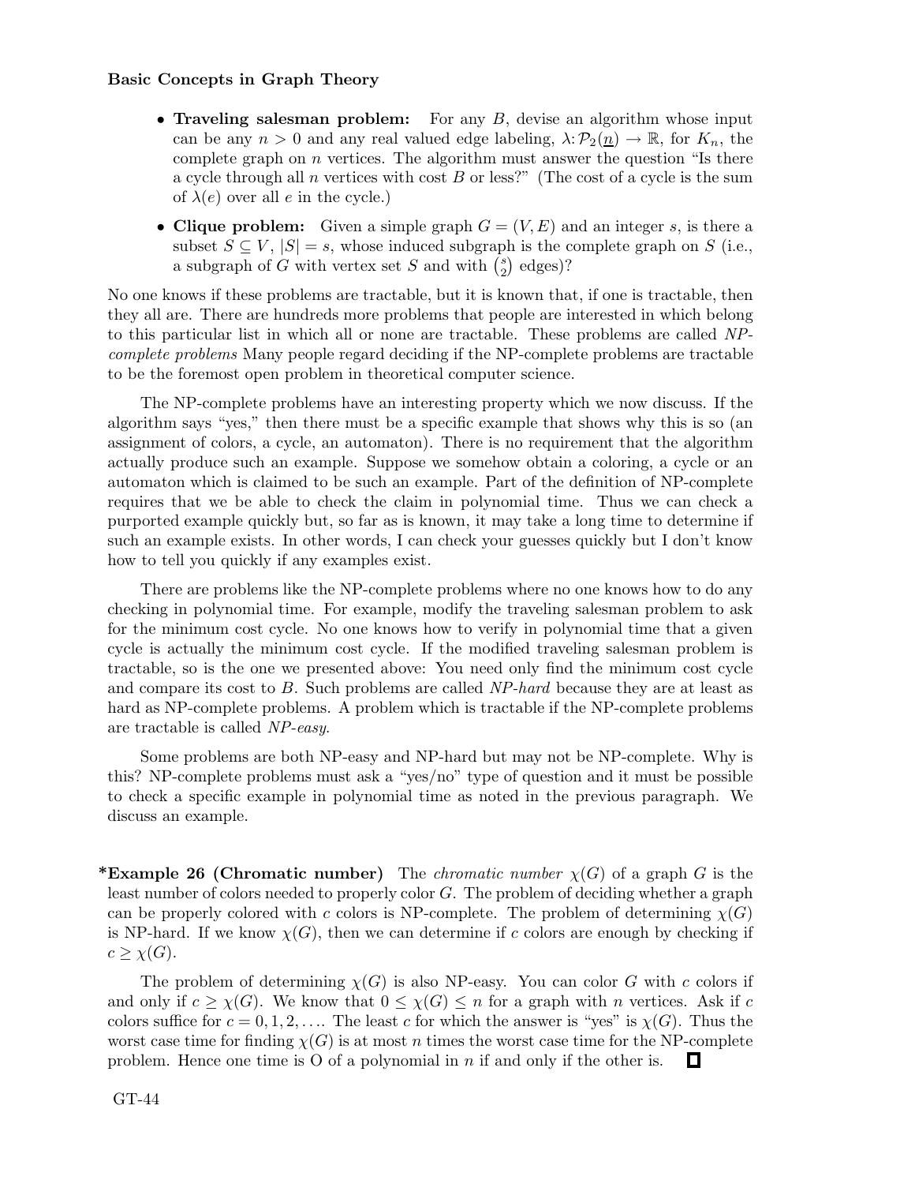- **Traveling salesman problem:** For any $B$, devise an algorithm whose input can be any $n > 0$ and any real valued edge labeling, $\lambda: \mathcal{P}_2(\underline{n}) \to \mathbb{R}$, for $K_n$, the complete graph on $n$ vertices. The algorithm must answer the question "Is there a cycle through all $n$ vertices with cost $B$ or less?" (The cost of a cycle is the sum of $\lambda(e)$ over all $e$ in the cycle.)

- **Clique problem:** Given a simple graph $G = (V, E)$ and an integer $s$, is there a subset $S \subseteq V$, $|S| = s$, whose induced subgraph is the complete graph on $S$ (i.e., a subgraph of $G$ with vertex set $S$ and with $\binom{s}{2}$ edges)?

No one knows if these problems are tractable, but it is known that, if one is tractable, then they all are. There are hundreds more problems that people are interested in which belong to this particular list in which all or none are tractable. These problems are called *NP-complete problems* Many people regard deciding if the NP-complete problems are tractable to be the foremost open problem in theoretical computer science.

The NP-complete problems have an interesting property which we now discuss. If the algorithm says "yes," then there must be a specific example that shows why this is so (an assignment of colors, a cycle, an automaton). There is no requirement that the algorithm actually produce such an example. Suppose we somehow obtain a coloring, a cycle or an automaton which is claimed to be such an example. Part of the definition of NP-complete requires that we be able to check the claim in polynomial time. Thus we can check a purported example quickly but, so far as is known, it may take a long time to determine if such an example exists. In other words, I can check your guesses quickly but I don't know how to tell you quickly if any examples exist.

There are problems like the NP-complete problems where no one knows how to do any checking in polynomial time. For example, modify the traveling salesman problem to ask for the minimum cost cycle. No one knows how to verify in polynomial time that a given cycle is actually the minimum cost cycle. If the modified traveling salesman problem is tractable, so is the one we presented above: You need only find the minimum cost cycle and compare its cost to $B$. Such problems are called *NP-hard* because they are at least as hard as NP-complete problems. A problem which is tractable if the NP-complete problems are tractable is called *NP-easy*.

Some problems are both NP-easy and NP-hard but may not be NP-complete. Why is this? NP-complete problems must ask a "yes/no" type of question and it must be possible to check a specific example in polynomial time as noted in the previous paragraph. We discuss an example.

**\*Example 26 (Chromatic number)** The *chromatic number* $\chi(G)$ of a graph $G$ is the least number of colors needed to properly color $G$. The problem of deciding whether a graph can be properly colored with $c$ colors is NP-complete. The problem of determining $\chi(G)$ is NP-hard. If we know $\chi(G)$, then we can determine if $c$ colors are enough by checking if $c \geq \chi(G)$.

The problem of determining $\chi(G)$ is also NP-easy. You can color $G$ with $c$ colors if and only if $c \geq \chi(G)$. We know that $0 \leq \chi(G) \leq n$ for a graph with $n$ vertices. Ask if $c$ colors suffice for $c = 0, 1, 2, \ldots$. The least $c$ for which the answer is "yes" is $\chi(G)$. Thus the worst case time for finding $\chi(G)$ is at most $n$ times the worst case time for the NP-complete problem. Hence one time is O of a polynomial in $n$ if and only if the other is. □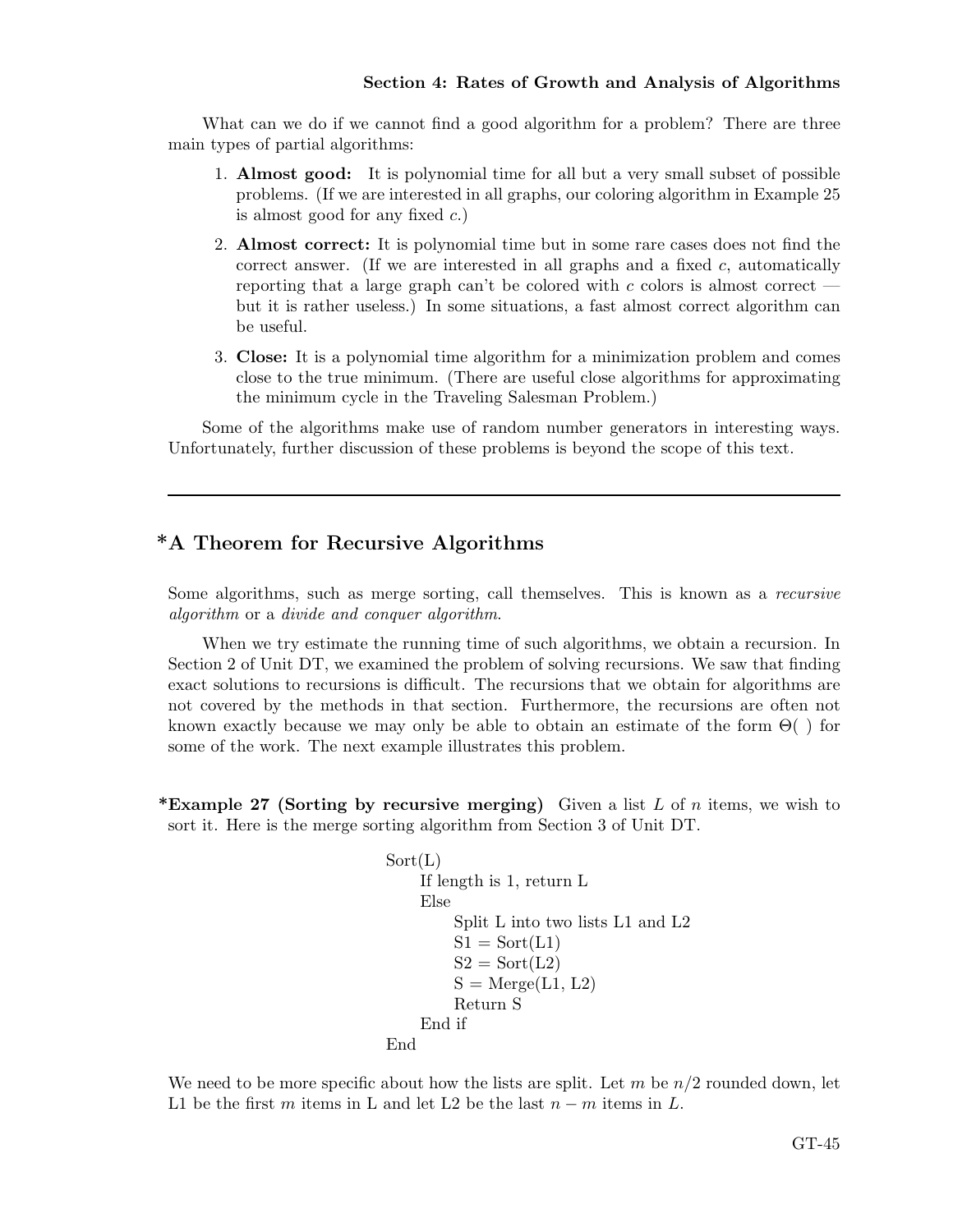What can we do if we cannot find a good algorithm for a problem? There are three main types of partial algorithms:

1. **Almost good:** It is polynomial time for all but a very small subset of possible problems. (If we are interested in all graphs, our coloring algorithm in Example 25 is almost good for any fixed $c$.)

2. **Almost correct:** It is polynomial time but in some rare cases does not find the correct answer. (If we are interested in all graphs and a fixed $c$, automatically reporting that a large graph can't be colored with $c$ colors is almost correct — but it is rather useless.) In some situations, a fast almost correct algorithm can be useful.

3. **Close:** It is a polynomial time algorithm for a minimization problem and comes close to the true minimum. (There are useful close algorithms for approximating the minimum cycle in the Traveling Salesman Problem.)

Some of the algorithms make use of random number generators in interesting ways. Unfortunately, further discussion of these problems is beyond the scope of this text.

---

## *A Theorem for Recursive Algorithms

Some algorithms, such as merge sorting, call themselves. This is known as a *recursive algorithm* or a *divide and conquer algorithm*.

When we try estimate the running time of such algorithms, we obtain a recursion. In Section 2 of Unit DT, we examined the problem of solving recursions. We saw that finding exact solutions to recursions is difficult. The recursions that we obtain for algorithms are not covered by the methods in that section. Furthermore, the recursions are often not known exactly because we may only be able to obtain an estimate of the form $\Theta(\ )$ for some of the work. The next example illustrates this problem.

**\*Example 27 (Sorting by recursive merging)** Given a list $L$ of $n$ items, we wish to sort it. Here is the merge sorting algorithm from Section 3 of Unit DT.

```
Sort(L)
    If length is 1, return L
    Else
        Split L into two lists L1 and L2
        S1 = Sort(L1)
        S2 = Sort(L2)
        S = Merge(L1, L2)
        Return S
    End if
End
```

We need to be more specific about how the lists are split. Let $m$ be $n/2$ rounded down, let L1 be the first $m$ items in L and let L2 be the last $n - m$ items in $L$.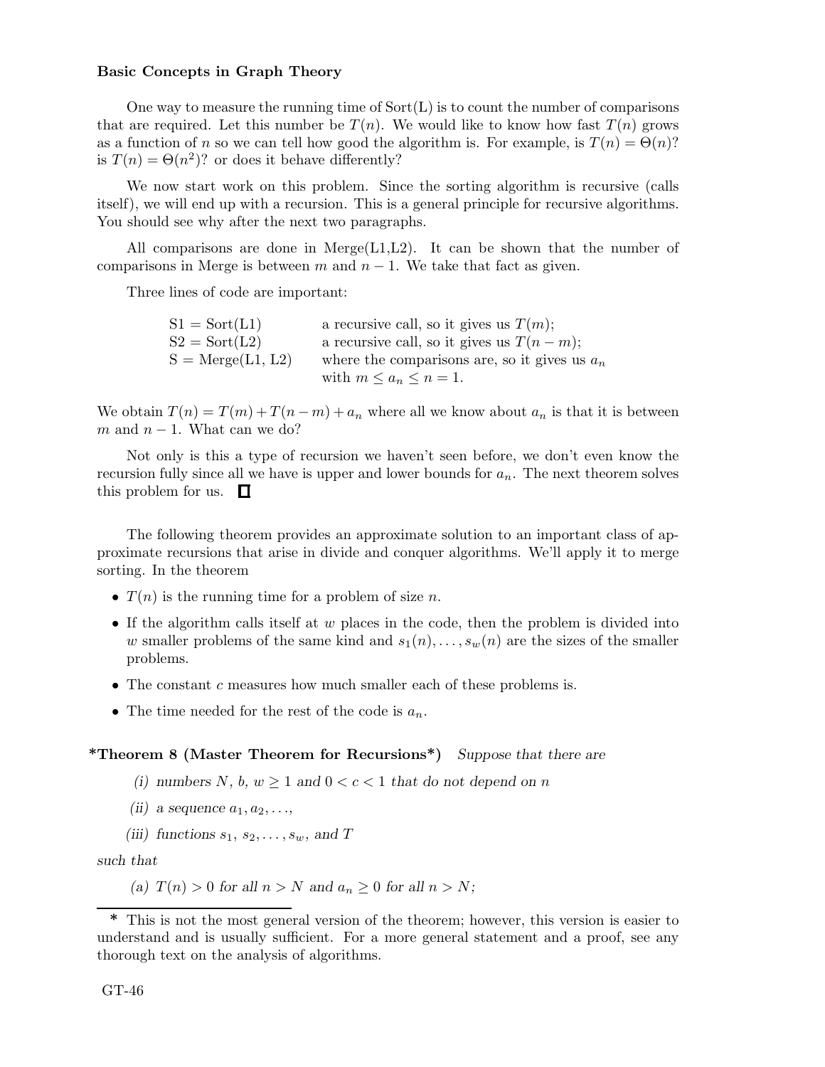One way to measure the running time of Sort(L) is to count the number of comparisons that are required. Let this number be $T(n)$. We would like to know how fast $T(n)$ grows as a function of $n$ so we can tell how good the algorithm is. For example, is $T(n) = \Theta(n)$? is $T(n) = \Theta(n^2)$? or does it behave differently?

We now start work on this problem. Since the sorting algorithm is recursive (calls itself), we will end up with a recursion. This is a general principle for recursive algorithms. You should see why after the next two paragraphs.

All comparisons are done in Merge(L1,L2). It can be shown that the number of comparisons in Merge is between $m$ and $n-1$. We take that fact as given.

Three lines of code are important:

| | |
|---|---|
| S1 = Sort(L1) | a recursive call, so it gives us $T(m)$; |
| S2 = Sort(L2) | a recursive call, so it gives us $T(n-m)$; |
| S = Merge(L1, L2) | where the comparisons are, so it gives us $a_n$ with $m \le a_n \le n = 1$. |

We obtain $T(n) = T(m) + T(n-m) + a_n$ where all we know about $a_n$ is that it is between $m$ and $n-1$. What can we do?

Not only is this a type of recursion we haven't seen before, we don't even know the recursion fully since all we have is upper and lower bounds for $a_n$. The next theorem solves this problem for us. $\square$

The following theorem provides an approximate solution to an important class of approximate recursions that arise in divide and conquer algorithms. We'll apply it to merge sorting. In the theorem

- $T(n)$ is the running time for a problem of size $n$.
- If the algorithm calls itself at $w$ places in the code, then the problem is divided into $w$ smaller problems of the same kind and $s_1(n), \ldots, s_w(n)$ are the sizes of the smaller problems.
- The constant $c$ measures how much smaller each of these problems is.
- The time needed for the rest of the code is $a_n$.

**\*Theorem 8 (Master Theorem for Recursions\*)** *Suppose that there are*

*(i) numbers $N$, $b$, $w \ge 1$ and $0 < c < 1$ that do not depend on $n$*

*(ii) a sequence $a_1, a_2, \ldots,$*

*(iii) functions $s_1, s_2, \ldots, s_w$, and $T$*

*such that*

*(a) $T(n) > 0$ for all $n > N$ and $a_n \ge 0$ for all $n > N$;*

---

\* This is not the most general version of the theorem; however, this version is easier to understand and is usually sufficient. For a more general statement and a proof, see any thorough text on the analysis of algorithms.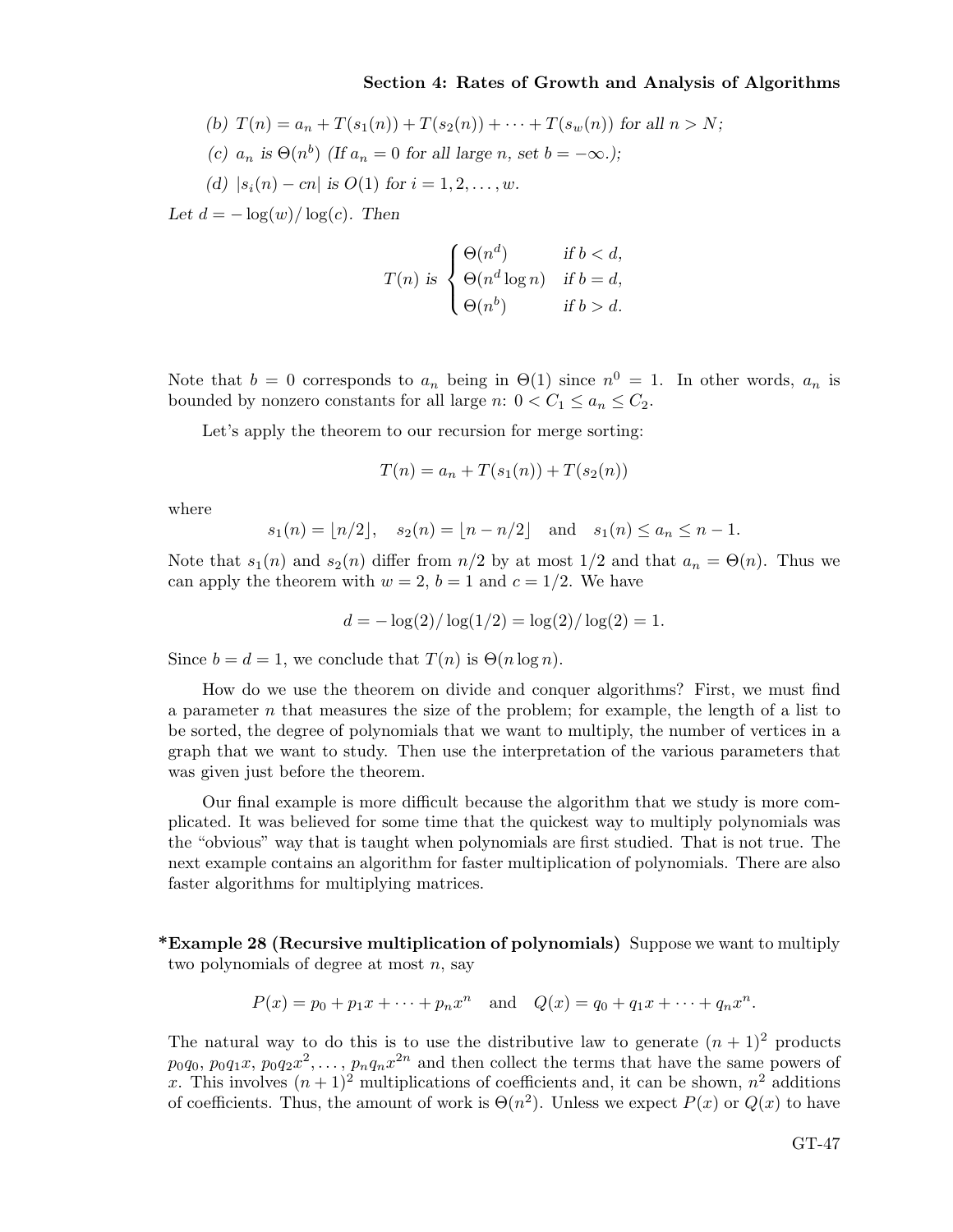*(b)* $T(n) = a_n + T(s_1(n)) + T(s_2(n)) + \cdots + T(s_w(n))$ *for all* $n > N$;

*(c)* $a_n$ *is* $\Theta(n^b)$ *(If* $a_n = 0$ *for all large* $n$*, set* $b = -\infty$*.);*

*(d)* $|s_i(n) - cn|$ *is* $O(1)$ *for* $i = 1, 2, \ldots, w$.

*Let* $d = -\log(w)/\log(c)$. *Then*

$$T(n) \text{ is } \begin{cases} \Theta(n^d) & \text{if } b < d, \\ \Theta(n^d \log n) & \text{if } b = d, \\ \Theta(n^b) & \text{if } b > d. \end{cases}$$

Note that $b = 0$ corresponds to $a_n$ being in $\Theta(1)$ since $n^0 = 1$. In other words, $a_n$ is bounded by nonzero constants for all large $n$: $0 < C_1 \le a_n \le C_2$.

Let's apply the theorem to our recursion for merge sorting:

$$T(n) = a_n + T(s_1(n)) + T(s_2(n))$$

where

$$s_1(n) = \lfloor n/2 \rfloor, \quad s_2(n) = \lfloor n - n/2 \rfloor \quad \text{and} \quad s_1(n) \le a_n \le n - 1.$$

Note that $s_1(n)$ and $s_2(n)$ differ from $n/2$ by at most $1/2$ and that $a_n = \Theta(n)$. Thus we can apply the theorem with $w = 2$, $b = 1$ and $c = 1/2$. We have

$$d = -\log(2)/\log(1/2) = \log(2)/\log(2) = 1.$$

Since $b = d = 1$, we conclude that $T(n)$ is $\Theta(n \log n)$.

How do we use the theorem on divide and conquer algorithms? First, we must find a parameter $n$ that measures the size of the problem; for example, the length of a list to be sorted, the degree of polynomials that we want to multiply, the number of vertices in a graph that we want to study. Then use the interpretation of the various parameters that was given just before the theorem.

Our final example is more difficult because the algorithm that we study is more complicated. It was believed for some time that the quickest way to multiply polynomials was the "obvious" way that is taught when polynomials are first studied. That is not true. The next example contains an algorithm for faster multiplication of polynomials. There are also faster algorithms for multiplying matrices.

**\*Example 28 (Recursive multiplication of polynomials)** Suppose we want to multiply two polynomials of degree at most $n$, say

$$P(x) = p_0 + p_1 x + \cdots + p_n x^n \quad \text{and} \quad Q(x) = q_0 + q_1 x + \cdots + q_n x^n.$$

The natural way to do this is to use the distributive law to generate $(n+1)^2$ products $p_0 q_0$, $p_0 q_1 x$, $p_0 q_2 x^2, \ldots, p_n q_n x^{2n}$ and then collect the terms that have the same powers of $x$. This involves $(n+1)^2$ multiplications of coefficients and, it can be shown, $n^2$ additions of coefficients. Thus, the amount of work is $\Theta(n^2)$. Unless we expect $P(x)$ or $Q(x)$ to have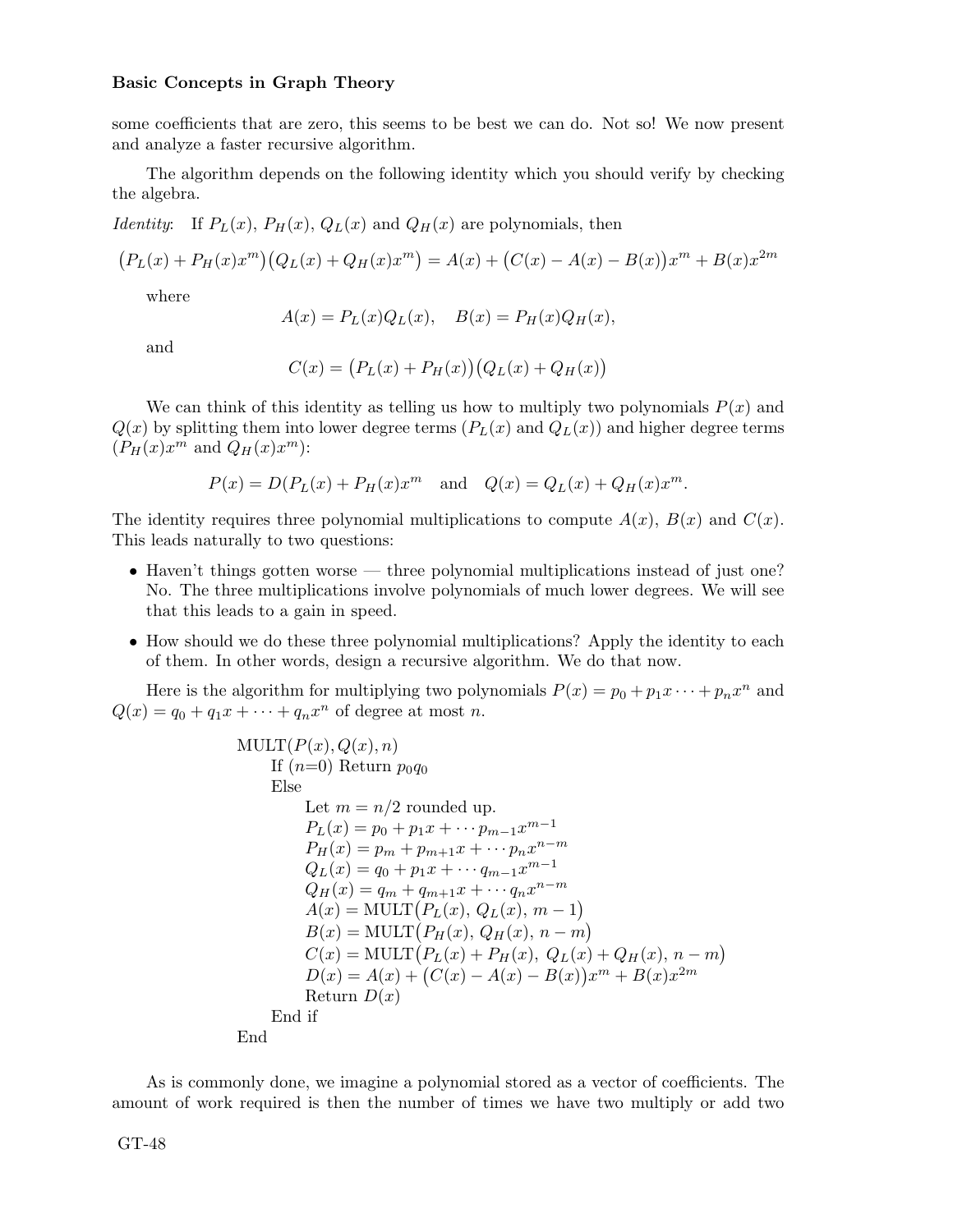some coefficients that are zero, this seems to be best we can do. Not so! We now present and analyze a faster recursive algorithm.

The algorithm depends on the following identity which you should verify by checking the algebra.

*Identity*: If $P_L(x)$, $P_H(x)$, $Q_L(x)$ and $Q_H(x)$ are polynomials, then

$$\big(P_L(x) + P_H(x)x^m\big)\big(Q_L(x) + Q_H(x)x^m\big) = A(x) + \big(C(x) - A(x) - B(x)\big)x^m + B(x)x^{2m}$$

where

$$A(x) = P_L(x)Q_L(x), \quad B(x) = P_H(x)Q_H(x),$$

and

$$C(x) = \big(P_L(x) + P_H(x)\big)\big(Q_L(x) + Q_H(x)\big)$$

We can think of this identity as telling us how to multiply two polynomials $P(x)$ and $Q(x)$ by splitting them into lower degree terms ($P_L(x)$ and $Q_L(x)$) and higher degree terms ($P_H(x)x^m$ and $Q_H(x)x^m$):

$$P(x) = D(P_L(x) + P_H(x)x^m \quad \text{and} \quad Q(x) = Q_L(x) + Q_H(x)x^m.$$

The identity requires three polynomial multiplications to compute $A(x)$, $B(x)$ and $C(x)$. This leads naturally to two questions:

- Haven't things gotten worse — three polynomial multiplications instead of just one? No. The three multiplications involve polynomials of much lower degrees. We will see that this leads to a gain in speed.
- How should we do these three polynomial multiplications? Apply the identity to each of them. In other words, design a recursive algorithm. We do that now.

Here is the algorithm for multiplying two polynomials $P(x) = p_0 + p_1x \cdots + p_nx^n$ and $Q(x) = q_0 + q_1x + \cdots + q_nx^n$ of degree at most $n$.

```
MULT(P(x), Q(x), n)
    If (n=0) Return p_0 q_0
    Else
        Let m = n/2 rounded up.
        P_L(x) = p_0 + p_1 x + ··· p_{m-1} x^{m-1}
        P_H(x) = p_m + p_{m+1} x + ··· p_n x^{n-m}
        Q_L(x) = q_0 + p_1 x + ··· q_{m-1} x^{m-1}
        Q_H(x) = q_m + q_{m+1} x + ··· q_n x^{n-m}
        A(x) = MULT(P_L(x), Q_L(x), m-1)
        B(x) = MULT(P_H(x), Q_H(x), n-m)
        C(x) = MULT(P_L(x) + P_H(x), Q_L(x) + Q_H(x), n-m)
        D(x) = A(x) + (C(x) - A(x) - B(x)) x^m + B(x) x^{2m}
        Return D(x)
    End if
End
```

As is commonly done, we imagine a polynomial stored as a vector of coefficients. The amount of work required is then the number of times we have two multiply or add two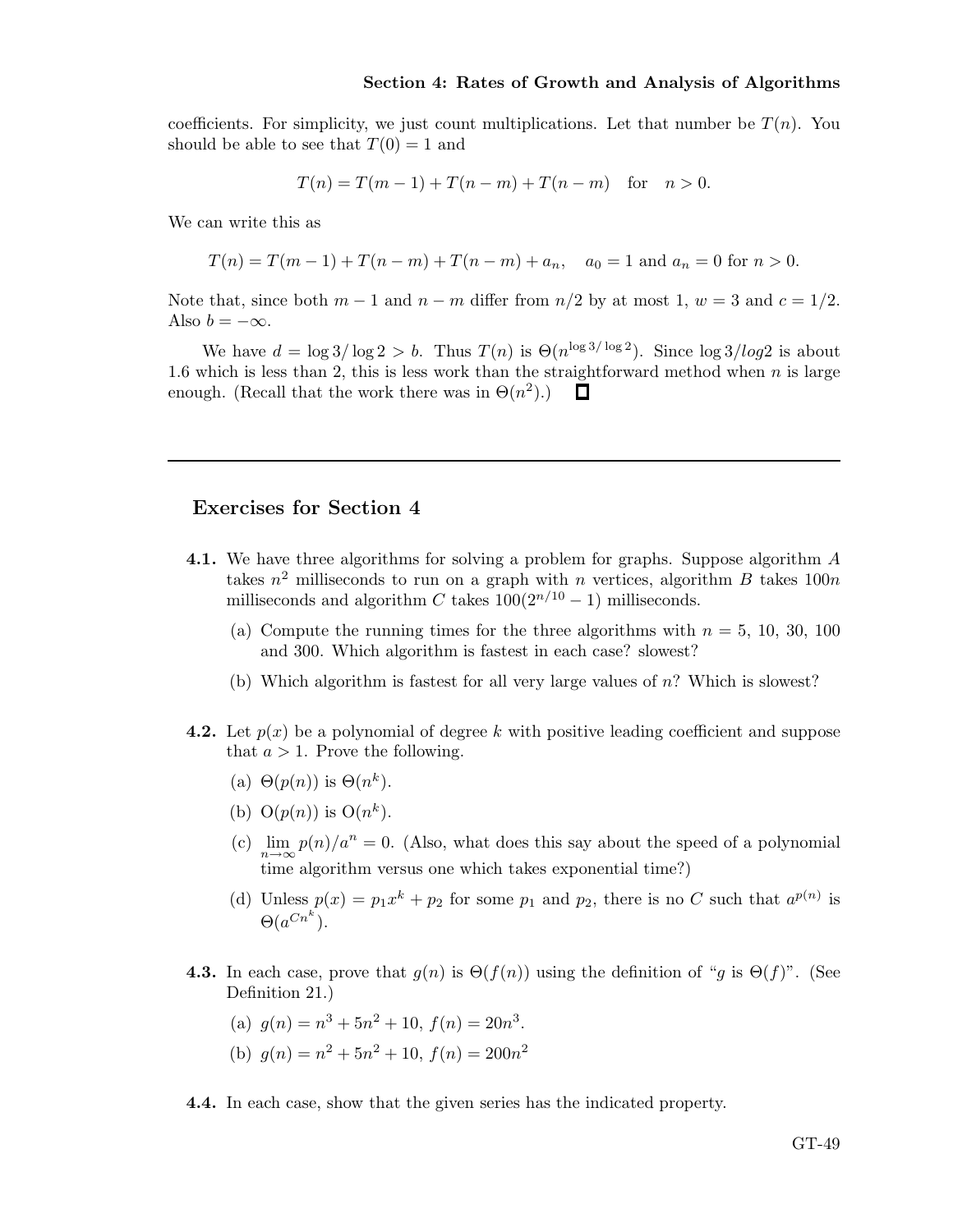coefficients. For simplicity, we just count multiplications. Let that number be $T(n)$. You should be able to see that $T(0) = 1$ and

$$T(n) = T(m-1) + T(n-m) + T(n-m) \quad \text{for} \quad n > 0.$$

We can write this as

$$T(n) = T(m-1) + T(n-m) + T(n-m) + a_n, \quad a_0 = 1 \text{ and } a_n = 0 \text{ for } n > 0.$$

Note that, since both $m-1$ and $n-m$ differ from $n/2$ by at most 1, $w = 3$ and $c = 1/2$. Also $b = -\infty$.

We have $d = \log 3/\log 2 > b$. Thus $T(n)$ is $\Theta(n^{\log 3/\log 2})$. Since $\log 3/log2$ is about 1.6 which is less than 2, this is less work than the straightforward method when $n$ is large enough. (Recall that the work there was in $\Theta(n^2)$.) □

---

## Exercises for Section 4

**4.1.** We have three algorithms for solving a problem for graphs. Suppose algorithm $A$ takes $n^2$ milliseconds to run on a graph with $n$ vertices, algorithm $B$ takes $100n$ milliseconds and algorithm $C$ takes $100(2^{n/10} - 1)$ milliseconds.

(a) Compute the running times for the three algorithms with $n$ = 5, 10, 30, 100 and 300. Which algorithm is fastest in each case? slowest?

(b) Which algorithm is fastest for all very large values of $n$? Which is slowest?

**4.2.** Let $p(x)$ be a polynomial of degree $k$ with positive leading coefficient and suppose that $a > 1$. Prove the following.

(a) $\Theta(p(n))$ is $\Theta(n^k)$.

(b) $\mathrm{O}(p(n))$ is $\mathrm{O}(n^k)$.

(c) $\lim_{n\to\infty} p(n)/a^n = 0$. (Also, what does this say about the speed of a polynomial time algorithm versus one which takes exponential time?)

(d) Unless $p(x) = p_1 x^k + p_2$ for some $p_1$ and $p_2$, there is no $C$ such that $a^{p(n)}$ is $\Theta(a^{Cn^k})$.

**4.3.** In each case, prove that $g(n)$ is $\Theta(f(n))$ using the definition of "$g$ is $\Theta(f)$". (See Definition 21.)

(a) $g(n) = n^3 + 5n^2 + 10$, $f(n) = 20n^3$.

(b) $g(n) = n^2 + 5n^2 + 10$, $f(n) = 200n^2$

**4.4.** In each case, show that the given series has the indicated property.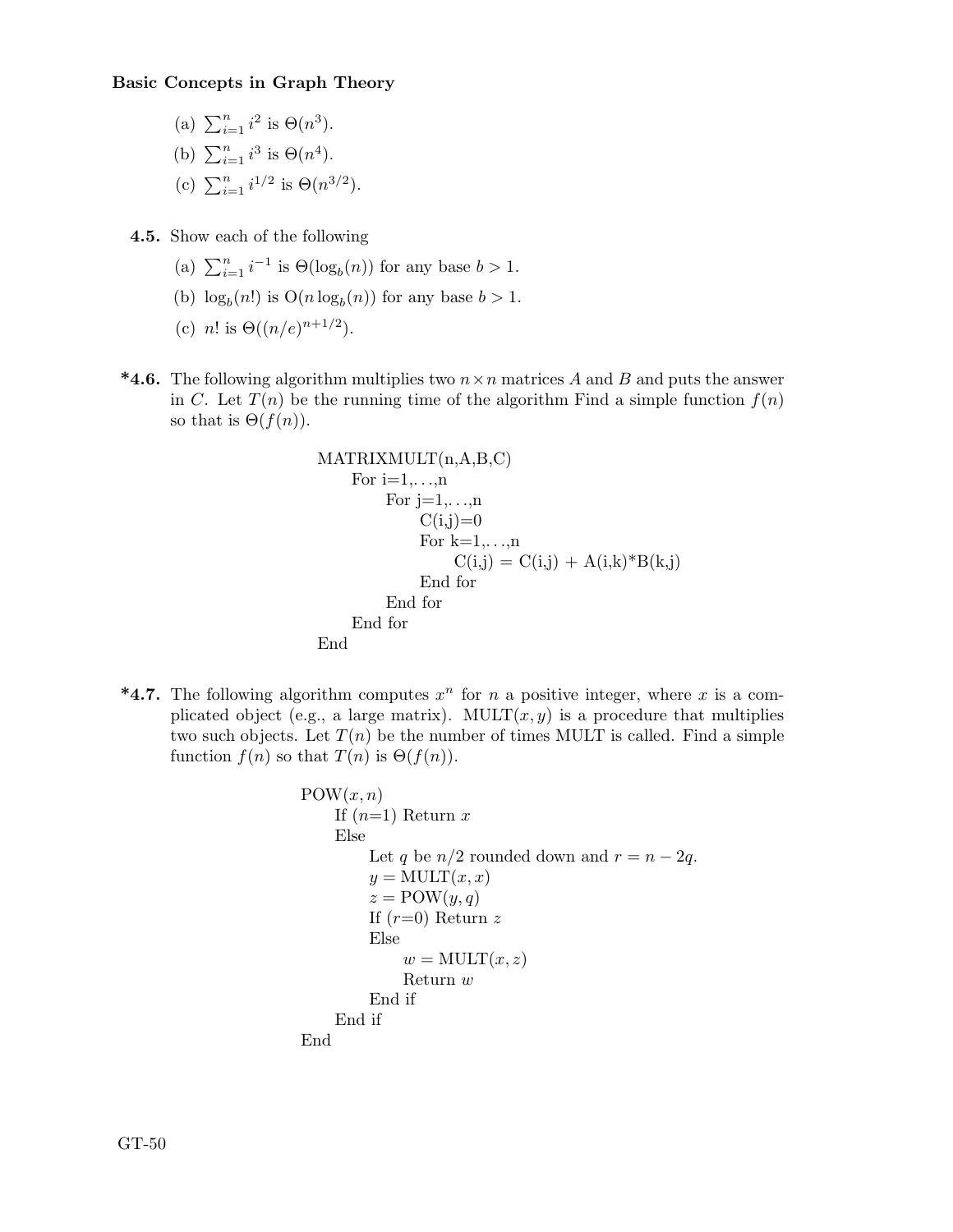(a) $\sum_{i=1}^{n} i^2$ is $\Theta(n^3)$.

(b) $\sum_{i=1}^{n} i^3$ is $\Theta(n^4)$.

(c) $\sum_{i=1}^{n} i^{1/2}$ is $\Theta(n^{3/2})$.

**4.5.** Show each of the following

(a) $\sum_{i=1}^{n} i^{-1}$ is $\Theta(\log_b(n))$ for any base $b > 1$.

(b) $\log_b(n!)$ is $\mathrm{O}(n \log_b(n))$ for any base $b > 1$.

(c) $n!$ is $\Theta((n/e)^{n+1/2})$.

**\*4.6.** The following algorithm multiplies two $n \times n$ matrices $A$ and $B$ and puts the answer in $C$. Let $T(n)$ be the running time of the algorithm Find a simple function $f(n)$ so that is $\Theta(f(n))$.

```
MATRIXMULT(n,A,B,C)
    For i=1,...,n
        For j=1,...,n
            C(i,j)=0
            For k=1,...,n
                C(i,j) = C(i,j) + A(i,k)*B(k,j)
            End for
        End for
    End for
End
```

**\*4.7.** The following algorithm computes $x^n$ for $n$ a positive integer, where $x$ is a complicated object (e.g., a large matrix). MULT$(x, y)$ is a procedure that multiplies two such objects. Let $T(n)$ be the number of times MULT is called. Find a simple function $f(n)$ so that $T(n)$ is $\Theta(f(n))$.

```
POW(x, n)
    If (n=1) Return x
    Else
        Let q be n/2 rounded down and r = n − 2q.
        y = MULT(x, x)
        z = POW(y, q)
        If (r=0) Return z
        Else
            w = MULT(x, z)
            Return w
        End if
    End if
End
```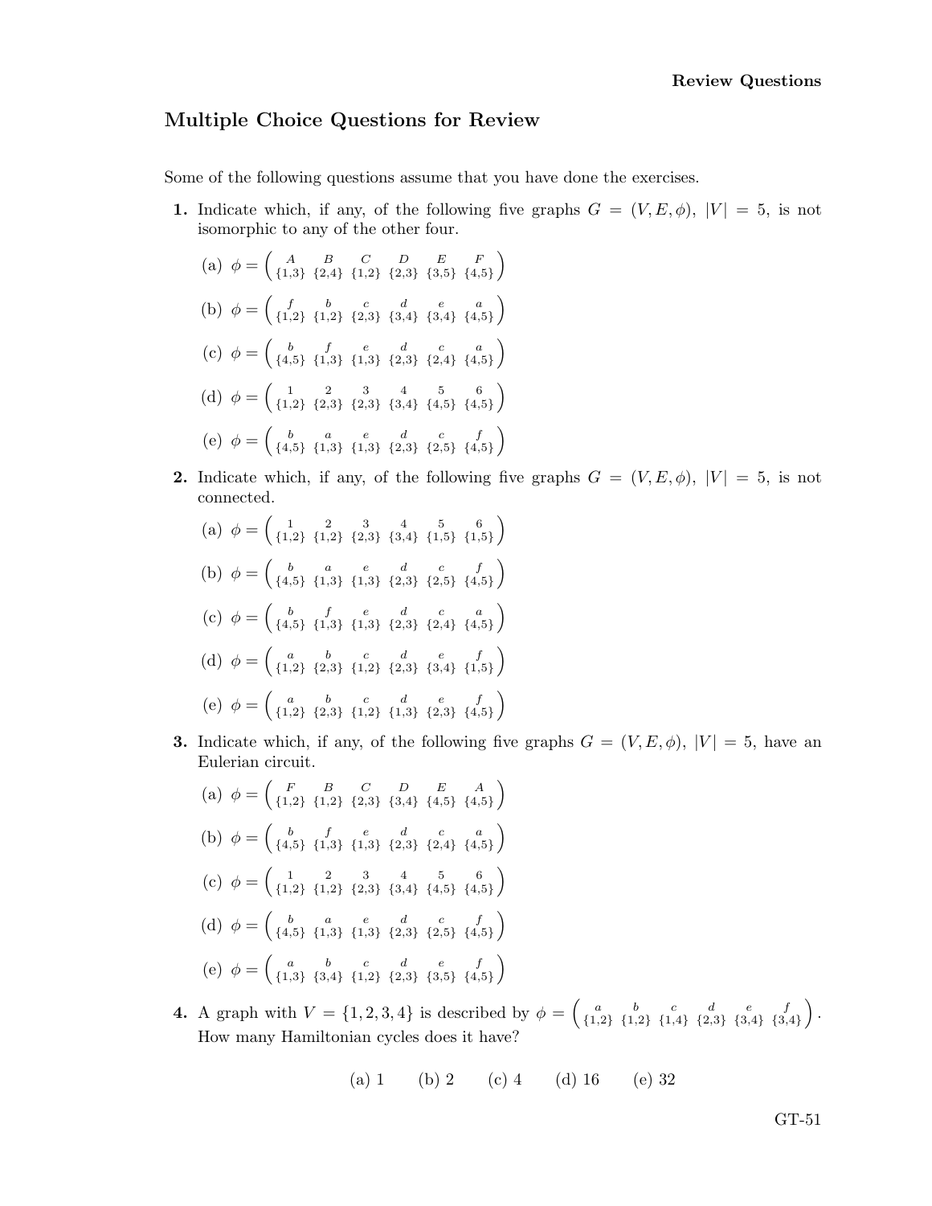## Multiple Choice Questions for Review

Some of the following questions assume that you have done the exercises.

**1.** Indicate which, if any, of the following five graphs $G = (V, E, \phi)$, $|V| = 5$, is not isomorphic to any of the other four.

(a) $\phi = \begin{pmatrix} A & B & C & D & E & F \\ \{1,3\} & \{2,4\} & \{1,2\} & \{2,3\} & \{3,5\} & \{4,5\} \end{pmatrix}$

(b) $\phi = \begin{pmatrix} f & b & c & d & e & a \\ \{1,2\} & \{1,2\} & \{2,3\} & \{3,4\} & \{3,4\} & \{4,5\} \end{pmatrix}$

(c) $\phi = \begin{pmatrix} b & f & e & d & c & a \\ \{4,5\} & \{1,3\} & \{1,3\} & \{2,3\} & \{2,4\} & \{4,5\} \end{pmatrix}$

(d) $\phi = \begin{pmatrix} 1 & 2 & 3 & 4 & 5 & 6 \\ \{1,2\} & \{2,3\} & \{2,3\} & \{3,4\} & \{4,5\} & \{4,5\} \end{pmatrix}$

(e) $\phi = \begin{pmatrix} b & a & e & d & c & f \\ \{4,5\} & \{1,3\} & \{1,3\} & \{2,3\} & \{2,5\} & \{4,5\} \end{pmatrix}$

**2.** Indicate which, if any, of the following five graphs $G = (V, E, \phi)$, $|V| = 5$, is not connected.

(a) $\phi = \begin{pmatrix} 1 & 2 & 3 & 4 & 5 & 6 \\ \{1,2\} & \{1,2\} & \{2,3\} & \{3,4\} & \{1,5\} & \{1,5\} \end{pmatrix}$

(b) $\phi = \begin{pmatrix} b & a & e & d & c & f \\ \{4,5\} & \{1,3\} & \{1,3\} & \{2,3\} & \{2,5\} & \{4,5\} \end{pmatrix}$

(c) $\phi = \begin{pmatrix} b & f & e & d & c & a \\ \{4,5\} & \{1,3\} & \{1,3\} & \{2,3\} & \{2,4\} & \{4,5\} \end{pmatrix}$

(d) $\phi = \begin{pmatrix} a & b & c & d & e & f \\ \{1,2\} & \{2,3\} & \{1,2\} & \{2,3\} & \{3,4\} & \{1,5\} \end{pmatrix}$

(e) $\phi = \begin{pmatrix} a & b & c & d & e & f \\ \{1,2\} & \{2,3\} & \{1,2\} & \{1,3\} & \{2,3\} & \{4,5\} \end{pmatrix}$

**3.** Indicate which, if any, of the following five graphs $G = (V, E, \phi)$, $|V| = 5$, have an Eulerian circuit.

(a) $\phi = \begin{pmatrix} F & B & C & D & E & A \\ \{1,2\} & \{1,2\} & \{2,3\} & \{3,4\} & \{4,5\} & \{4,5\} \end{pmatrix}$

(b) $\phi = \begin{pmatrix} b & f & e & d & c & a \\ \{4,5\} & \{1,3\} & \{1,3\} & \{2,3\} & \{2,4\} & \{4,5\} \end{pmatrix}$

(c) $\phi = \begin{pmatrix} 1 & 2 & 3 & 4 & 5 & 6 \\ \{1,2\} & \{1,2\} & \{2,3\} & \{3,4\} & \{4,5\} & \{4,5\} \end{pmatrix}$

(d) $\phi = \begin{pmatrix} b & a & e & d & c & f \\ \{4,5\} & \{1,3\} & \{1,3\} & \{2,3\} & \{2,5\} & \{4,5\} \end{pmatrix}$

(e) $\phi = \begin{pmatrix} a & b & c & d & e & f \\ \{1,3\} & \{3,4\} & \{1,2\} & \{2,3\} & \{3,5\} & \{4,5\} \end{pmatrix}$

**4.** A graph with $V = \{1, 2, 3, 4\}$ is described by $\phi = \begin{pmatrix} a & b & c & d & e & f \\ \{1,2\} & \{1,2\} & \{1,4\} & \{2,3\} & \{3,4\} & \{3,4\} \end{pmatrix}$. How many Hamiltonian cycles does it have?

(a) 1  (b) 2  (c) 4  (d) 16  (e) 32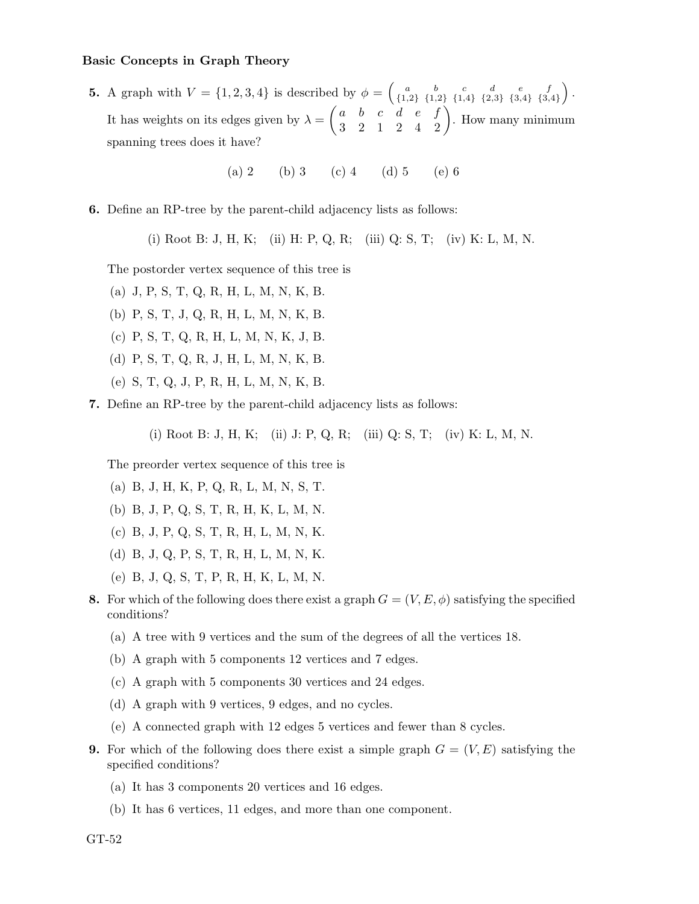**Basic Concepts in Graph Theory**

**5.** A graph with $V = \{1, 2, 3, 4\}$ is described by $\phi = \begin{pmatrix} a & b & c & d & e & f \\ \{1,2\} & \{1,2\} & \{1,4\} & \{2,3\} & \{3,4\} & \{3,4\} \end{pmatrix}$. It has weights on its edges given by $\lambda = \begin{pmatrix} a & b & c & d & e & f \\ 3 & 2 & 1 & 2 & 4 & 2 \end{pmatrix}$. How many minimum spanning trees does it have?

(a) 2 (b) 3 (c) 4 (d) 5 (e) 6

**6.** Define an RP-tree by the parent-child adjacency lists as follows:

(i) Root B: J, H, K; (ii) H: P, Q, R; (iii) Q: S, T; (iv) K: L, M, N.

The postorder vertex sequence of this tree is

(a) J, P, S, T, Q, R, H, L, M, N, K, B.

(b) P, S, T, J, Q, R, H, L, M, N, K, B.

(c) P, S, T, Q, R, H, L, M, N, K, J, B.

(d) P, S, T, Q, R, J, H, L, M, N, K, B.

(e) S, T, Q, J, P, R, H, L, M, N, K, B.

**7.** Define an RP-tree by the parent-child adjacency lists as follows:

(i) Root B: J, H, K; (ii) J: P, Q, R; (iii) Q: S, T; (iv) K: L, M, N.

The preorder vertex sequence of this tree is

(a) B, J, H, K, P, Q, R, L, M, N, S, T.

(b) B, J, P, Q, S, T, R, H, K, L, M, N.

(c) B, J, P, Q, S, T, R, H, L, M, N, K.

(d) B, J, Q, P, S, T, R, H, L, M, N, K.

(e) B, J, Q, S, T, P, R, H, K, L, M, N.

**8.** For which of the following does there exist a graph $G = (V, E, \phi)$ satisfying the specified conditions?

(a) A tree with 9 vertices and the sum of the degrees of all the vertices 18.

(b) A graph with 5 components 12 vertices and 7 edges.

(c) A graph with 5 components 30 vertices and 24 edges.

(d) A graph with 9 vertices, 9 edges, and no cycles.

(e) A connected graph with 12 edges 5 vertices and fewer than 8 cycles.

**9.** For which of the following does there exist a simple graph $G = (V, E)$ satisfying the specified conditions?

(a) It has 3 components 20 vertices and 16 edges.

(b) It has 6 vertices, 11 edges, and more than one component.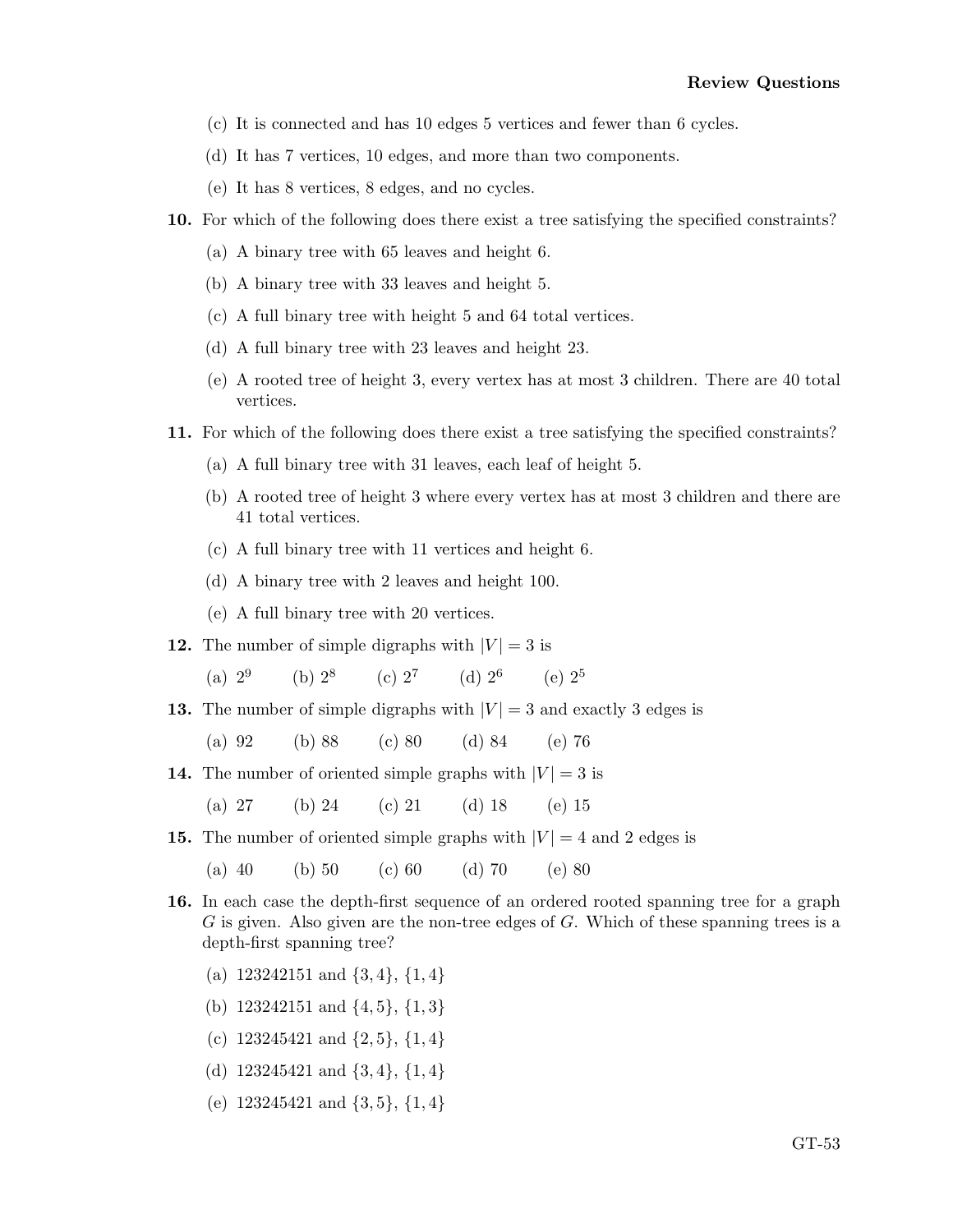(c) It is connected and has 10 edges 5 vertices and fewer than 6 cycles.

(d) It has 7 vertices, 10 edges, and more than two components.

(e) It has 8 vertices, 8 edges, and no cycles.

**10.** For which of the following does there exist a tree satisfying the specified constraints?

(a) A binary tree with 65 leaves and height 6.

(b) A binary tree with 33 leaves and height 5.

(c) A full binary tree with height 5 and 64 total vertices.

(d) A full binary tree with 23 leaves and height 23.

(e) A rooted tree of height 3, every vertex has at most 3 children. There are 40 total vertices.

**11.** For which of the following does there exist a tree satisfying the specified constraints?

(a) A full binary tree with 31 leaves, each leaf of height 5.

(b) A rooted tree of height 3 where every vertex has at most 3 children and there are 41 total vertices.

(c) A full binary tree with 11 vertices and height 6.

(d) A binary tree with 2 leaves and height 100.

(e) A full binary tree with 20 vertices.

**12.** The number of simple digraphs with $|V| = 3$ is

(a) $2^9$ (b) $2^8$ (c) $2^7$ (d) $2^6$ (e) $2^5$

**13.** The number of simple digraphs with $|V| = 3$ and exactly 3 edges is

(a) 92 (b) 88 (c) 80 (d) 84 (e) 76

**14.** The number of oriented simple graphs with $|V| = 3$ is

(a) 27 (b) 24 (c) 21 (d) 18 (e) 15

**15.** The number of oriented simple graphs with $|V| = 4$ and 2 edges is

(a) 40 (b) 50 (c) 60 (d) 70 (e) 80

**16.** In each case the depth-first sequence of an ordered rooted spanning tree for a graph $G$ is given. Also given are the non-tree edges of $G$. Which of these spanning trees is a depth-first spanning tree?

(a) 123242151 and $\{3, 4\}$, $\{1, 4\}$

(b) 123242151 and $\{4, 5\}$, $\{1, 3\}$

(c) 123245421 and $\{2, 5\}$, $\{1, 4\}$

(d) 123245421 and $\{3, 4\}$, $\{1, 4\}$

(e) 123245421 and $\{3, 5\}$, $\{1, 4\}$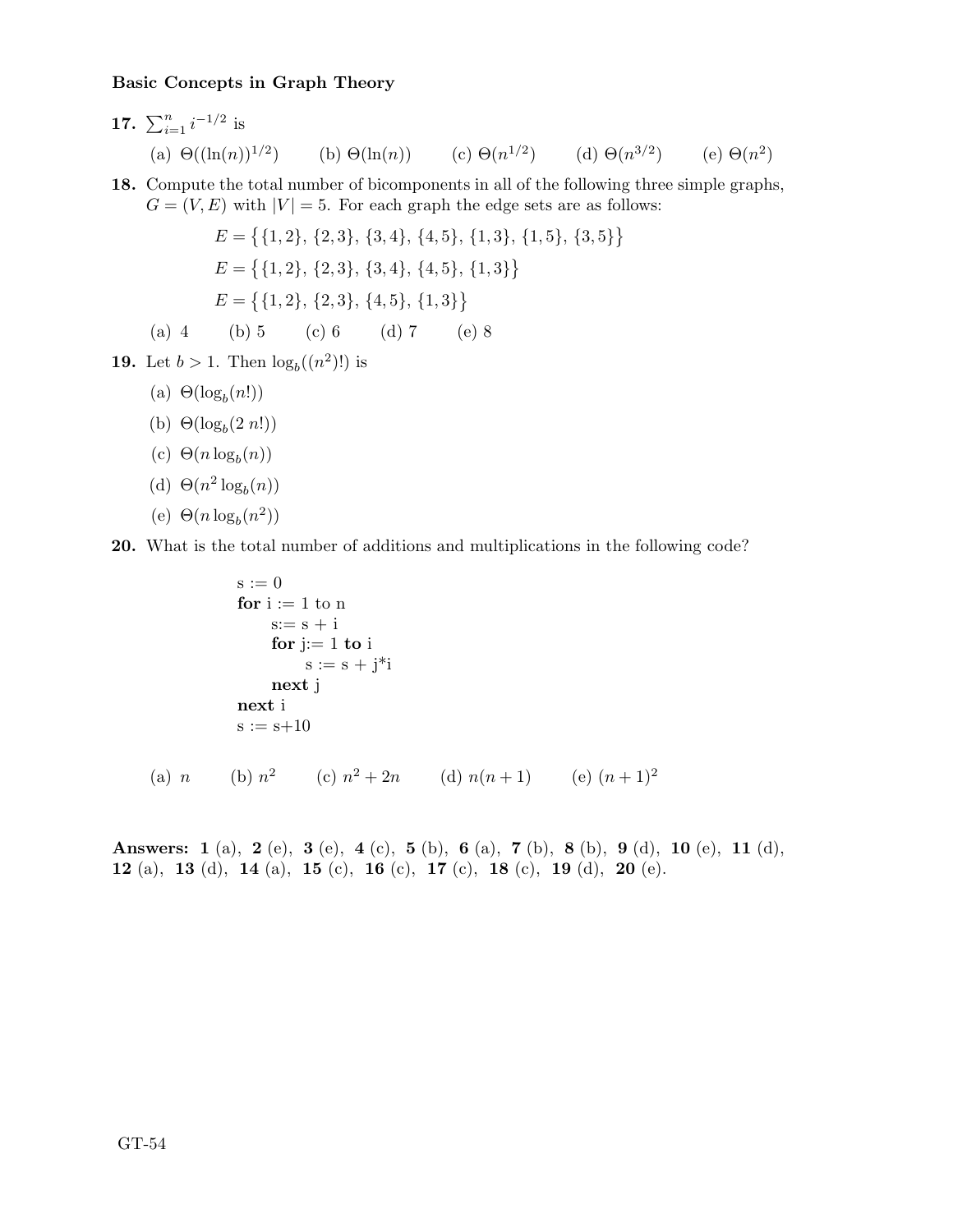**Basic Concepts in Graph Theory**

**17.** $\sum_{i=1}^{n} i^{-1/2}$ is

(a) $\Theta((\ln(n))^{1/2})$ (b) $\Theta(\ln(n))$ (c) $\Theta(n^{1/2})$ (d) $\Theta(n^{3/2})$ (e) $\Theta(n^2)$

**18.** Compute the total number of bicomponents in all of the following three simple graphs, $G = (V, E)$ with $|V| = 5$. For each graph the edge sets are as follows:

$$E = \big\{\{1,2\},\ \{2,3\},\ \{3,4\},\ \{4,5\},\ \{1,3\},\ \{1,5\},\ \{3,5\}\big\}$$

$$E = \big\{\{1,2\},\ \{2,3\},\ \{3,4\},\ \{4,5\},\ \{1,3\}\big\}$$

$$E = \big\{\{1,2\},\ \{2,3\},\ \{4,5\},\ \{1,3\}\big\}$$

(a) 4 (b) 5 (c) 6 (d) 7 (e) 8

**19.** Let $b > 1$. Then $\log_b((n^2)!)$ is

(a) $\Theta(\log_b(n!))$

(b) $\Theta(\log_b(2\, n!))$

(c) $\Theta(n \log_b(n))$

(d) $\Theta(n^2 \log_b(n))$

(e) $\Theta(n \log_b(n^2))$

**20.** What is the total number of additions and multiplications in the following code?

```
s := 0
for i := 1 to n
    s:= s + i
    for j:= 1 to i
        s := s + j*i
    next j
next i
s := s+10
```

(a) $n$ (b) $n^2$ (c) $n^2 + 2n$ (d) $n(n+1)$ (e) $(n+1)^2$

**Answers:** **1** (a), **2** (e), **3** (e), **4** (c), **5** (b), **6** (a), **7** (b), **8** (b), **9** (d), **10** (e), **11** (d), **12** (a), **13** (d), **14** (a), **15** (c), **16** (c), **17** (c), **18** (c), **19** (d), **20** (e).